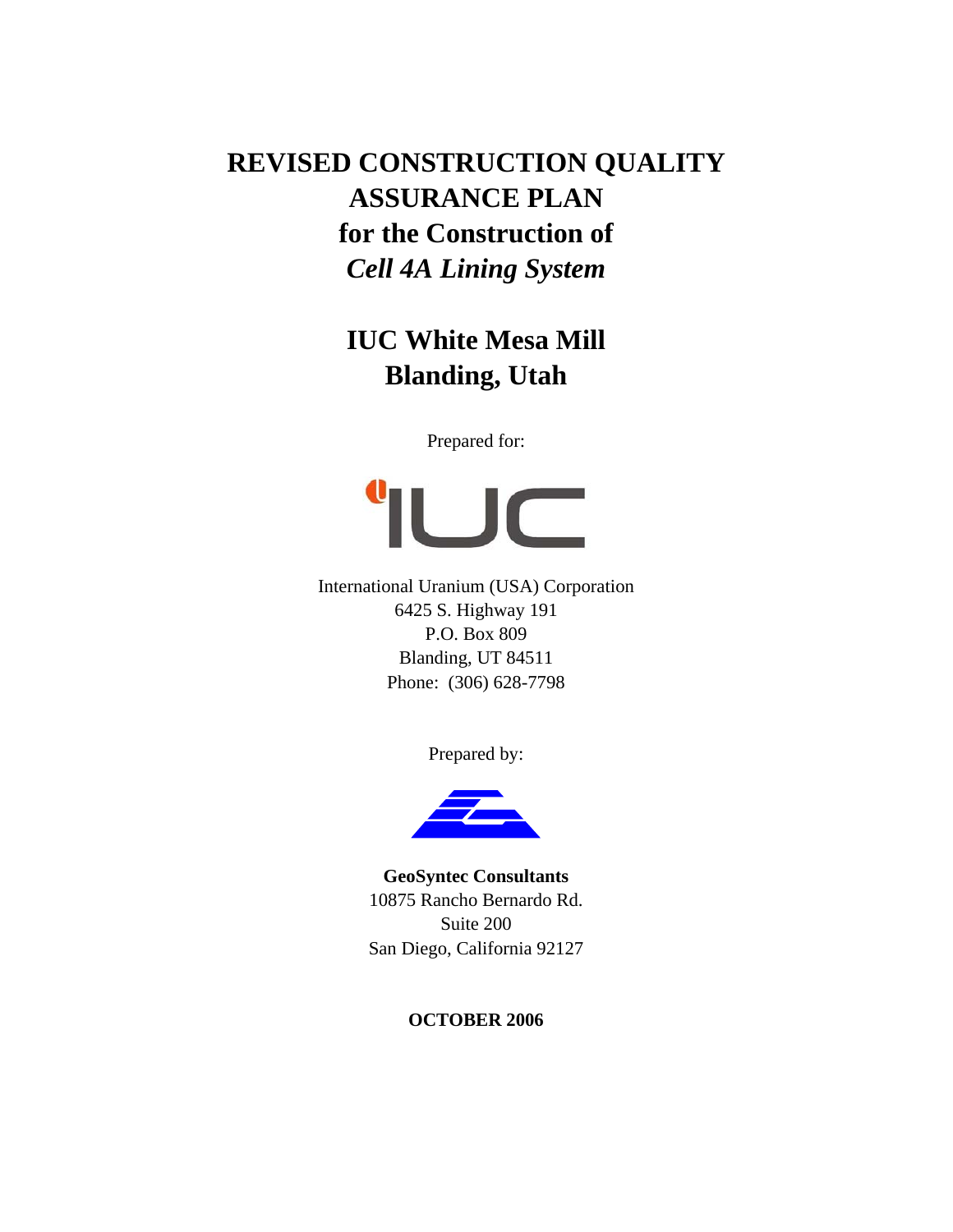# REVISED CONSTRUCTION QUALITY ASSURANCE PLAN for the Construction of *Cell 4A Lining System*

## IUC White Mesa Mill Blanding, Utah

Prepared for:

International Uranium (USA) Corporation
6425 S. Highway 191
P.O. Box 809
Blanding, UT 84511
Phone: (306) 628-7798

Prepared by:

**GeoSyntec Consultants**
10875 Rancho Bernardo Rd.
Suite 200
San Diego, California 92127

**OCTOBER 2006**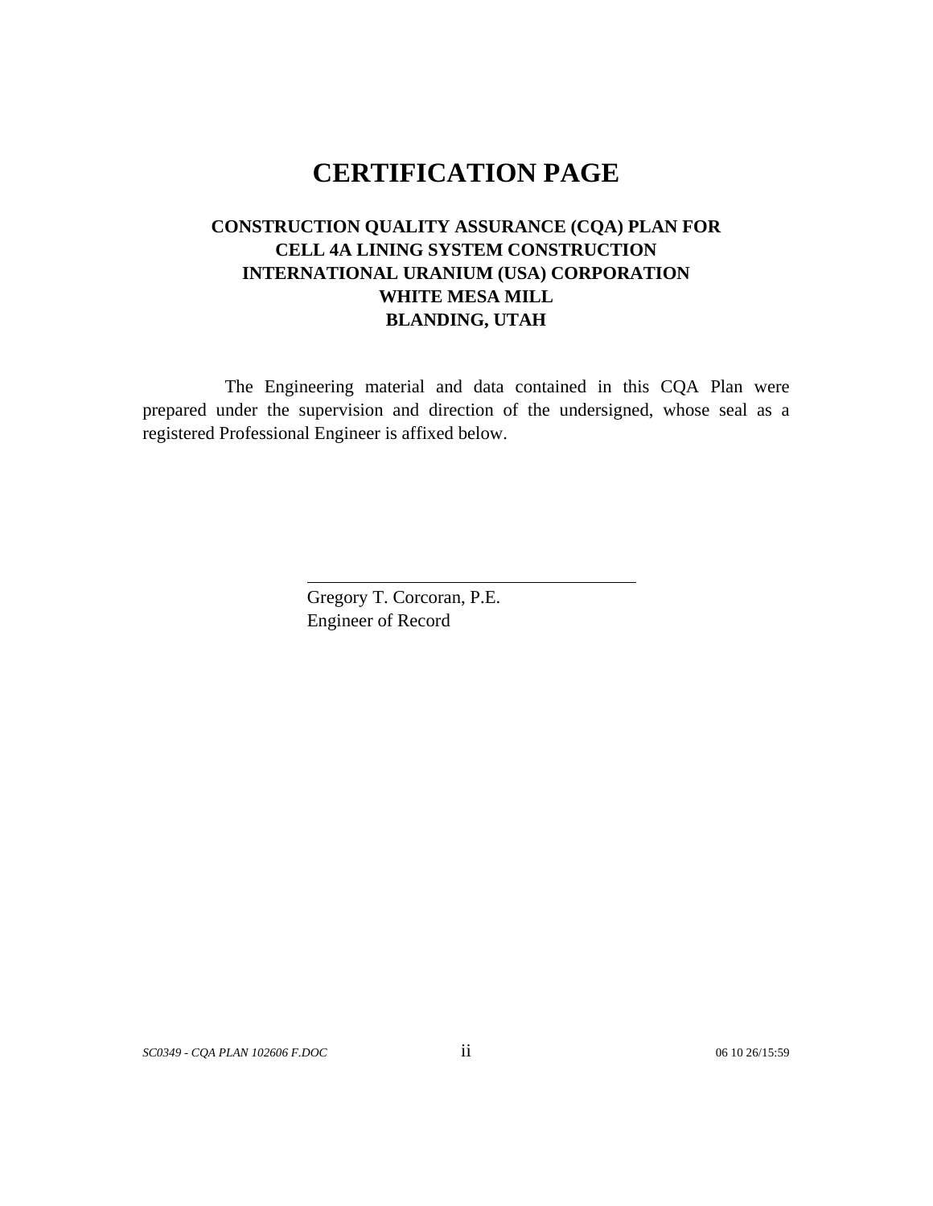# CERTIFICATION PAGE

**CONSTRUCTION QUALITY ASSURANCE (CQA) PLAN FOR**
**CELL 4A LINING SYSTEM CONSTRUCTION**
**INTERNATIONAL URANIUM (USA) CORPORATION**
**WHITE MESA MILL**
**BLANDING, UTAH**

The Engineering material and data contained in this CQA Plan were prepared under the supervision and direction of the undersigned, whose seal as a registered Professional Engineer is affixed below.

Gregory T. Corcoran, P.E.
Engineer of Record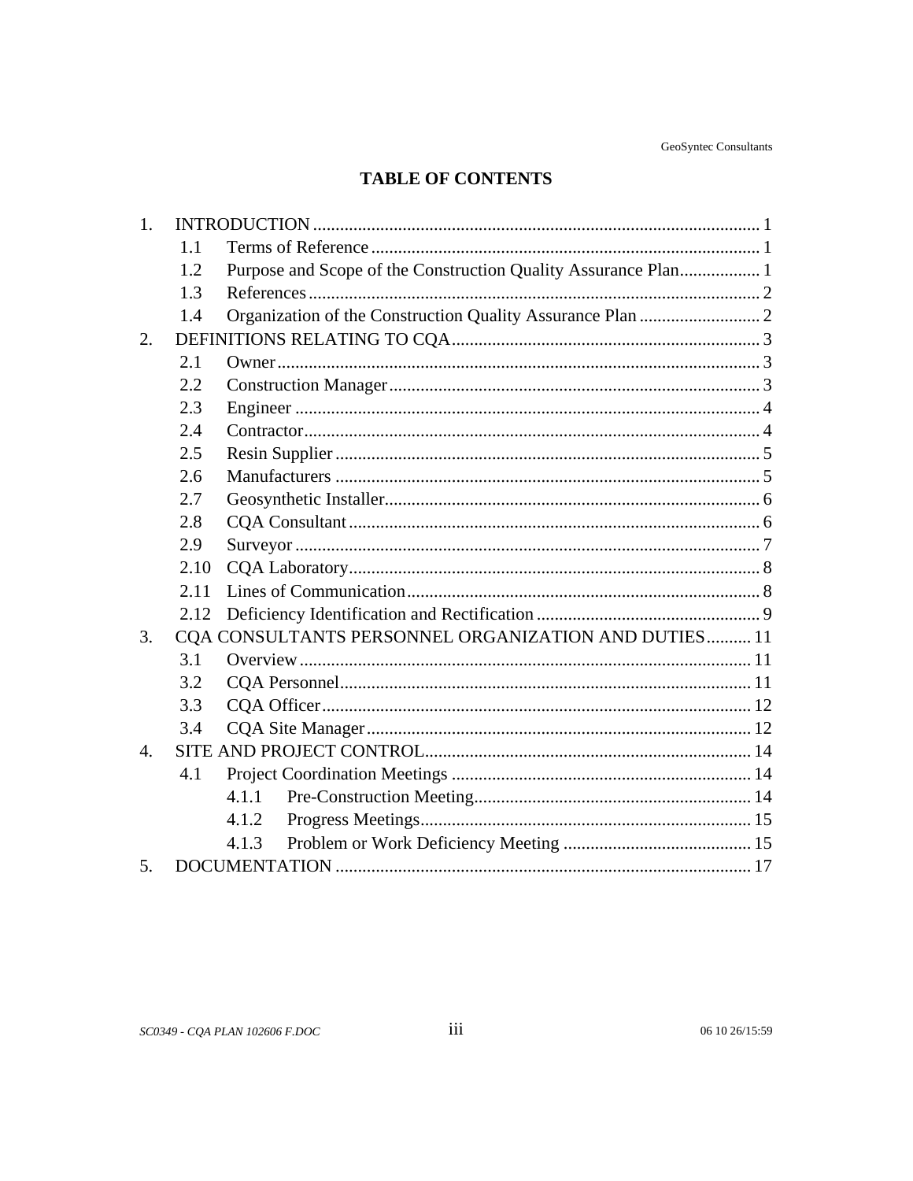# TABLE OF CONTENTS

1. INTRODUCTION .......... 1
   - 1.1 Terms of Reference .......... 1
   - 1.2 Purpose and Scope of the Construction Quality Assurance Plan .......... 1
   - 1.3 References .......... 2
   - 1.4 Organization of the Construction Quality Assurance Plan .......... 2
2. DEFINITIONS RELATING TO CQA .......... 3
   - 2.1 Owner .......... 3
   - 2.2 Construction Manager .......... 3
   - 2.3 Engineer .......... 4
   - 2.4 Contractor .......... 4
   - 2.5 Resin Supplier .......... 5
   - 2.6 Manufacturers .......... 5
   - 2.7 Geosynthetic Installer .......... 6
   - 2.8 CQA Consultant .......... 6
   - 2.9 Surveyor .......... 7
   - 2.10 CQA Laboratory .......... 8
   - 2.11 Lines of Communication .......... 8
   - 2.12 Deficiency Identification and Rectification .......... 9
3. CQA CONSULTANTS PERSONNEL ORGANIZATION AND DUTIES .......... 11
   - 3.1 Overview .......... 11
   - 3.2 CQA Personnel .......... 11
   - 3.3 CQA Officer .......... 12
   - 3.4 CQA Site Manager .......... 12
4. SITE AND PROJECT CONTROL .......... 14
   - 4.1 Project Coordination Meetings .......... 14
     - 4.1.1 Pre-Construction Meeting .......... 14
     - 4.1.2 Progress Meetings .......... 15
     - 4.1.3 Problem or Work Deficiency Meeting .......... 15
5. DOCUMENTATION .......... 17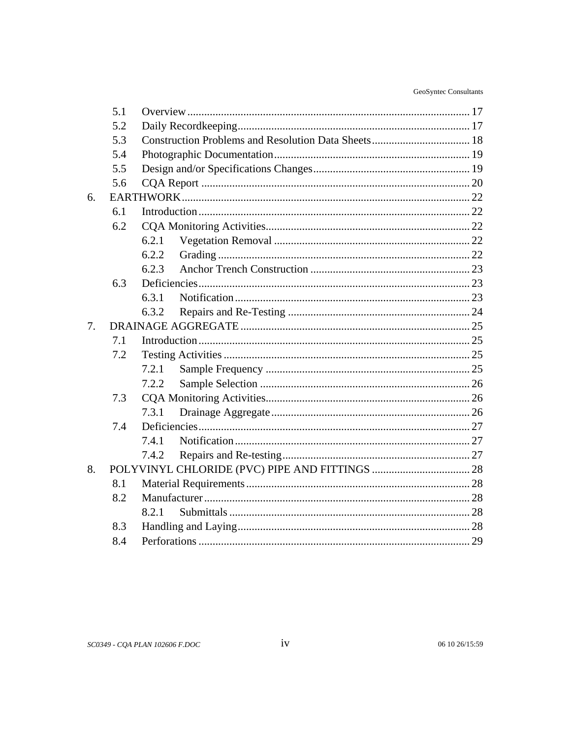| | | | |
|---|---|---|---|
| 5.1 | Overview | | 17 |
| 5.2 | Daily Recordkeeping | | 17 |
| 5.3 | Construction Problems and Resolution Data Sheets | | 18 |
| 5.4 | Photographic Documentation | | 19 |
| 5.5 | Design and/or Specifications Changes | | 19 |
| 5.6 | CQA Report | | 20 |
| 6. | EARTHWORK | | 22 |
| 6.1 | Introduction | | 22 |
| 6.2 | CQA Monitoring Activities | | 22 |
| | 6.2.1 | Vegetation Removal | 22 |
| | 6.2.2 | Grading | 22 |
| | 6.2.3 | Anchor Trench Construction | 23 |
| 6.3 | Deficiencies | | 23 |
| | 6.3.1 | Notification | 23 |
| | 6.3.2 | Repairs and Re-Testing | 24 |
| 7. | DRAINAGE AGGREGATE | | 25 |
| 7.1 | Introduction | | 25 |
| 7.2 | Testing Activities | | 25 |
| | 7.2.1 | Sample Frequency | 25 |
| | 7.2.2 | Sample Selection | 26 |
| 7.3 | CQA Monitoring Activities | | 26 |
| | 7.3.1 | Drainage Aggregate | 26 |
| 7.4 | Deficiencies | | 27 |
| | 7.4.1 | Notification | 27 |
| | 7.4.2 | Repairs and Re-testing | 27 |
| 8. | POLYVINYL CHLORIDE (PVC) PIPE AND FITTINGS | | 28 |
| 8.1 | Material Requirements | | 28 |
| 8.2 | Manufacturer | | 28 |
| | 8.2.1 | Submittals | 28 |
| 8.3 | Handling and Laying | | 28 |
| 8.4 | Perforations | | 29 |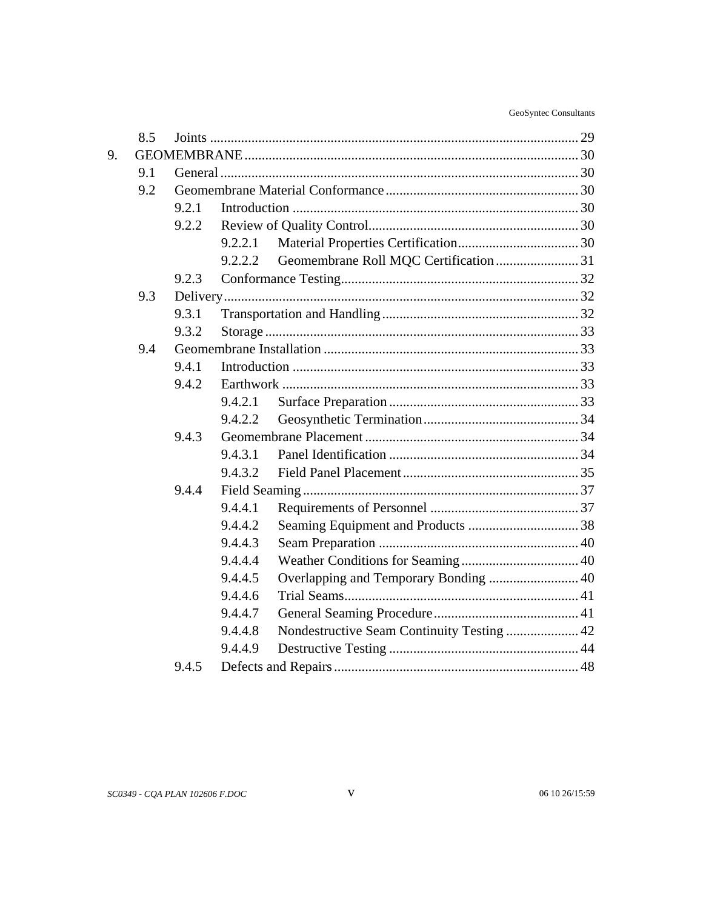| | | | | |
|---|---|---|---|---|
| | 8.5 | Joints | | 29 |
| 9. | GEOMEMBRANE | | | 30 |
| | 9.1 | General | | 30 |
| | 9.2 | Geomembrane Material Conformance | | 30 |
| | | 9.2.1 | Introduction | 30 |
| | | 9.2.2 | Review of Quality Control | 30 |
| | | | 9.2.2.1 Material Properties Certification | 30 |
| | | | 9.2.2.2 Geomembrane Roll MQC Certification | 31 |
| | | 9.2.3 | Conformance Testing | 32 |
| | 9.3 | Delivery | | 32 |
| | | 9.3.1 | Transportation and Handling | 32 |
| | | 9.3.2 | Storage | 33 |
| | 9.4 | Geomembrane Installation | | 33 |
| | | 9.4.1 | Introduction | 33 |
| | | 9.4.2 | Earthwork | 33 |
| | | | 9.4.2.1 Surface Preparation | 33 |
| | | | 9.4.2.2 Geosynthetic Termination | 34 |
| | | 9.4.3 | Geomembrane Placement | 34 |
| | | | 9.4.3.1 Panel Identification | 34 |
| | | | 9.4.3.2 Field Panel Placement | 35 |
| | | 9.4.4 | Field Seaming | 37 |
| | | | 9.4.4.1 Requirements of Personnel | 37 |
| | | | 9.4.4.2 Seaming Equipment and Products | 38 |
| | | | 9.4.4.3 Seam Preparation | 40 |
| | | | 9.4.4.4 Weather Conditions for Seaming | 40 |
| | | | 9.4.4.5 Overlapping and Temporary Bonding | 40 |
| | | | 9.4.4.6 Trial Seams | 41 |
| | | | 9.4.4.7 General Seaming Procedure | 41 |
| | | | 9.4.4.8 Nondestructive Seam Continuity Testing | 42 |
| | | | 9.4.4.9 Destructive Testing | 44 |
| | | 9.4.5 | Defects and Repairs | 48 |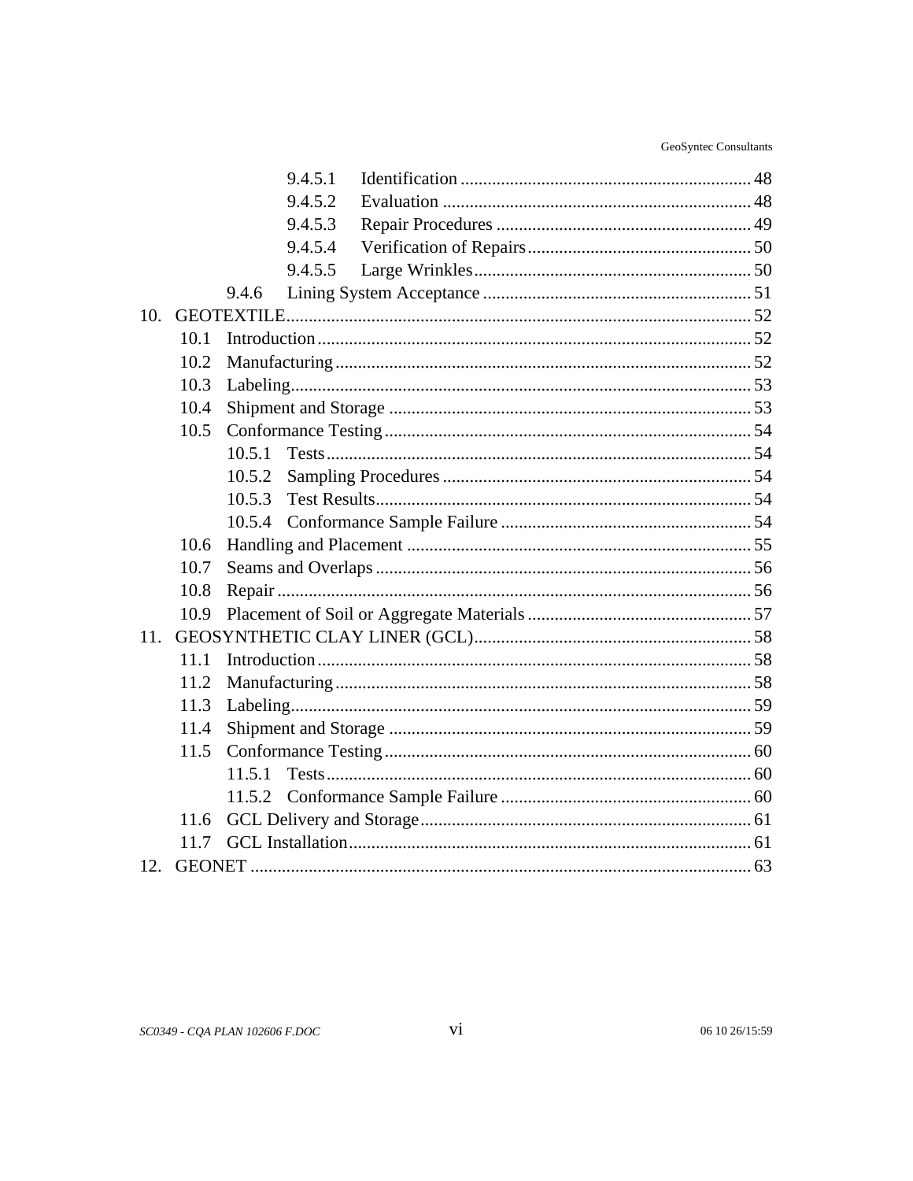9.4.5.1 Identification ........................................................ 48
9.4.5.2 Evaluation ............................................................ 48
9.4.5.3 Repair Procedures ................................................. 49
9.4.5.4 Verification of Repairs .......................................... 50
9.4.5.5 Large Wrinkles ...................................................... 50
9.4.6 Lining System Acceptance ............................................... 51
10. GEOTEXTILE ........................................................................... 52
10.1 Introduction .......................................................................... 52
10.2 Manufacturing ....................................................................... 52
10.3 Labeling ................................................................................ 53
10.4 Shipment and Storage ........................................................... 53
10.5 Conformance Testing ............................................................ 54
10.5.1 Tests .................................................................................. 54
10.5.2 Sampling Procedures ........................................................ 54
10.5.3 Test Results ....................................................................... 54
10.5.4 Conformance Sample Failure ............................................ 54
10.6 Handling and Placement ........................................................ 55
10.7 Seams and Overlaps .............................................................. 56
10.8 Repair .................................................................................... 56
10.9 Placement of Soil or Aggregate Materials ............................. 57
11. GEOSYNTHETIC CLAY LINER (GCL) ........................................ 58
11.1 Introduction .......................................................................... 58
11.2 Manufacturing ....................................................................... 58
11.3 Labeling ................................................................................ 59
11.4 Shipment and Storage ........................................................... 59
11.5 Conformance Testing ............................................................ 60
11.5.1 Tests .................................................................................. 60
11.5.2 Conformance Sample Failure ............................................ 60
11.6 GCL Delivery and Storage .................................................... 61
11.7 GCL Installation .................................................................... 61
12. GEONET .................................................................................... 63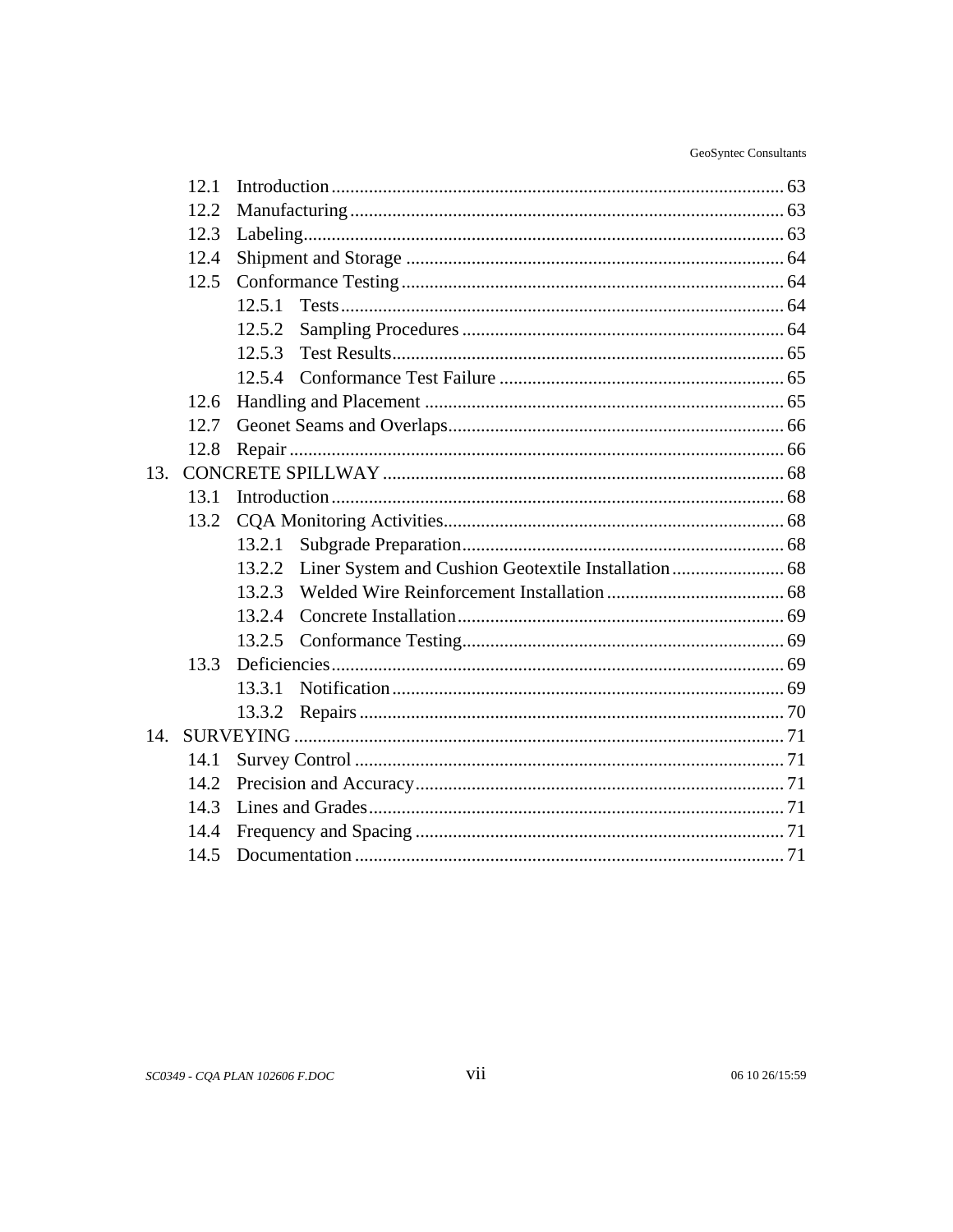12.1 Introduction ................................................................................................ 63
12.2 Manufacturing ............................................................................................ 63
12.3 Labeling...................................................................................................... 63
12.4 Shipment and Storage ................................................................................ 64
12.5 Conformance Testing ................................................................................. 64
12.5.1 Tests .............................................................................................. 64
12.5.2 Sampling Procedures .................................................................... 64
12.5.3 Test Results................................................................................... 65
12.5.4 Conformance Test Failure ............................................................ 65
12.6 Handling and Placement ............................................................................ 65
12.7 Geonet Seams and Overlaps....................................................................... 66
12.8 Repair ......................................................................................................... 66

13. CONCRETE SPILLWAY ..................................................................................... 68
13.1 Introduction ................................................................................................ 68
13.2 CQA Monitoring Activities........................................................................ 68
13.2.1 Subgrade Preparation.................................................................... 68
13.2.2 Liner System and Cushion Geotextile Installation ........................ 68
13.2.3 Welded Wire Reinforcement Installation ...................................... 68
13.2.4 Concrete Installation ..................................................................... 69
13.2.5 Conformance Testing.................................................................... 69
13.3 Deficiencies ................................................................................................ 69
13.3.1 Notification ................................................................................... 69
13.3.2 Repairs .......................................................................................... 70

14. SURVEYING ........................................................................................................ 71
14.1 Survey Control ........................................................................................... 71
14.2 Precision and Accuracy.............................................................................. 71
14.3 Lines and Grades........................................................................................ 71
14.4 Frequency and Spacing .............................................................................. 71
14.5 Documentation ........................................................................................... 71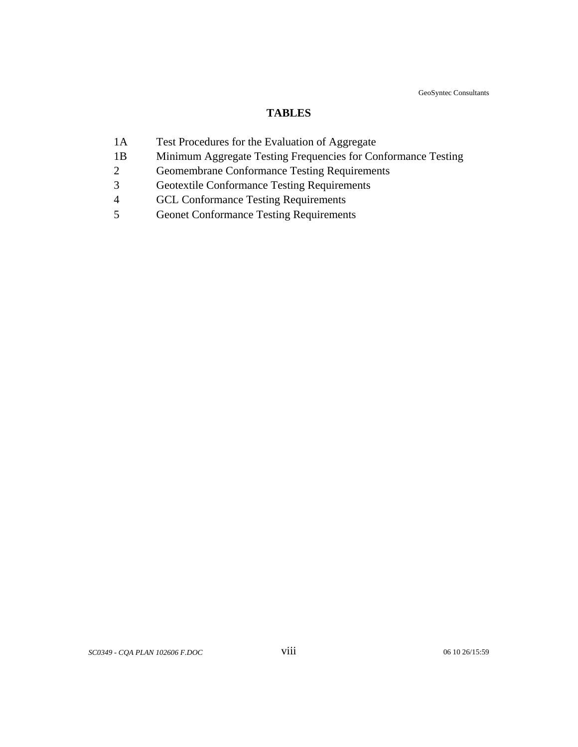# TABLES

| | |
|---|---|
| 1A | Test Procedures for the Evaluation of Aggregate |
| 1B | Minimum Aggregate Testing Frequencies for Conformance Testing |
| 2 | Geomembrane Conformance Testing Requirements |
| 3 | Geotextile Conformance Testing Requirements |
| 4 | GCL Conformance Testing Requirements |
| 5 | Geonet Conformance Testing Requirements |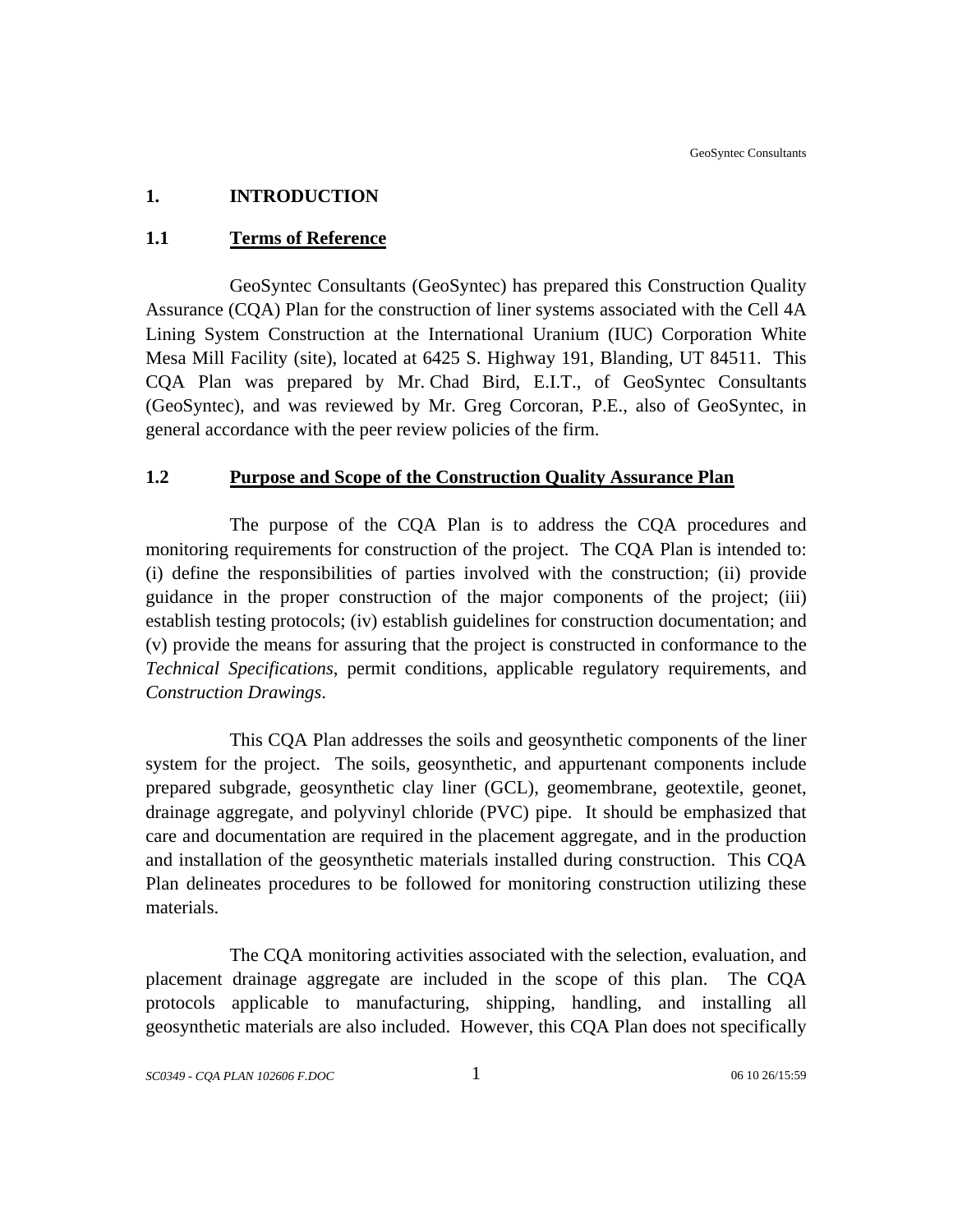# 1. INTRODUCTION

## 1.1 Terms of Reference

GeoSyntec Consultants (GeoSyntec) has prepared this Construction Quality Assurance (CQA) Plan for the construction of liner systems associated with the Cell 4A Lining System Construction at the International Uranium (IUC) Corporation White Mesa Mill Facility (site), located at 6425 S. Highway 191, Blanding, UT 84511. This CQA Plan was prepared by Mr. Chad Bird, E.I.T., of GeoSyntec Consultants (GeoSyntec), and was reviewed by Mr. Greg Corcoran, P.E., also of GeoSyntec, in general accordance with the peer review policies of the firm.

## 1.2 Purpose and Scope of the Construction Quality Assurance Plan

The purpose of the CQA Plan is to address the CQA procedures and monitoring requirements for construction of the project. The CQA Plan is intended to: (i) define the responsibilities of parties involved with the construction; (ii) provide guidance in the proper construction of the major components of the project; (iii) establish testing protocols; (iv) establish guidelines for construction documentation; and (v) provide the means for assuring that the project is constructed in conformance to the *Technical Specifications*, permit conditions, applicable regulatory requirements, and *Construction Drawings*.

This CQA Plan addresses the soils and geosynthetic components of the liner system for the project. The soils, geosynthetic, and appurtenant components include prepared subgrade, geosynthetic clay liner (GCL), geomembrane, geotextile, geonet, drainage aggregate, and polyvinyl chloride (PVC) pipe. It should be emphasized that care and documentation are required in the placement aggregate, and in the production and installation of the geosynthetic materials installed during construction. This CQA Plan delineates procedures to be followed for monitoring construction utilizing these materials.

The CQA monitoring activities associated with the selection, evaluation, and placement drainage aggregate are included in the scope of this plan. The CQA protocols applicable to manufacturing, shipping, handling, and installing all geosynthetic materials are also included. However, this CQA Plan does not specifically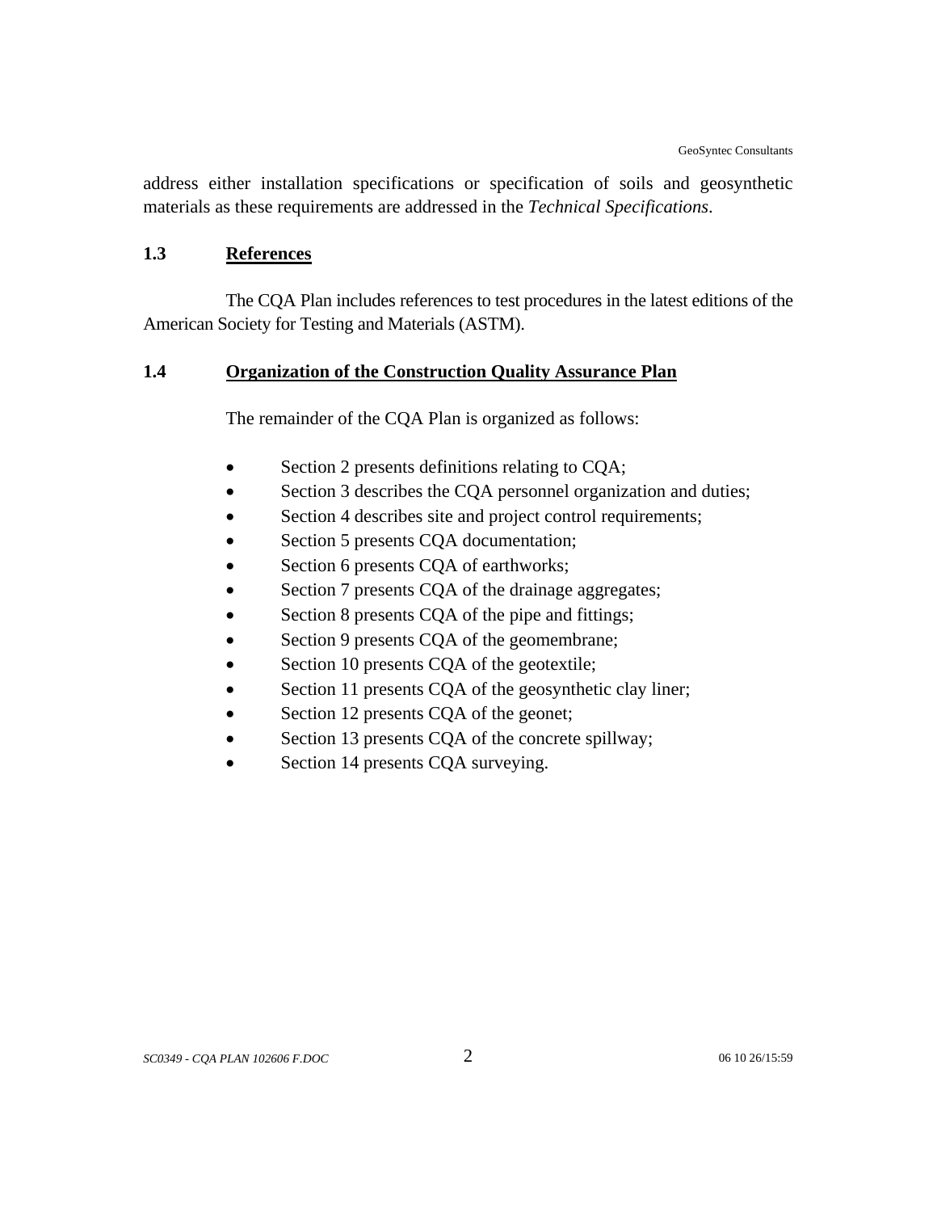address either installation specifications or specification of soils and geosynthetic materials as these requirements are addressed in the *Technical Specifications*.

## 1.3 References

The CQA Plan includes references to test procedures in the latest editions of the American Society for Testing and Materials (ASTM).

## 1.4 Organization of the Construction Quality Assurance Plan

The remainder of the CQA Plan is organized as follows:

- Section 2 presents definitions relating to CQA;
- Section 3 describes the CQA personnel organization and duties;
- Section 4 describes site and project control requirements;
- Section 5 presents CQA documentation;
- Section 6 presents CQA of earthworks;
- Section 7 presents CQA of the drainage aggregates;
- Section 8 presents CQA of the pipe and fittings;
- Section 9 presents CQA of the geomembrane;
- Section 10 presents CQA of the geotextile;
- Section 11 presents CQA of the geosynthetic clay liner;
- Section 12 presents CQA of the geonet;
- Section 13 presents CQA of the concrete spillway;
- Section 14 presents CQA surveying.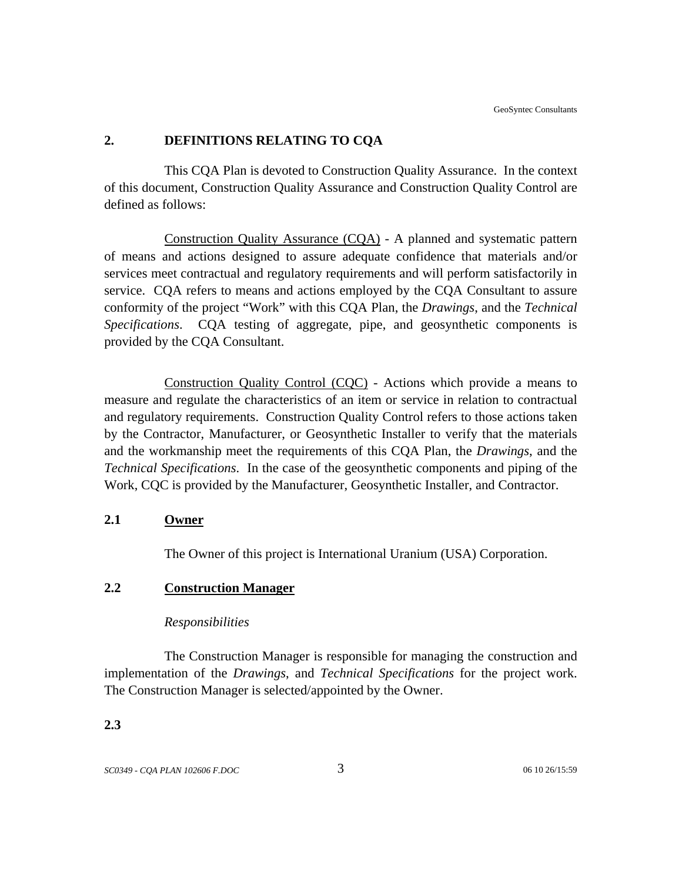## 2. DEFINITIONS RELATING TO CQA

This CQA Plan is devoted to Construction Quality Assurance. In the context of this document, Construction Quality Assurance and Construction Quality Control are defined as follows:

Construction Quality Assurance (CQA) - A planned and systematic pattern of means and actions designed to assure adequate confidence that materials and/or services meet contractual and regulatory requirements and will perform satisfactorily in service. CQA refers to means and actions employed by the CQA Consultant to assure conformity of the project "Work" with this CQA Plan, the *Drawings*, and the *Technical Specifications*. CQA testing of aggregate, pipe, and geosynthetic components is provided by the CQA Consultant.

Construction Quality Control (CQC) - Actions which provide a means to measure and regulate the characteristics of an item or service in relation to contractual and regulatory requirements. Construction Quality Control refers to those actions taken by the Contractor, Manufacturer, or Geosynthetic Installer to verify that the materials and the workmanship meet the requirements of this CQA Plan, the *Drawings*, and the *Technical Specifications*. In the case of the geosynthetic components and piping of the Work, CQC is provided by the Manufacturer, Geosynthetic Installer, and Contractor.

### 2.1 Owner

The Owner of this project is International Uranium (USA) Corporation.

### 2.2 Construction Manager

*Responsibilities*

The Construction Manager is responsible for managing the construction and implementation of the *Drawings*, and *Technical Specifications* for the project work. The Construction Manager is selected/appointed by the Owner.

### 2.3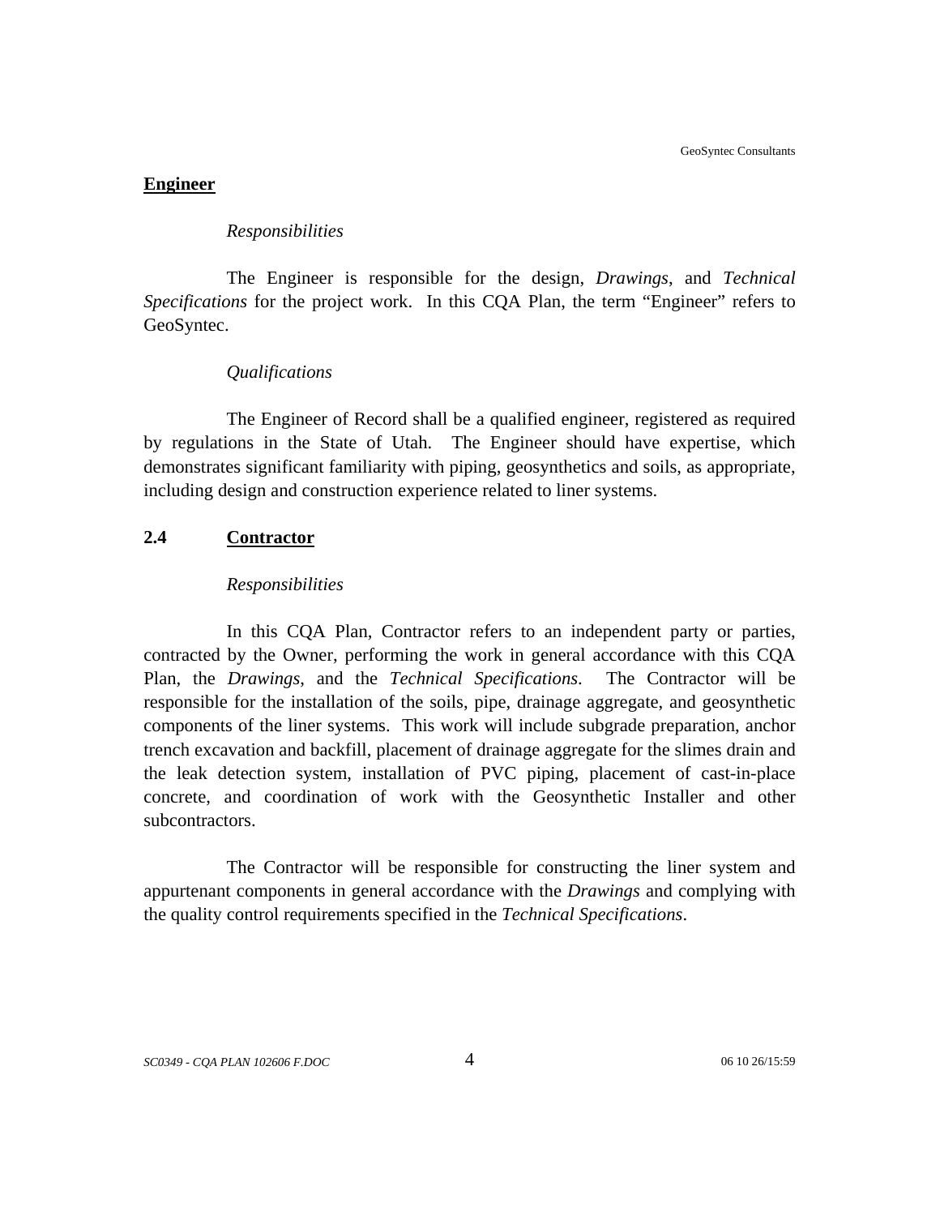**Engineer**

*Responsibilities*

The Engineer is responsible for the design, *Drawings*, and *Technical Specifications* for the project work. In this CQA Plan, the term "Engineer" refers to GeoSyntec.

*Qualifications*

The Engineer of Record shall be a qualified engineer, registered as required by regulations in the State of Utah. The Engineer should have expertise, which demonstrates significant familiarity with piping, geosynthetics and soils, as appropriate, including design and construction experience related to liner systems.

## 2.4 Contractor

*Responsibilities*

In this CQA Plan, Contractor refers to an independent party or parties, contracted by the Owner, performing the work in general accordance with this CQA Plan, the *Drawings*, and the *Technical Specifications*. The Contractor will be responsible for the installation of the soils, pipe, drainage aggregate, and geosynthetic components of the liner systems. This work will include subgrade preparation, anchor trench excavation and backfill, placement of drainage aggregate for the slimes drain and the leak detection system, installation of PVC piping, placement of cast-in-place concrete, and coordination of work with the Geosynthetic Installer and other subcontractors.

The Contractor will be responsible for constructing the liner system and appurtenant components in general accordance with the *Drawings* and complying with the quality control requirements specified in the *Technical Specifications*.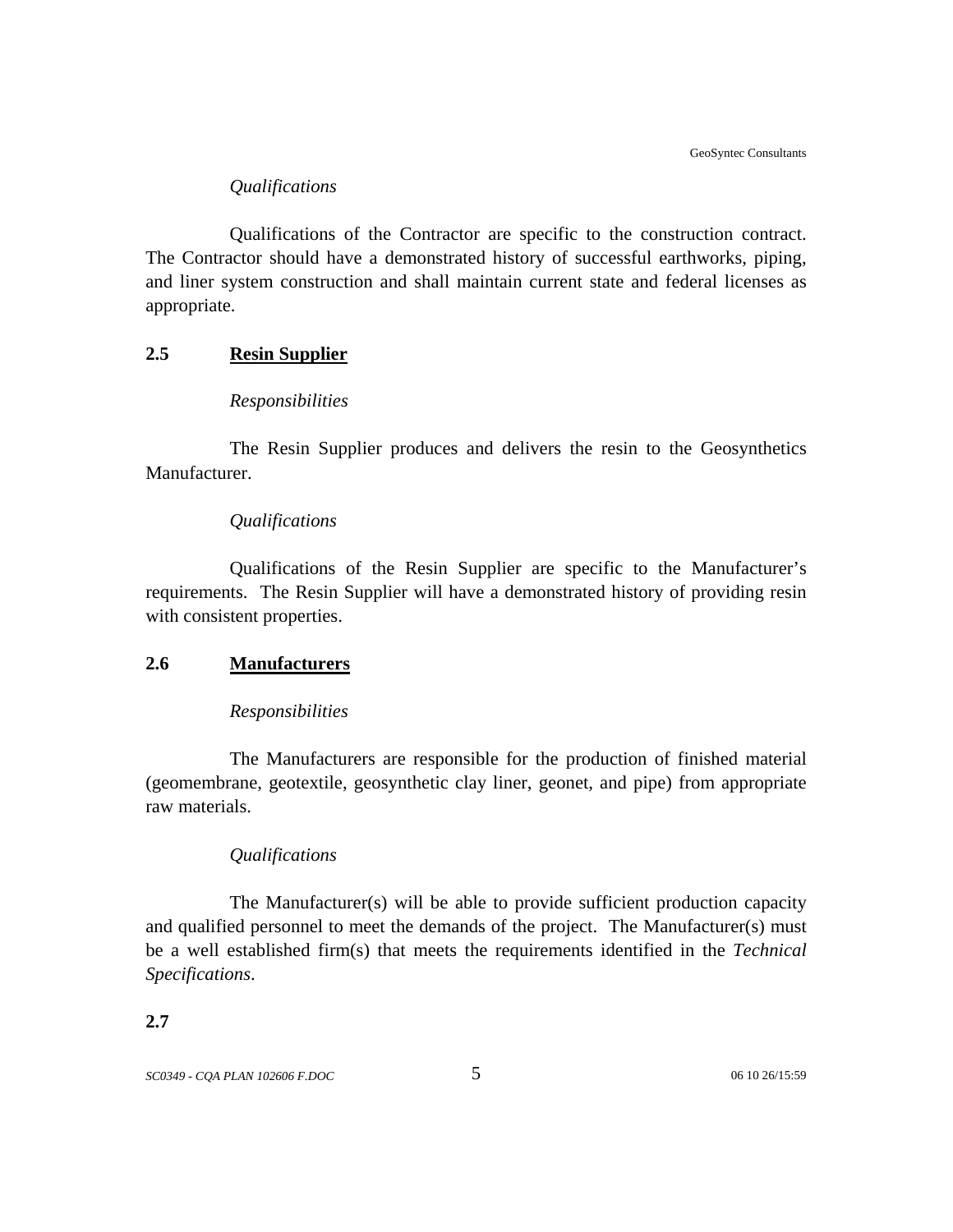*Qualifications*

Qualifications of the Contractor are specific to the construction contract. The Contractor should have a demonstrated history of successful earthworks, piping, and liner system construction and shall maintain current state and federal licenses as appropriate.

## 2.5 Resin Supplier

*Responsibilities*

The Resin Supplier produces and delivers the resin to the Geosynthetics Manufacturer.

*Qualifications*

Qualifications of the Resin Supplier are specific to the Manufacturer's requirements. The Resin Supplier will have a demonstrated history of providing resin with consistent properties.

## 2.6 Manufacturers

*Responsibilities*

The Manufacturers are responsible for the production of finished material (geomembrane, geotextile, geosynthetic clay liner, geonet, and pipe) from appropriate raw materials.

*Qualifications*

The Manufacturer(s) will be able to provide sufficient production capacity and qualified personnel to meet the demands of the project. The Manufacturer(s) must be a well established firm(s) that meets the requirements identified in the *Technical Specifications*.

## 2.7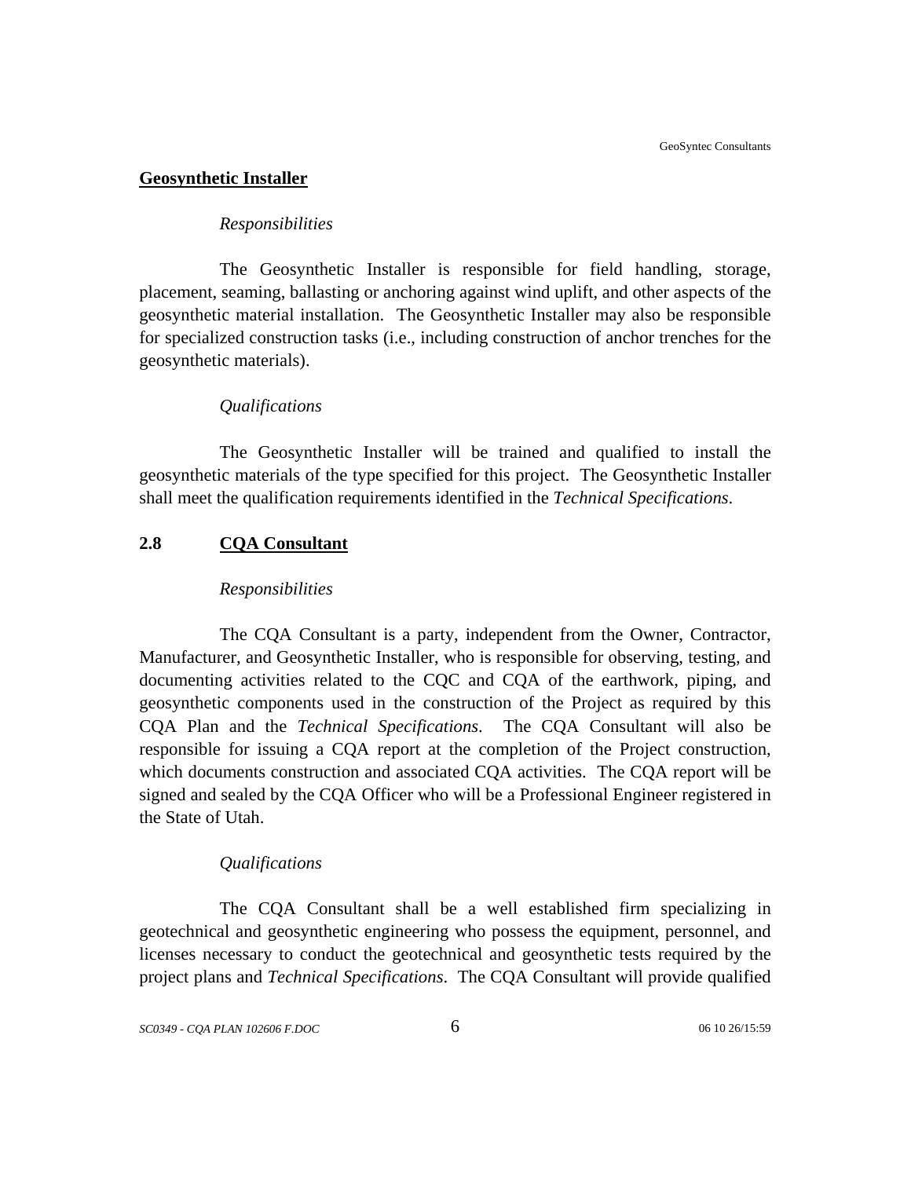**Geosynthetic Installer**

*Responsibilities*

The Geosynthetic Installer is responsible for field handling, storage, placement, seaming, ballasting or anchoring against wind uplift, and other aspects of the geosynthetic material installation. The Geosynthetic Installer may also be responsible for specialized construction tasks (i.e., including construction of anchor trenches for the geosynthetic materials).

*Qualifications*

The Geosynthetic Installer will be trained and qualified to install the geosynthetic materials of the type specified for this project. The Geosynthetic Installer shall meet the qualification requirements identified in the *Technical Specifications*.

## 2.8 CQA Consultant

*Responsibilities*

The CQA Consultant is a party, independent from the Owner, Contractor, Manufacturer, and Geosynthetic Installer, who is responsible for observing, testing, and documenting activities related to the CQC and CQA of the earthwork, piping, and geosynthetic components used in the construction of the Project as required by this CQA Plan and the *Technical Specifications*. The CQA Consultant will also be responsible for issuing a CQA report at the completion of the Project construction, which documents construction and associated CQA activities. The CQA report will be signed and sealed by the CQA Officer who will be a Professional Engineer registered in the State of Utah.

*Qualifications*

The CQA Consultant shall be a well established firm specializing in geotechnical and geosynthetic engineering who possess the equipment, personnel, and licenses necessary to conduct the geotechnical and geosynthetic tests required by the project plans and *Technical Specifications*. The CQA Consultant will provide qualified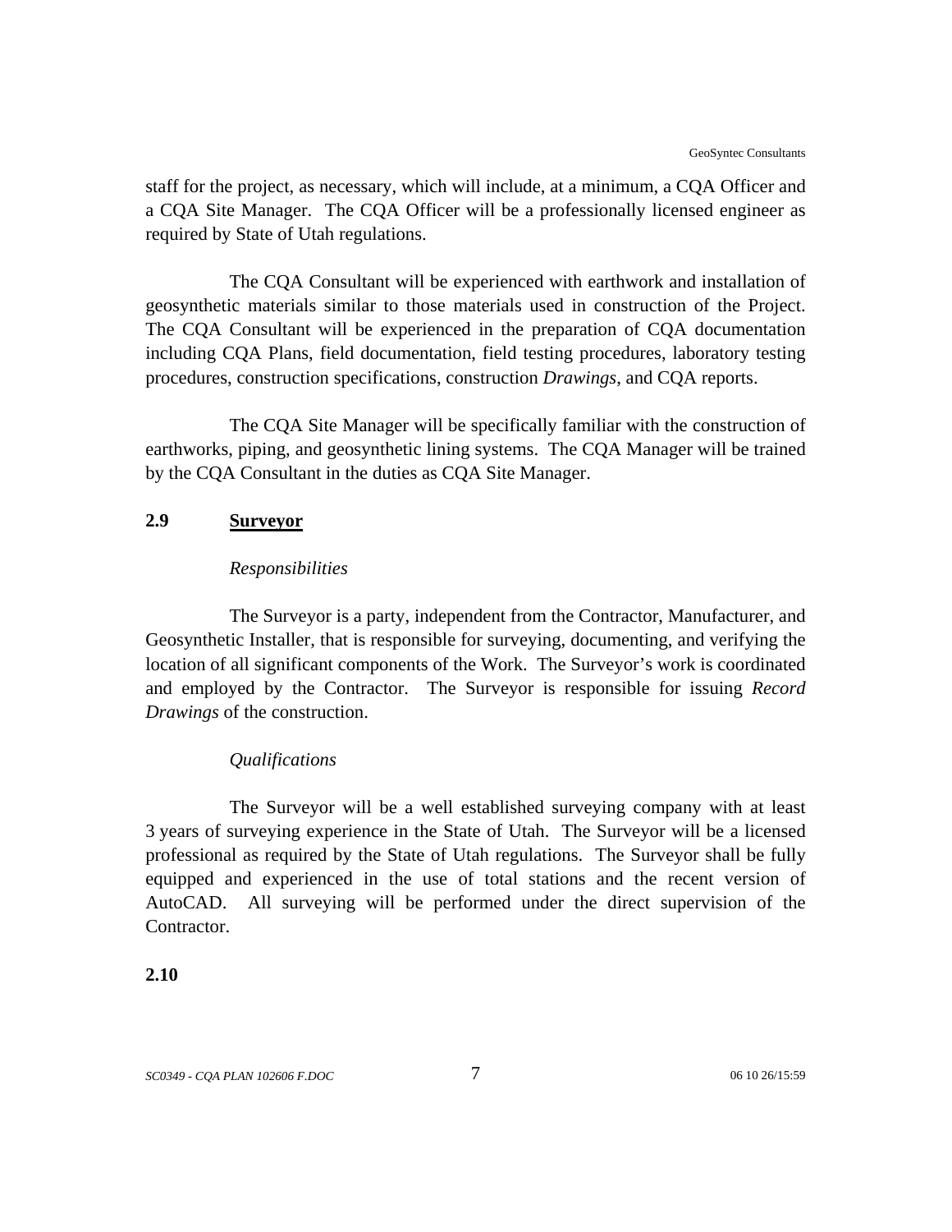staff for the project, as necessary, which will include, at a minimum, a CQA Officer and a CQA Site Manager. The CQA Officer will be a professionally licensed engineer as required by State of Utah regulations.

The CQA Consultant will be experienced with earthwork and installation of geosynthetic materials similar to those materials used in construction of the Project. The CQA Consultant will be experienced in the preparation of CQA documentation including CQA Plans, field documentation, field testing procedures, laboratory testing procedures, construction specifications, construction *Drawings*, and CQA reports.

The CQA Site Manager will be specifically familiar with the construction of earthworks, piping, and geosynthetic lining systems. The CQA Manager will be trained by the CQA Consultant in the duties as CQA Site Manager.

## 2.9 Surveyor

*Responsibilities*

The Surveyor is a party, independent from the Contractor, Manufacturer, and Geosynthetic Installer, that is responsible for surveying, documenting, and verifying the location of all significant components of the Work. The Surveyor's work is coordinated and employed by the Contractor. The Surveyor is responsible for issuing *Record Drawings* of the construction.

*Qualifications*

The Surveyor will be a well established surveying company with at least 3 years of surveying experience in the State of Utah. The Surveyor will be a licensed professional as required by the State of Utah regulations. The Surveyor shall be fully equipped and experienced in the use of total stations and the recent version of AutoCAD. All surveying will be performed under the direct supervision of the Contractor.

## 2.10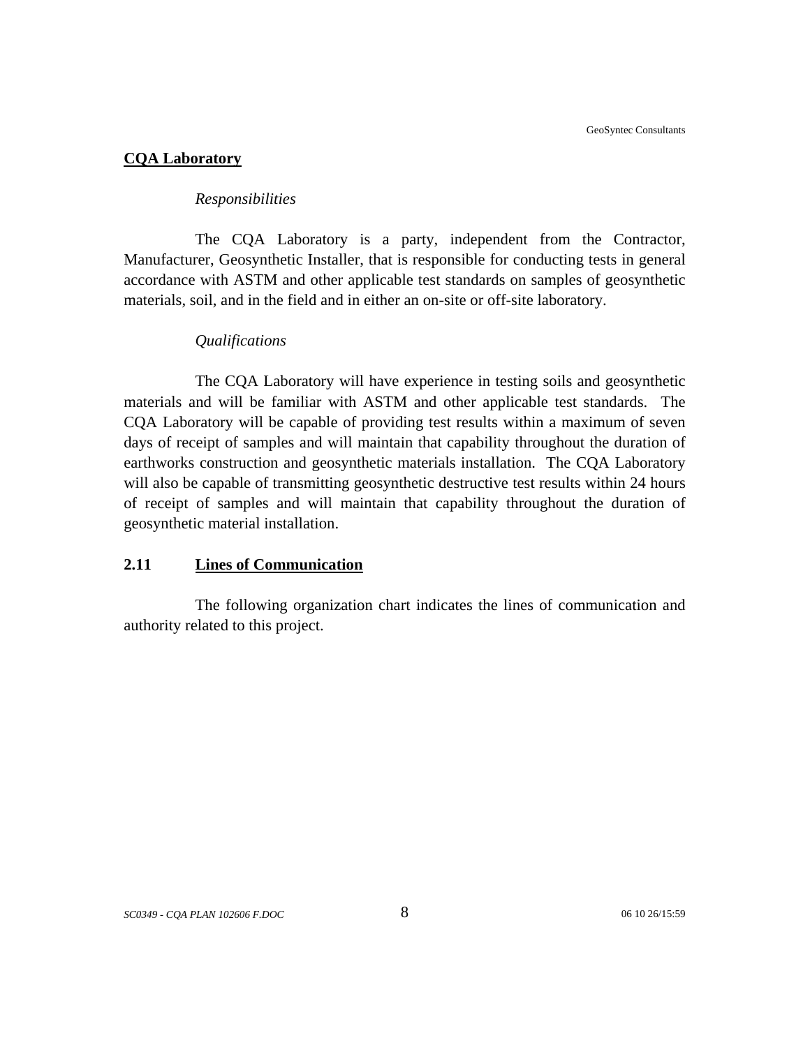**CQA Laboratory**

*Responsibilities*

The CQA Laboratory is a party, independent from the Contractor, Manufacturer, Geosynthetic Installer, that is responsible for conducting tests in general accordance with ASTM and other applicable test standards on samples of geosynthetic materials, soil, and in the field and in either an on-site or off-site laboratory.

*Qualifications*

The CQA Laboratory will have experience in testing soils and geosynthetic materials and will be familiar with ASTM and other applicable test standards. The CQA Laboratory will be capable of providing test results within a maximum of seven days of receipt of samples and will maintain that capability throughout the duration of earthworks construction and geosynthetic materials installation. The CQA Laboratory will also be capable of transmitting geosynthetic destructive test results within 24 hours of receipt of samples and will maintain that capability throughout the duration of geosynthetic material installation.

## 2.11 Lines of Communication

The following organization chart indicates the lines of communication and authority related to this project.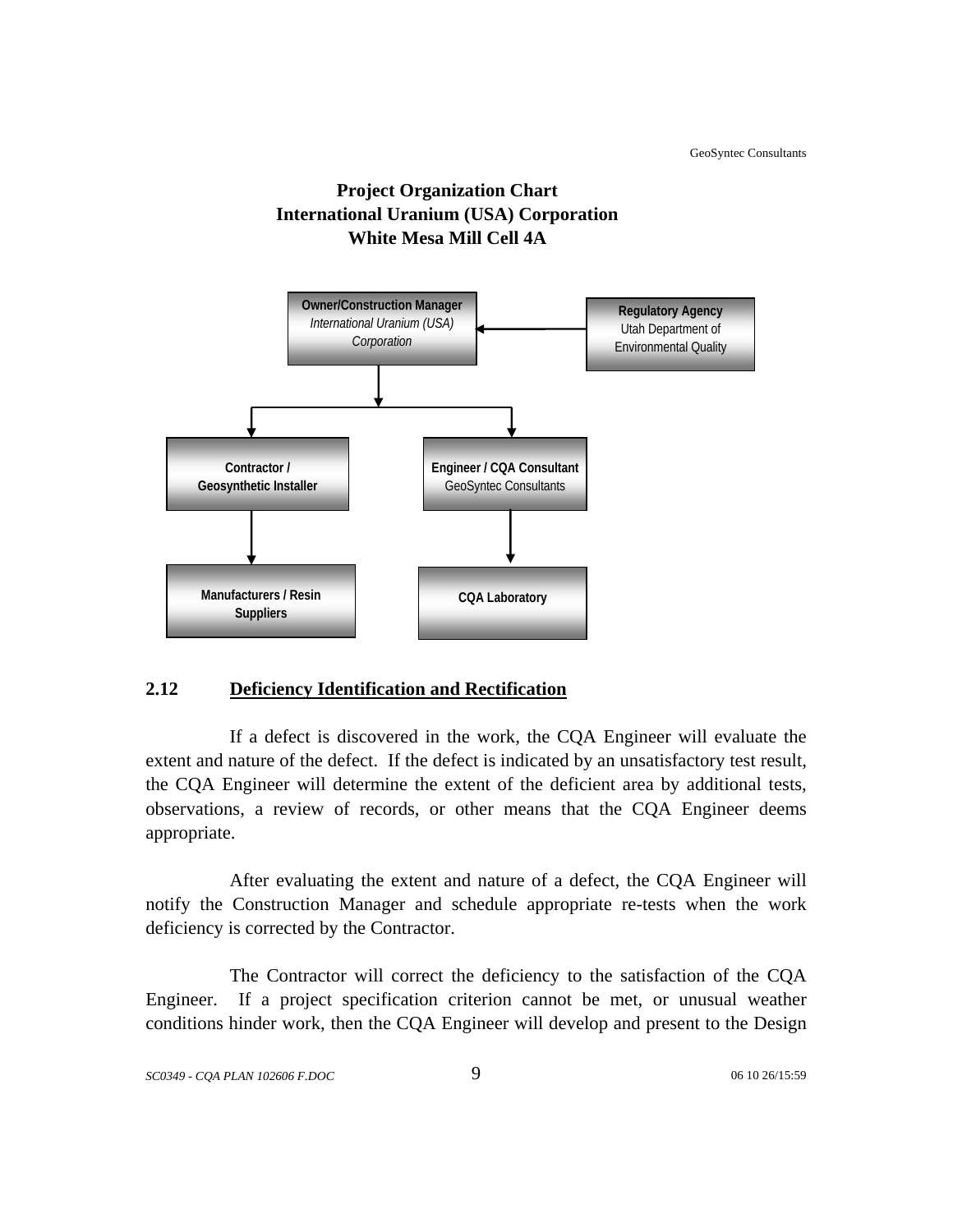**Project Organization Chart**
**International Uranium (USA) Corporation**
**White Mesa Mill Cell 4A**

**Owner/Construction Manager**
*International Uranium (USA) Corporation*

**Regulatory Agency**
Utah Department of Environmental Quality

**Contractor / Geosynthetic Installer**

**Engineer / CQA Consultant**
GeoSyntec Consultants

**Manufacturers / Resin Suppliers**

**CQA Laboratory**

## 2.12 Deficiency Identification and Rectification

If a defect is discovered in the work, the CQA Engineer will evaluate the extent and nature of the defect. If the defect is indicated by an unsatisfactory test result, the CQA Engineer will determine the extent of the deficient area by additional tests, observations, a review of records, or other means that the CQA Engineer deems appropriate.

After evaluating the extent and nature of a defect, the CQA Engineer will notify the Construction Manager and schedule appropriate re-tests when the work deficiency is corrected by the Contractor.

The Contractor will correct the deficiency to the satisfaction of the CQA Engineer. If a project specification criterion cannot be met, or unusual weather conditions hinder work, then the CQA Engineer will develop and present to the Design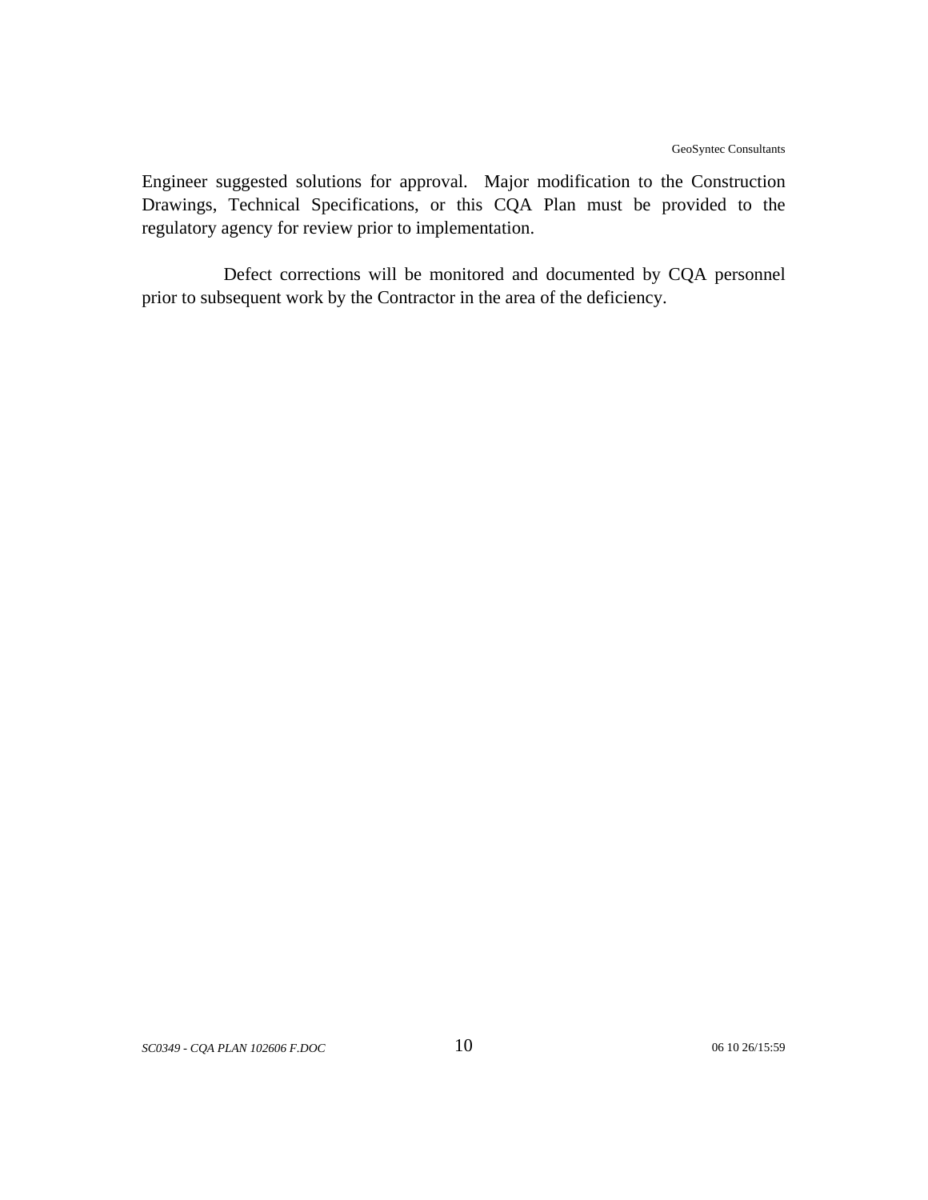Engineer suggested solutions for approval. Major modification to the Construction Drawings, Technical Specifications, or this CQA Plan must be provided to the regulatory agency for review prior to implementation.

Defect corrections will be monitored and documented by CQA personnel prior to subsequent work by the Contractor in the area of the deficiency.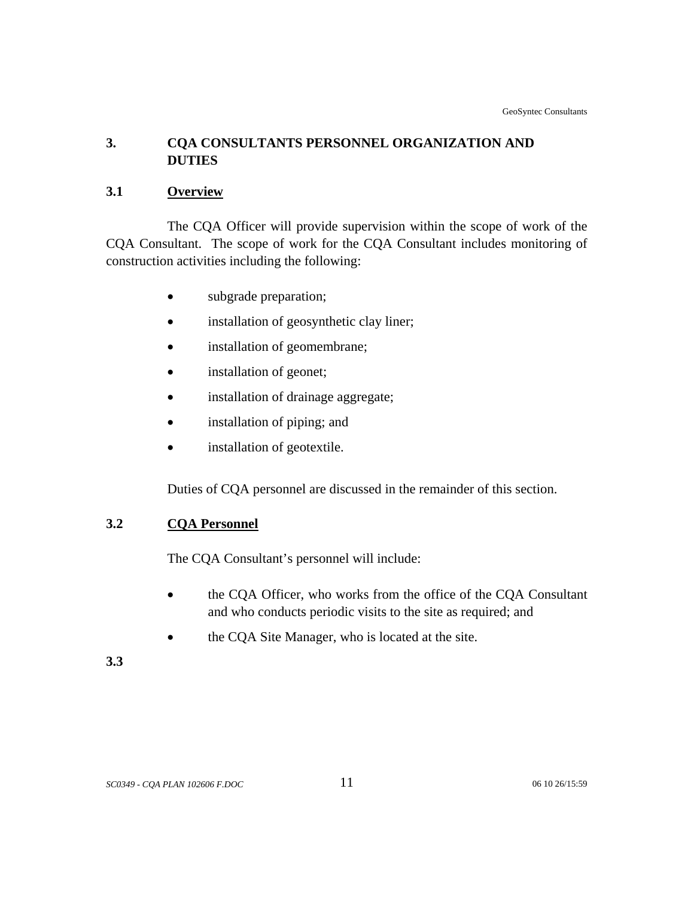# 3. CQA CONSULTANTS PERSONNEL ORGANIZATION AND DUTIES

## 3.1 Overview

The CQA Officer will provide supervision within the scope of work of the CQA Consultant. The scope of work for the CQA Consultant includes monitoring of construction activities including the following:

- subgrade preparation;
- installation of geosynthetic clay liner;
- installation of geomembrane;
- installation of geonet;
- installation of drainage aggregate;
- installation of piping; and
- installation of geotextile.

Duties of CQA personnel are discussed in the remainder of this section.

## 3.2 CQA Personnel

The CQA Consultant's personnel will include:

- the CQA Officer, who works from the office of the CQA Consultant and who conducts periodic visits to the site as required; and
- the CQA Site Manager, who is located at the site.

## 3.3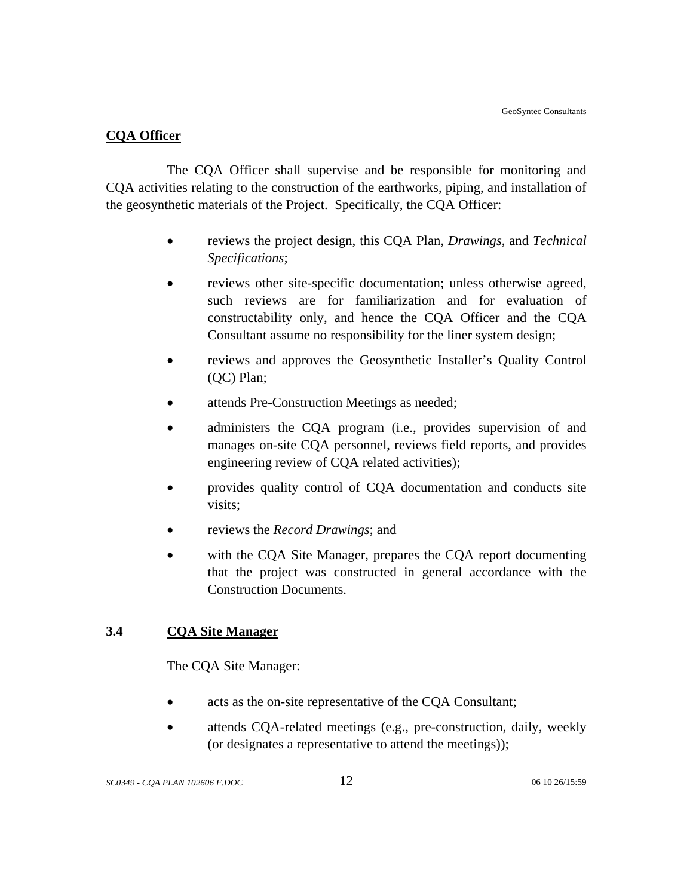**CQA Officer**

The CQA Officer shall supervise and be responsible for monitoring and CQA activities relating to the construction of the earthworks, piping, and installation of the geosynthetic materials of the Project. Specifically, the CQA Officer:

- reviews the project design, this CQA Plan, *Drawings*, and *Technical Specifications*;
- reviews other site-specific documentation; unless otherwise agreed, such reviews are for familiarization and for evaluation of constructability only, and hence the CQA Officer and the CQA Consultant assume no responsibility for the liner system design;
- reviews and approves the Geosynthetic Installer's Quality Control (QC) Plan;
- attends Pre-Construction Meetings as needed;
- administers the CQA program (i.e., provides supervision of and manages on-site CQA personnel, reviews field reports, and provides engineering review of CQA related activities);
- provides quality control of CQA documentation and conducts site visits;
- reviews the *Record Drawings*; and
- with the CQA Site Manager, prepares the CQA report documenting that the project was constructed in general accordance with the Construction Documents.

## 3.4 CQA Site Manager

The CQA Site Manager:

- acts as the on-site representative of the CQA Consultant;
- attends CQA-related meetings (e.g., pre-construction, daily, weekly (or designates a representative to attend the meetings));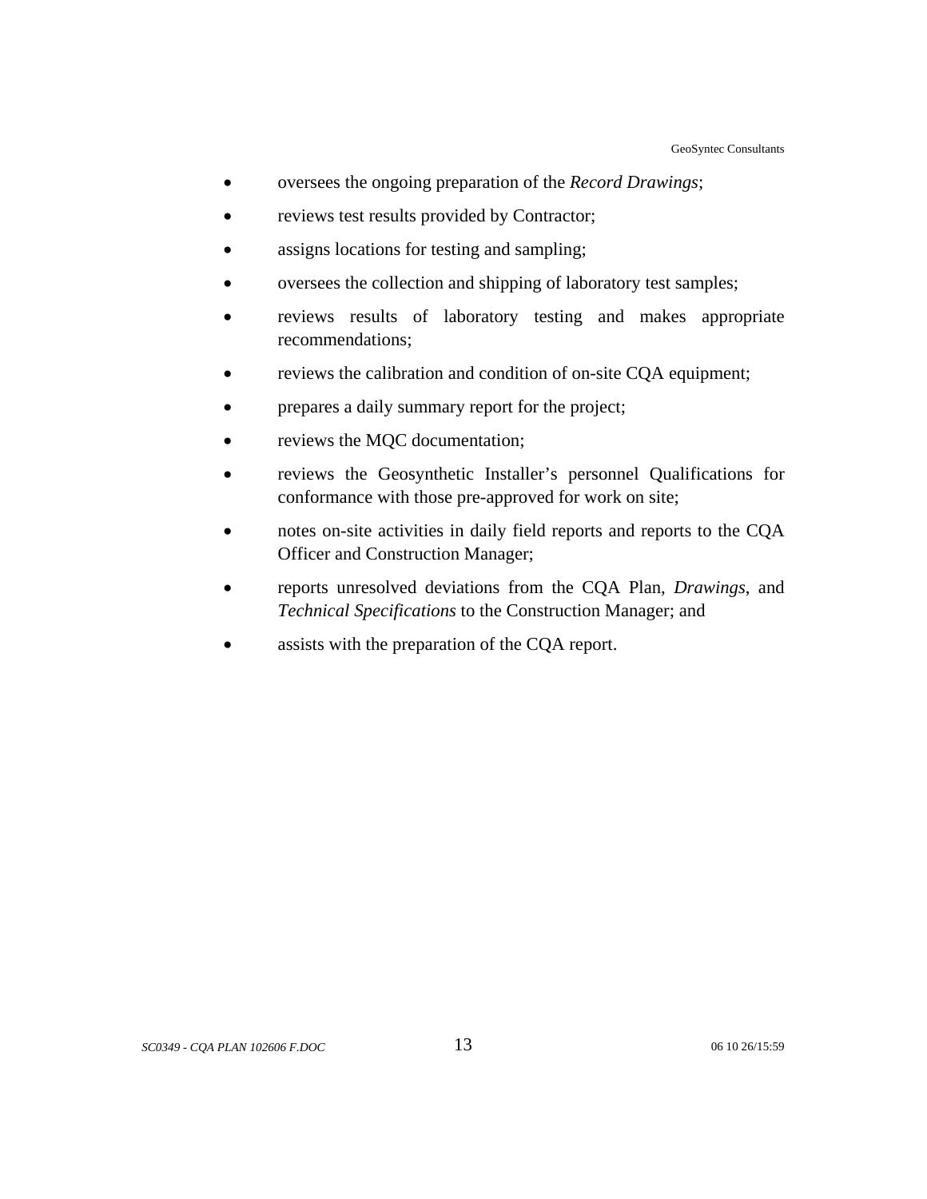- oversees the ongoing preparation of the *Record Drawings*;
- reviews test results provided by Contractor;
- assigns locations for testing and sampling;
- oversees the collection and shipping of laboratory test samples;
- reviews results of laboratory testing and makes appropriate recommendations;
- reviews the calibration and condition of on-site CQA equipment;
- prepares a daily summary report for the project;
- reviews the MQC documentation;
- reviews the Geosynthetic Installer's personnel Qualifications for conformance with those pre-approved for work on site;
- notes on-site activities in daily field reports and reports to the CQA Officer and Construction Manager;
- reports unresolved deviations from the CQA Plan, *Drawings*, and *Technical Specifications* to the Construction Manager; and
- assists with the preparation of the CQA report.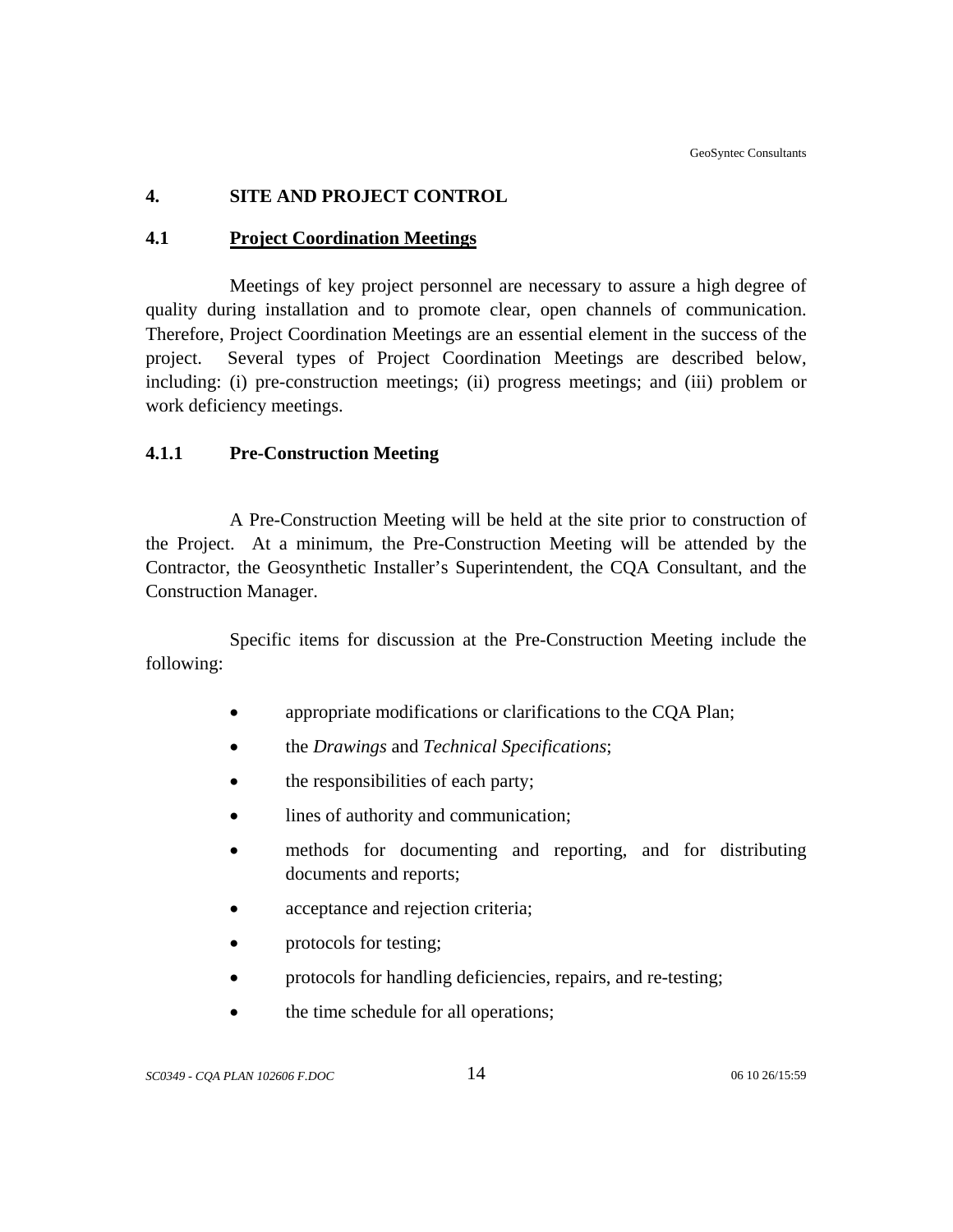# 4. SITE AND PROJECT CONTROL

## 4.1 Project Coordination Meetings

Meetings of key project personnel are necessary to assure a high degree of quality during installation and to promote clear, open channels of communication. Therefore, Project Coordination Meetings are an essential element in the success of the project. Several types of Project Coordination Meetings are described below, including: (i) pre-construction meetings; (ii) progress meetings; and (iii) problem or work deficiency meetings.

### 4.1.1 Pre-Construction Meeting

A Pre-Construction Meeting will be held at the site prior to construction of the Project. At a minimum, the Pre-Construction Meeting will be attended by the Contractor, the Geosynthetic Installer's Superintendent, the CQA Consultant, and the Construction Manager.

Specific items for discussion at the Pre-Construction Meeting include the following:

- appropriate modifications or clarifications to the CQA Plan;
- the *Drawings* and *Technical Specifications*;
- the responsibilities of each party;
- lines of authority and communication;
- methods for documenting and reporting, and for distributing documents and reports;
- acceptance and rejection criteria;
- protocols for testing;
- protocols for handling deficiencies, repairs, and re-testing;
- the time schedule for all operations;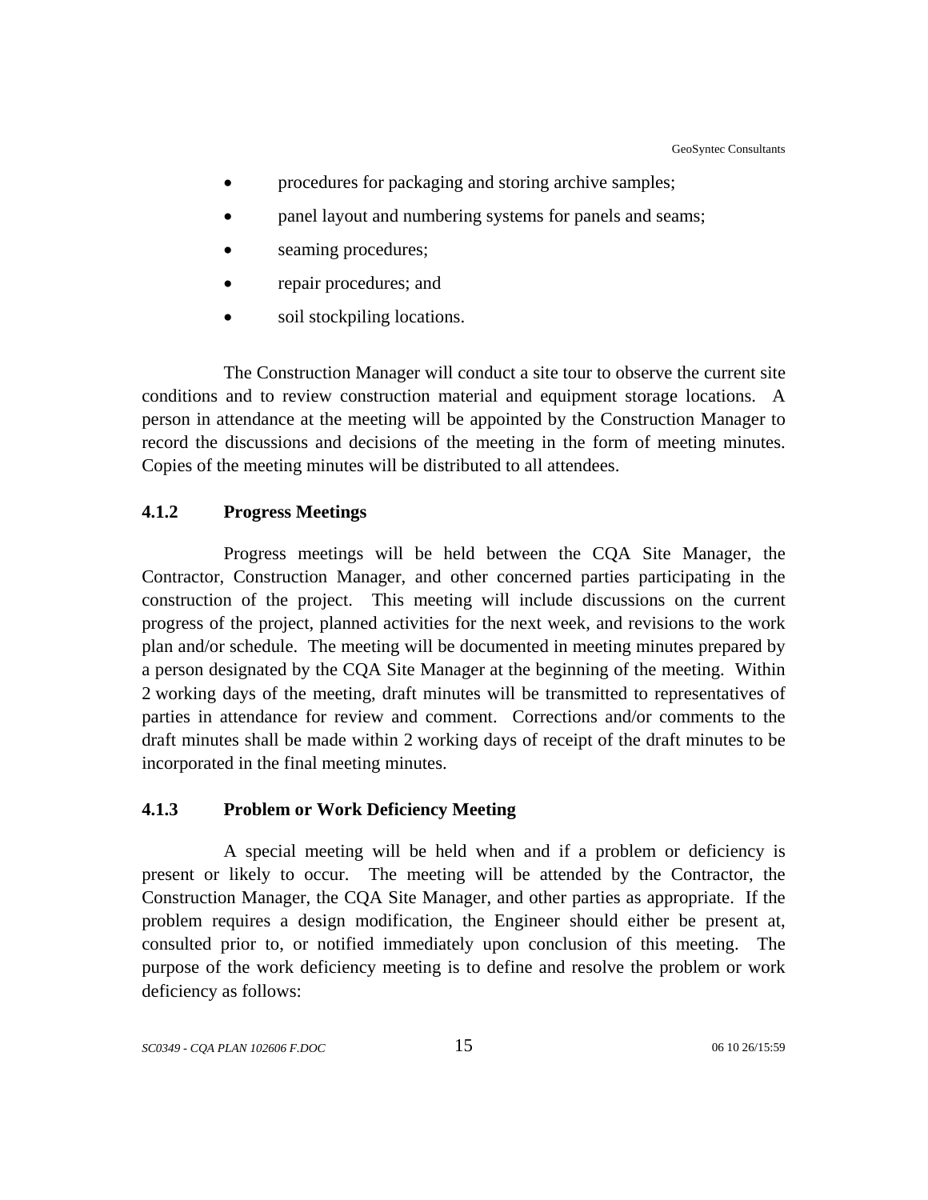- procedures for packaging and storing archive samples;
- panel layout and numbering systems for panels and seams;
- seaming procedures;
- repair procedures; and
- soil stockpiling locations.

The Construction Manager will conduct a site tour to observe the current site conditions and to review construction material and equipment storage locations. A person in attendance at the meeting will be appointed by the Construction Manager to record the discussions and decisions of the meeting in the form of meeting minutes. Copies of the meeting minutes will be distributed to all attendees.

#### 4.1.2 Progress Meetings

Progress meetings will be held between the CQA Site Manager, the Contractor, Construction Manager, and other concerned parties participating in the construction of the project. This meeting will include discussions on the current progress of the project, planned activities for the next week, and revisions to the work plan and/or schedule. The meeting will be documented in meeting minutes prepared by a person designated by the CQA Site Manager at the beginning of the meeting. Within 2 working days of the meeting, draft minutes will be transmitted to representatives of parties in attendance for review and comment. Corrections and/or comments to the draft minutes shall be made within 2 working days of receipt of the draft minutes to be incorporated in the final meeting minutes.

#### 4.1.3 Problem or Work Deficiency Meeting

A special meeting will be held when and if a problem or deficiency is present or likely to occur. The meeting will be attended by the Contractor, the Construction Manager, the CQA Site Manager, and other parties as appropriate. If the problem requires a design modification, the Engineer should either be present at, consulted prior to, or notified immediately upon conclusion of this meeting. The purpose of the work deficiency meeting is to define and resolve the problem or work deficiency as follows: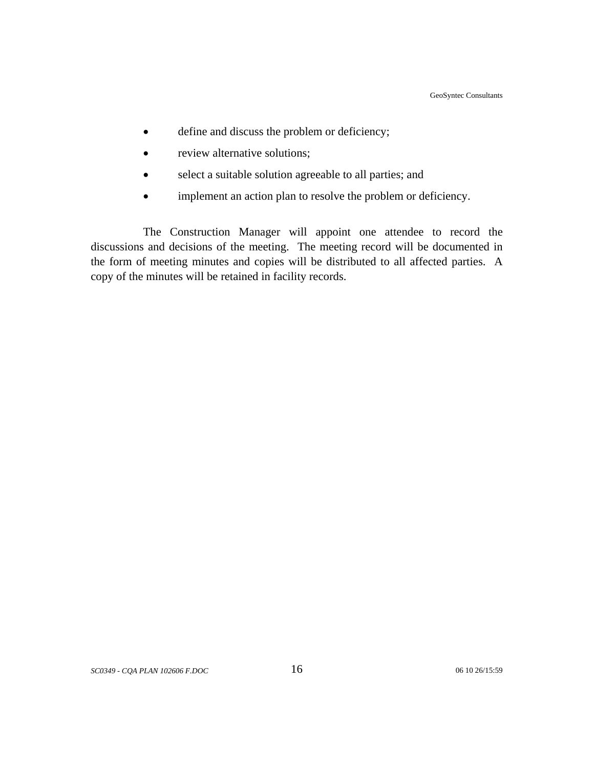- define and discuss the problem or deficiency;
- review alternative solutions;
- select a suitable solution agreeable to all parties; and
- implement an action plan to resolve the problem or deficiency.

The Construction Manager will appoint one attendee to record the discussions and decisions of the meeting. The meeting record will be documented in the form of meeting minutes and copies will be distributed to all affected parties. A copy of the minutes will be retained in facility records.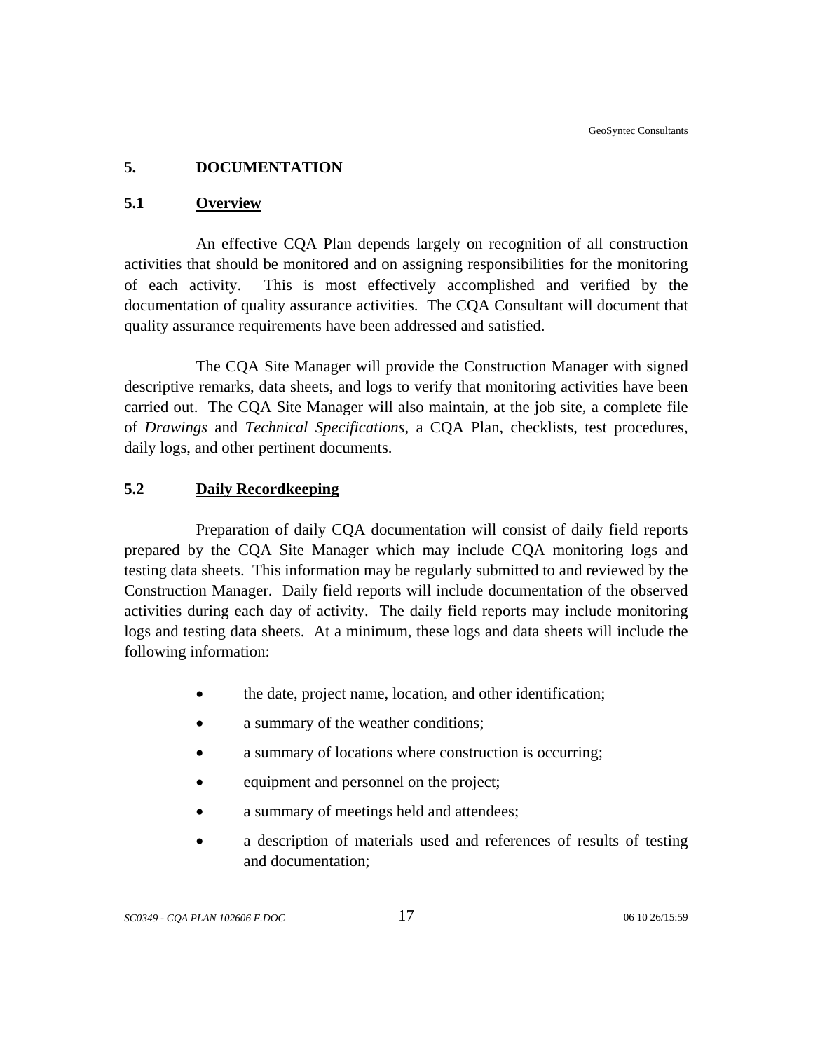## 5. DOCUMENTATION

### 5.1 Overview

An effective CQA Plan depends largely on recognition of all construction activities that should be monitored and on assigning responsibilities for the monitoring of each activity. This is most effectively accomplished and verified by the documentation of quality assurance activities. The CQA Consultant will document that quality assurance requirements have been addressed and satisfied.

The CQA Site Manager will provide the Construction Manager with signed descriptive remarks, data sheets, and logs to verify that monitoring activities have been carried out. The CQA Site Manager will also maintain, at the job site, a complete file of *Drawings* and *Technical Specifications*, a CQA Plan, checklists, test procedures, daily logs, and other pertinent documents.

### 5.2 Daily Recordkeeping

Preparation of daily CQA documentation will consist of daily field reports prepared by the CQA Site Manager which may include CQA monitoring logs and testing data sheets. This information may be regularly submitted to and reviewed by the Construction Manager. Daily field reports will include documentation of the observed activities during each day of activity. The daily field reports may include monitoring logs and testing data sheets. At a minimum, these logs and data sheets will include the following information:

- the date, project name, location, and other identification;
- a summary of the weather conditions;
- a summary of locations where construction is occurring;
- equipment and personnel on the project;
- a summary of meetings held and attendees;
- a description of materials used and references of results of testing and documentation;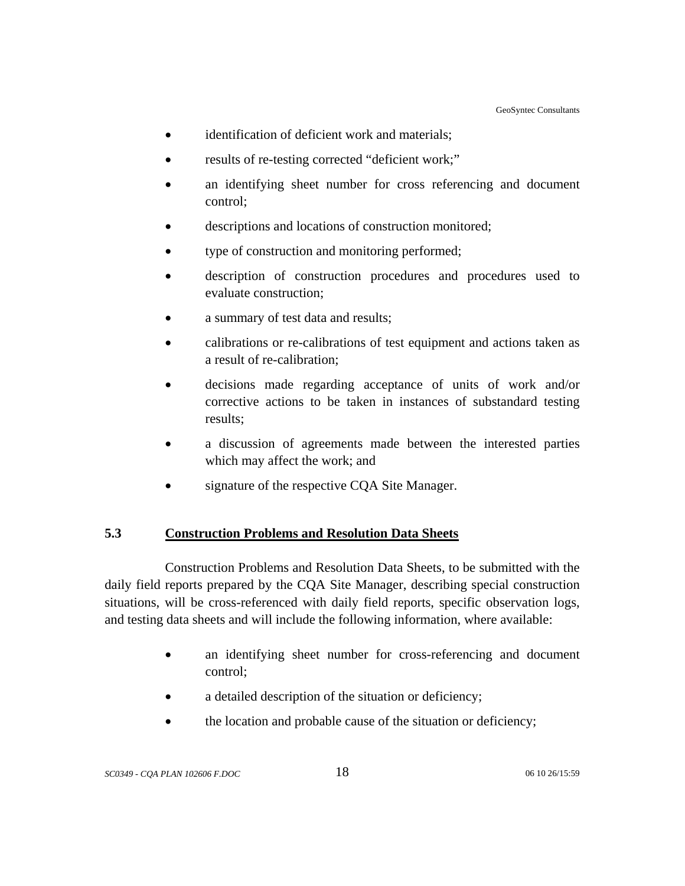- identification of deficient work and materials;
- results of re-testing corrected "deficient work;"
- an identifying sheet number for cross referencing and document control;
- descriptions and locations of construction monitored;
- type of construction and monitoring performed;
- description of construction procedures and procedures used to evaluate construction;
- a summary of test data and results;
- calibrations or re-calibrations of test equipment and actions taken as a result of re-calibration;
- decisions made regarding acceptance of units of work and/or corrective actions to be taken in instances of substandard testing results;
- a discussion of agreements made between the interested parties which may affect the work; and
- signature of the respective CQA Site Manager.

## 5.3 Construction Problems and Resolution Data Sheets

Construction Problems and Resolution Data Sheets, to be submitted with the daily field reports prepared by the CQA Site Manager, describing special construction situations, will be cross-referenced with daily field reports, specific observation logs, and testing data sheets and will include the following information, where available:

- an identifying sheet number for cross-referencing and document control;
- a detailed description of the situation or deficiency;
- the location and probable cause of the situation or deficiency;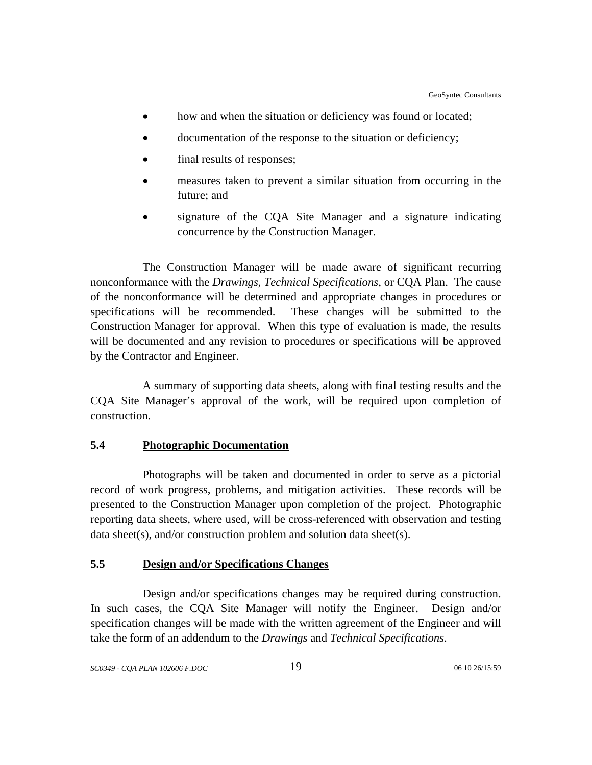- how and when the situation or deficiency was found or located;
- documentation of the response to the situation or deficiency;
- final results of responses;
- measures taken to prevent a similar situation from occurring in the future; and
- signature of the CQA Site Manager and a signature indicating concurrence by the Construction Manager.

The Construction Manager will be made aware of significant recurring nonconformance with the *Drawings*, *Technical Specifications*, or CQA Plan. The cause of the nonconformance will be determined and appropriate changes in procedures or specifications will be recommended. These changes will be submitted to the Construction Manager for approval. When this type of evaluation is made, the results will be documented and any revision to procedures or specifications will be approved by the Contractor and Engineer.

A summary of supporting data sheets, along with final testing results and the CQA Site Manager's approval of the work, will be required upon completion of construction.

## 5.4 Photographic Documentation

Photographs will be taken and documented in order to serve as a pictorial record of work progress, problems, and mitigation activities. These records will be presented to the Construction Manager upon completion of the project. Photographic reporting data sheets, where used, will be cross-referenced with observation and testing data sheet(s), and/or construction problem and solution data sheet(s).

## 5.5 Design and/or Specifications Changes

Design and/or specifications changes may be required during construction. In such cases, the CQA Site Manager will notify the Engineer. Design and/or specification changes will be made with the written agreement of the Engineer and will take the form of an addendum to the *Drawings* and *Technical Specifications*.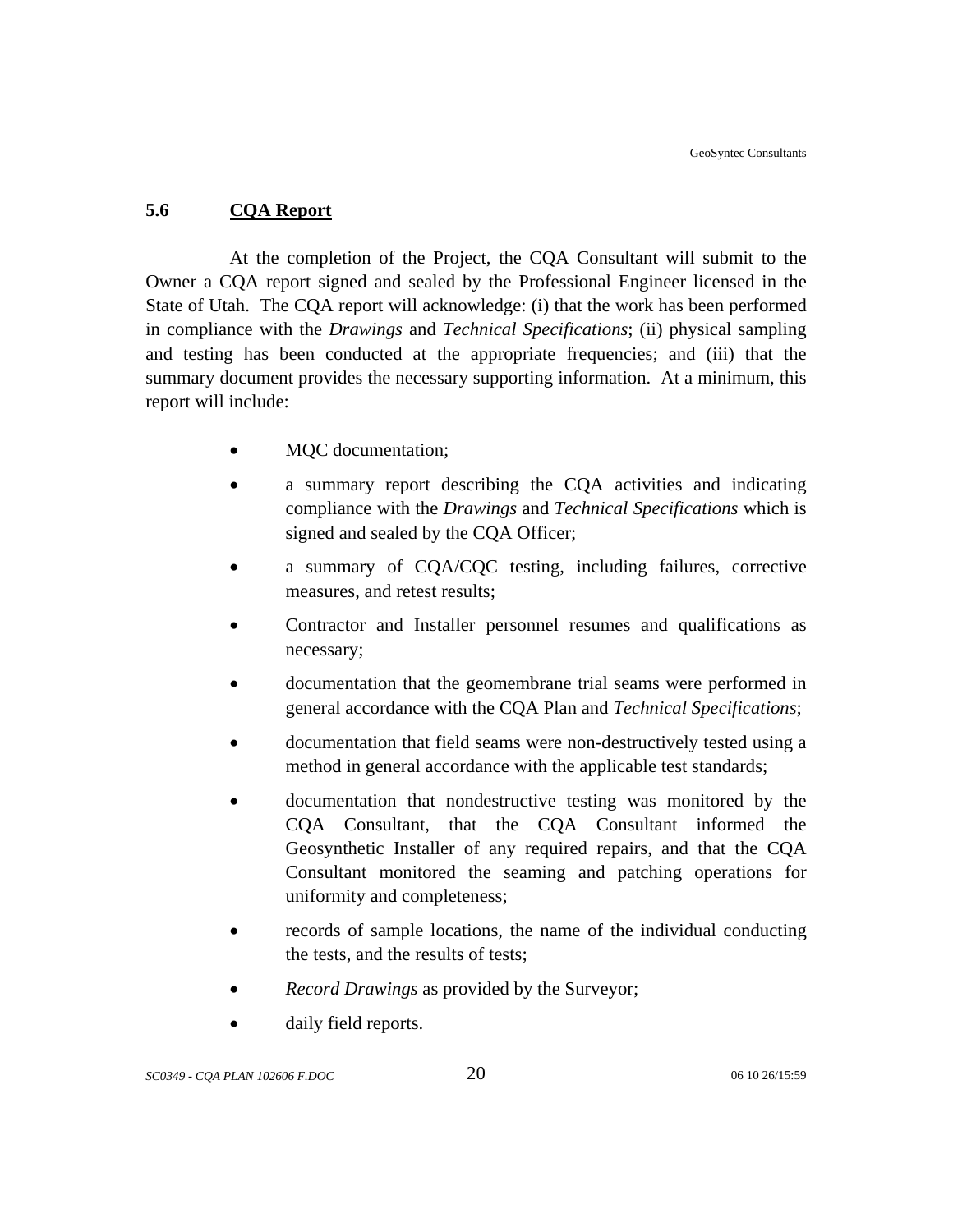## 5.6 CQA Report

At the completion of the Project, the CQA Consultant will submit to the Owner a CQA report signed and sealed by the Professional Engineer licensed in the State of Utah. The CQA report will acknowledge: (i) that the work has been performed in compliance with the *Drawings* and *Technical Specifications*; (ii) physical sampling and testing has been conducted at the appropriate frequencies; and (iii) that the summary document provides the necessary supporting information. At a minimum, this report will include:

- MQC documentation;
- a summary report describing the CQA activities and indicating compliance with the *Drawings* and *Technical Specifications* which is signed and sealed by the CQA Officer;
- a summary of CQA/CQC testing, including failures, corrective measures, and retest results;
- Contractor and Installer personnel resumes and qualifications as necessary;
- documentation that the geomembrane trial seams were performed in general accordance with the CQA Plan and *Technical Specifications*;
- documentation that field seams were non-destructively tested using a method in general accordance with the applicable test standards;
- documentation that nondestructive testing was monitored by the CQA Consultant, that the CQA Consultant informed the Geosynthetic Installer of any required repairs, and that the CQA Consultant monitored the seaming and patching operations for uniformity and completeness;
- records of sample locations, the name of the individual conducting the tests, and the results of tests;
- *Record Drawings* as provided by the Surveyor;
- daily field reports.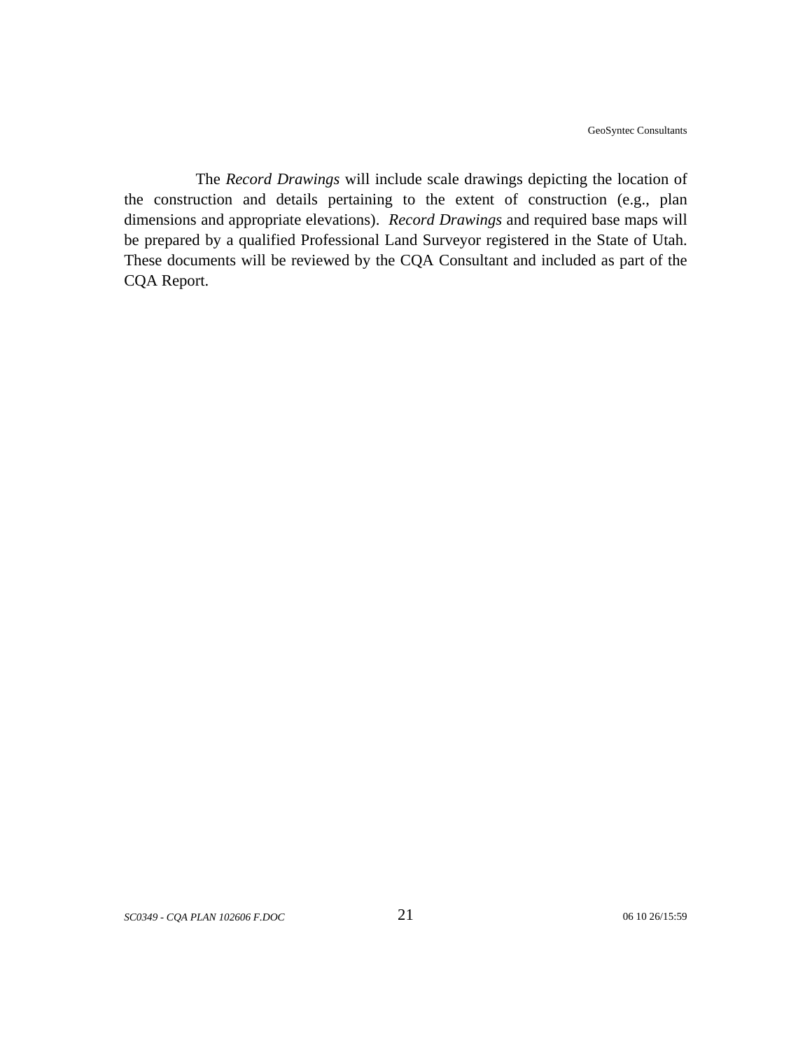The *Record Drawings* will include scale drawings depicting the location of the construction and details pertaining to the extent of construction (e.g., plan dimensions and appropriate elevations). *Record Drawings* and required base maps will be prepared by a qualified Professional Land Surveyor registered in the State of Utah. These documents will be reviewed by the CQA Consultant and included as part of the CQA Report.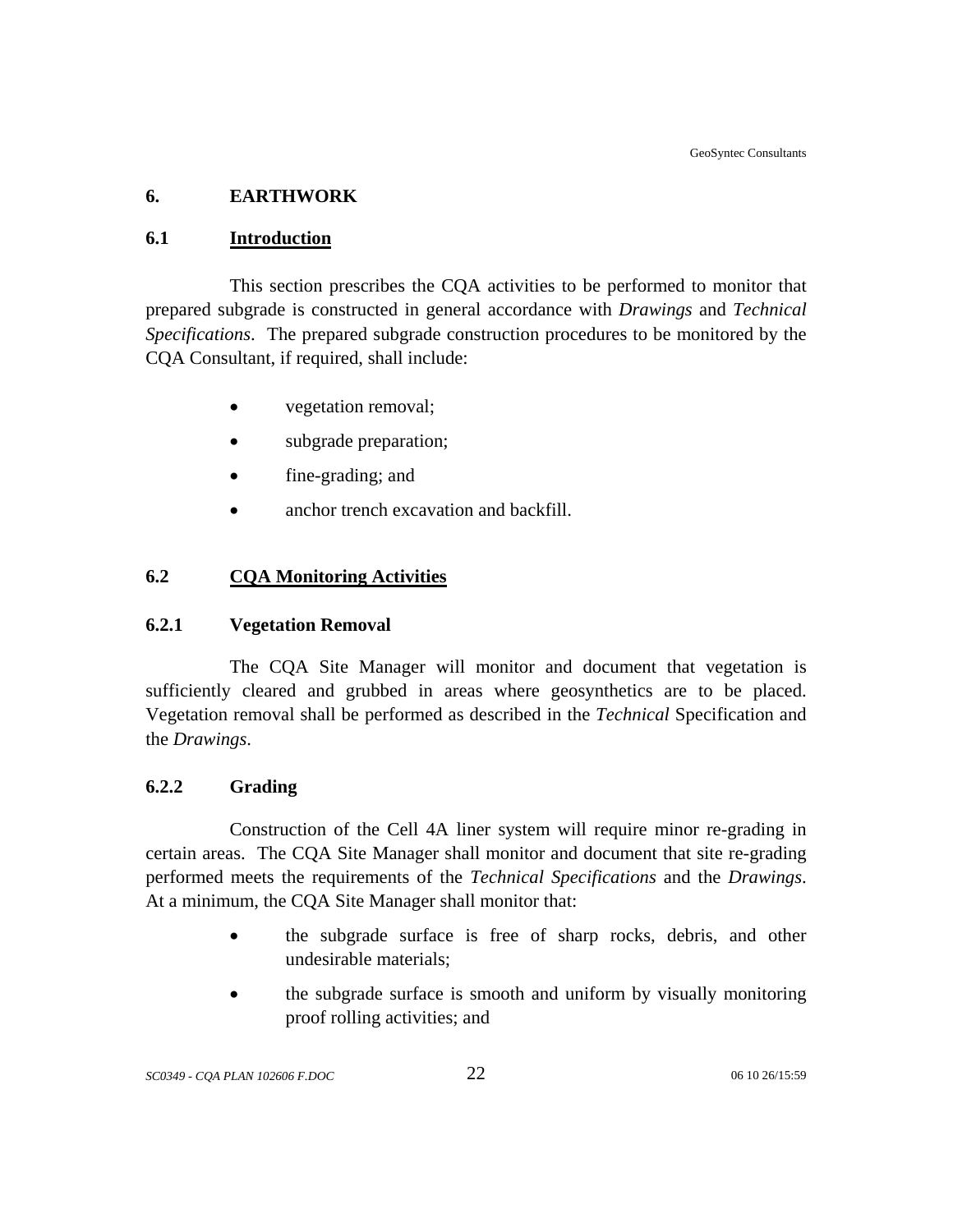## 6. EARTHWORK

### 6.1 Introduction

This section prescribes the CQA activities to be performed to monitor that prepared subgrade is constructed in general accordance with *Drawings* and *Technical Specifications*. The prepared subgrade construction procedures to be monitored by the CQA Consultant, if required, shall include:

- vegetation removal;
- subgrade preparation;
- fine-grading; and
- anchor trench excavation and backfill.

### 6.2 CQA Monitoring Activities

#### 6.2.1 Vegetation Removal

The CQA Site Manager will monitor and document that vegetation is sufficiently cleared and grubbed in areas where geosynthetics are to be placed. Vegetation removal shall be performed as described in the *Technical* Specification and the *Drawings*.

#### 6.2.2 Grading

Construction of the Cell 4A liner system will require minor re-grading in certain areas. The CQA Site Manager shall monitor and document that site re-grading performed meets the requirements of the *Technical Specifications* and the *Drawings*. At a minimum, the CQA Site Manager shall monitor that:

- the subgrade surface is free of sharp rocks, debris, and other undesirable materials;
- the subgrade surface is smooth and uniform by visually monitoring proof rolling activities; and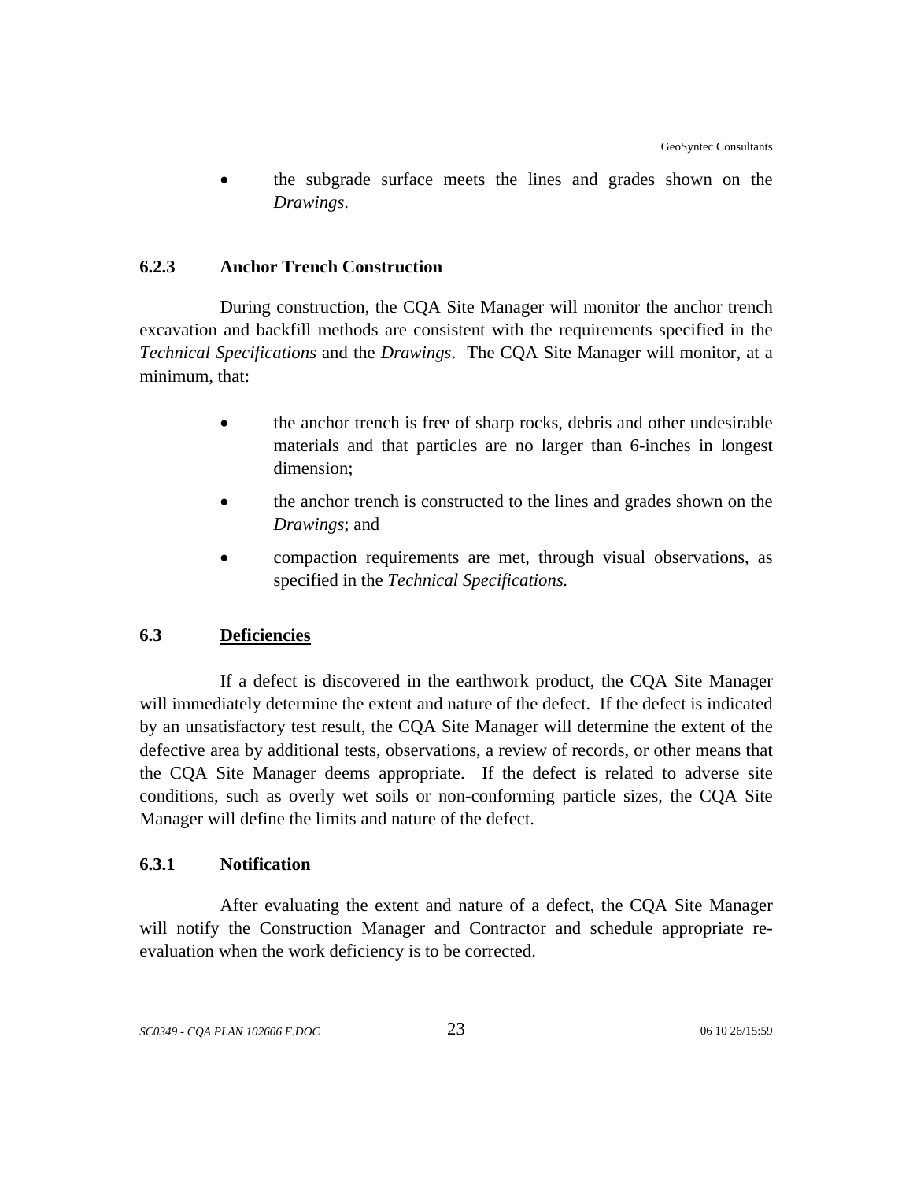- the subgrade surface meets the lines and grades shown on the *Drawings*.

### 6.2.3 Anchor Trench Construction

During construction, the CQA Site Manager will monitor the anchor trench excavation and backfill methods are consistent with the requirements specified in the *Technical Specifications* and the *Drawings*. The CQA Site Manager will monitor, at a minimum, that:

- the anchor trench is free of sharp rocks, debris and other undesirable materials and that particles are no larger than 6-inches in longest dimension;
- the anchor trench is constructed to the lines and grades shown on the *Drawings*; and
- compaction requirements are met, through visual observations, as specified in the *Technical Specifications.*

## 6.3 <u>Deficiencies</u>

If a defect is discovered in the earthwork product, the CQA Site Manager will immediately determine the extent and nature of the defect. If the defect is indicated by an unsatisfactory test result, the CQA Site Manager will determine the extent of the defective area by additional tests, observations, a review of records, or other means that the CQA Site Manager deems appropriate. If the defect is related to adverse site conditions, such as overly wet soils or non-conforming particle sizes, the CQA Site Manager will define the limits and nature of the defect.

### 6.3.1 Notification

After evaluating the extent and nature of a defect, the CQA Site Manager will notify the Construction Manager and Contractor and schedule appropriate re-evaluation when the work deficiency is to be corrected.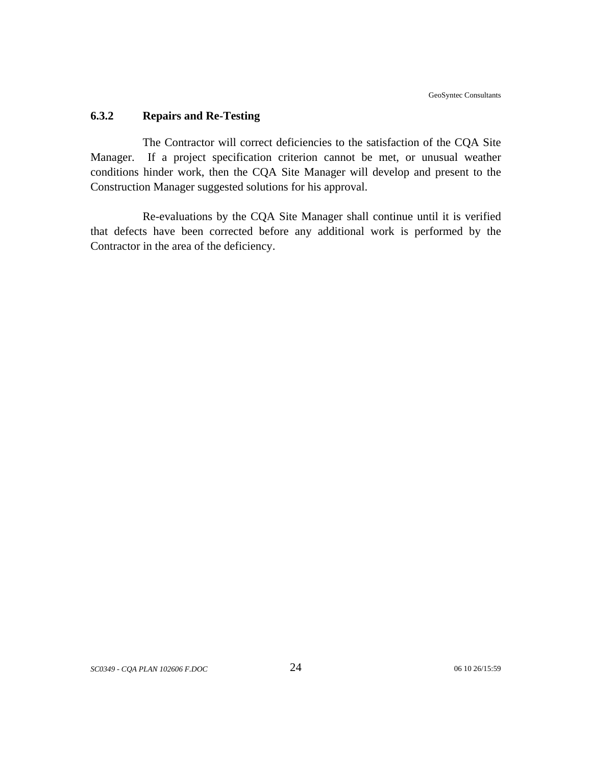### 6.3.2 Repairs and Re-Testing

The Contractor will correct deficiencies to the satisfaction of the CQA Site Manager. If a project specification criterion cannot be met, or unusual weather conditions hinder work, then the CQA Site Manager will develop and present to the Construction Manager suggested solutions for his approval.

Re-evaluations by the CQA Site Manager shall continue until it is verified that defects have been corrected before any additional work is performed by the Contractor in the area of the deficiency.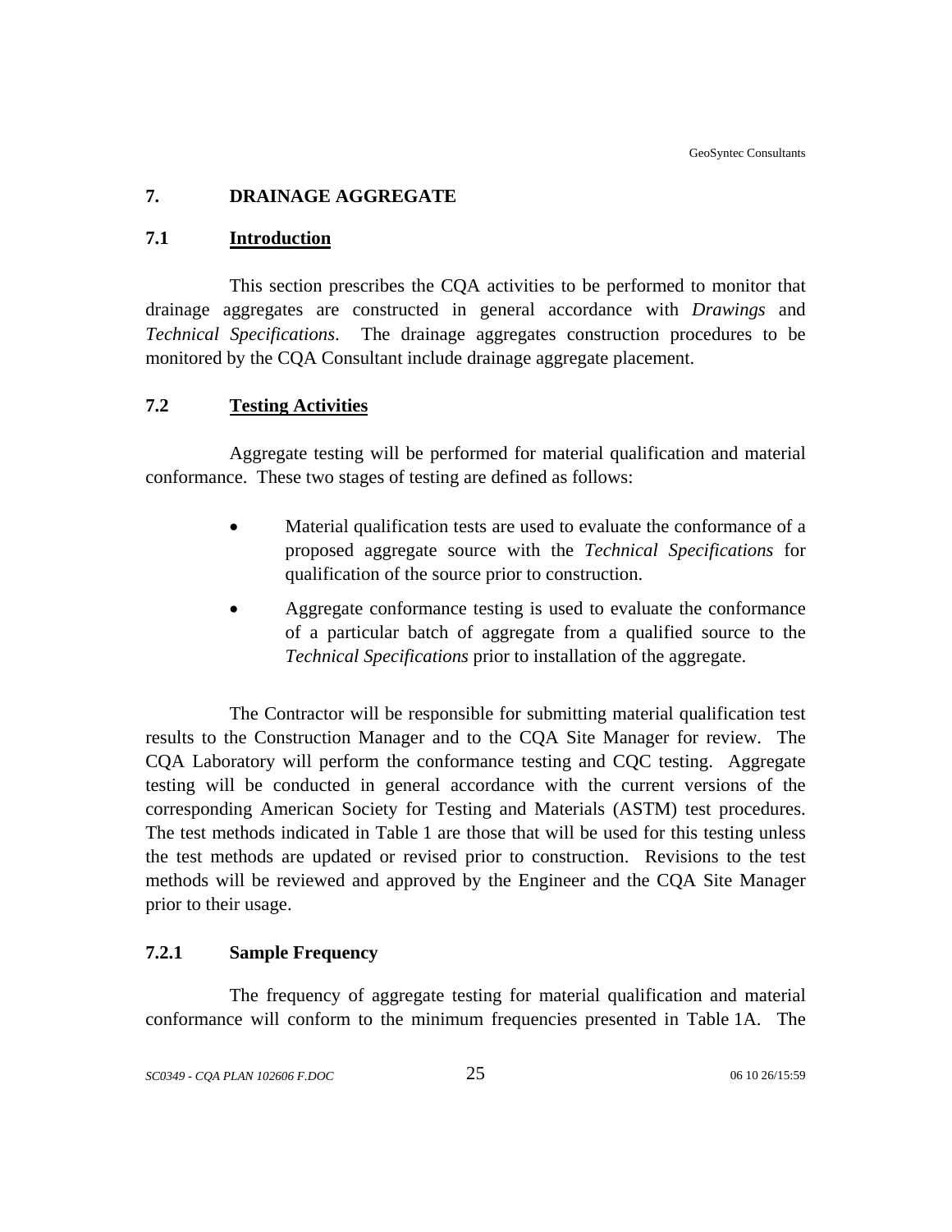# 7. DRAINAGE AGGREGATE

## 7.1 Introduction

This section prescribes the CQA activities to be performed to monitor that drainage aggregates are constructed in general accordance with *Drawings* and *Technical Specifications*. The drainage aggregates construction procedures to be monitored by the CQA Consultant include drainage aggregate placement.

## 7.2 Testing Activities

Aggregate testing will be performed for material qualification and material conformance. These two stages of testing are defined as follows:

- Material qualification tests are used to evaluate the conformance of a proposed aggregate source with the *Technical Specifications* for qualification of the source prior to construction.
- Aggregate conformance testing is used to evaluate the conformance of a particular batch of aggregate from a qualified source to the *Technical Specifications* prior to installation of the aggregate.

The Contractor will be responsible for submitting material qualification test results to the Construction Manager and to the CQA Site Manager for review. The CQA Laboratory will perform the conformance testing and CQC testing. Aggregate testing will be conducted in general accordance with the current versions of the corresponding American Society for Testing and Materials (ASTM) test procedures. The test methods indicated in Table 1 are those that will be used for this testing unless the test methods are updated or revised prior to construction. Revisions to the test methods will be reviewed and approved by the Engineer and the CQA Site Manager prior to their usage.

### 7.2.1 Sample Frequency

The frequency of aggregate testing for material qualification and material conformance will conform to the minimum frequencies presented in Table 1A. The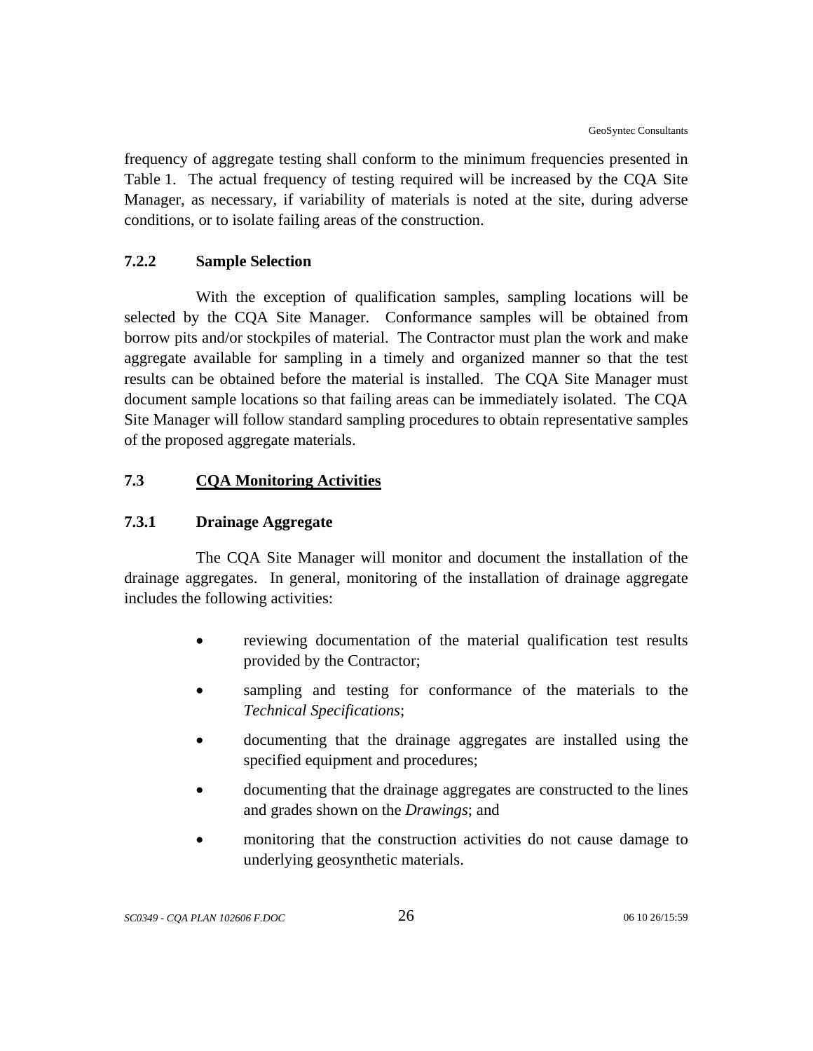frequency of aggregate testing shall conform to the minimum frequencies presented in Table 1. The actual frequency of testing required will be increased by the CQA Site Manager, as necessary, if variability of materials is noted at the site, during adverse conditions, or to isolate failing areas of the construction.

#### 7.2.2 Sample Selection

With the exception of qualification samples, sampling locations will be selected by the CQA Site Manager. Conformance samples will be obtained from borrow pits and/or stockpiles of material. The Contractor must plan the work and make aggregate available for sampling in a timely and organized manner so that the test results can be obtained before the material is installed. The CQA Site Manager must document sample locations so that failing areas can be immediately isolated. The CQA Site Manager will follow standard sampling procedures to obtain representative samples of the proposed aggregate materials.

### 7.3 CQA Monitoring Activities

#### 7.3.1 Drainage Aggregate

The CQA Site Manager will monitor and document the installation of the drainage aggregates. In general, monitoring of the installation of drainage aggregate includes the following activities:

- reviewing documentation of the material qualification test results provided by the Contractor;
- sampling and testing for conformance of the materials to the *Technical Specifications*;
- documenting that the drainage aggregates are installed using the specified equipment and procedures;
- documenting that the drainage aggregates are constructed to the lines and grades shown on the *Drawings*; and
- monitoring that the construction activities do not cause damage to underlying geosynthetic materials.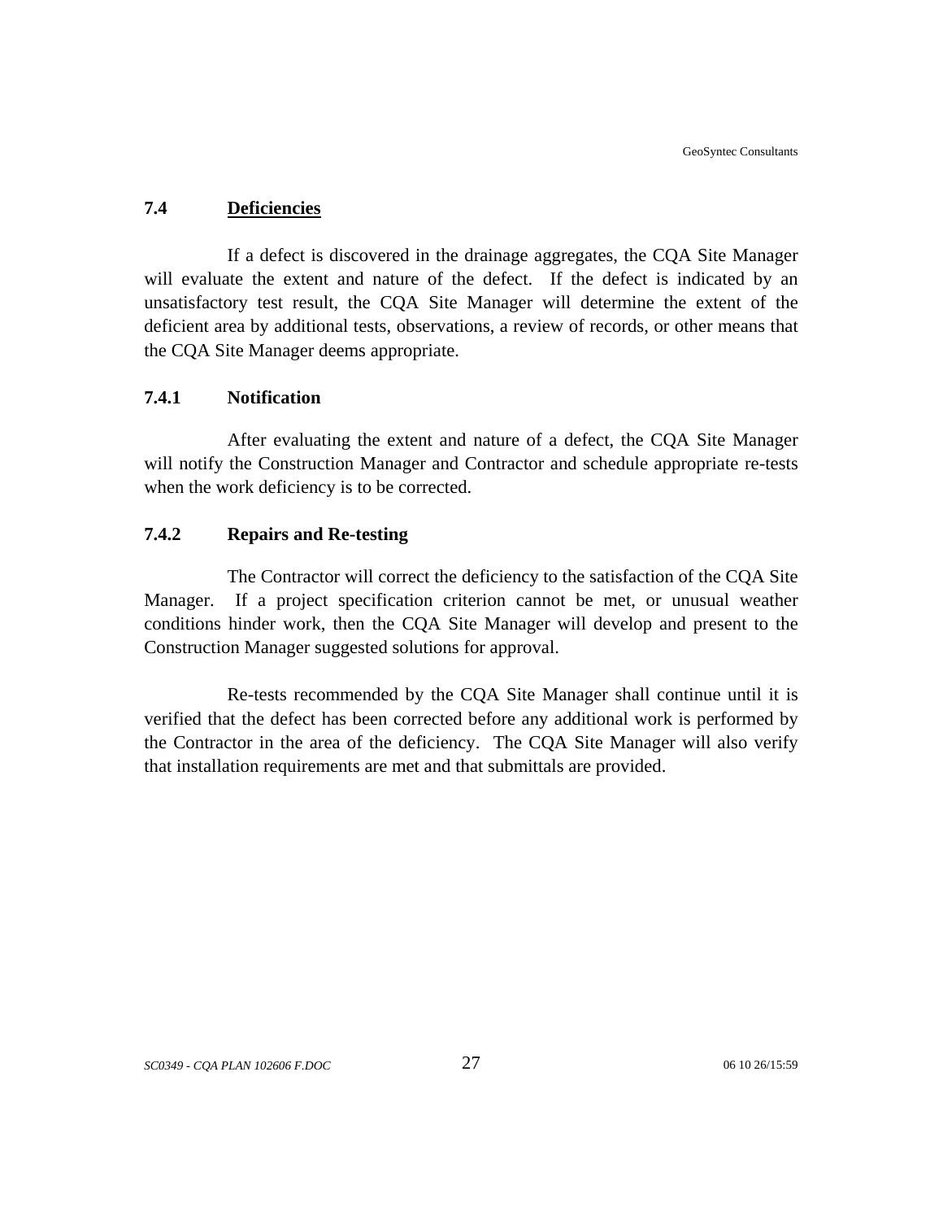## 7.4 Deficiencies

If a defect is discovered in the drainage aggregates, the CQA Site Manager will evaluate the extent and nature of the defect. If the defect is indicated by an unsatisfactory test result, the CQA Site Manager will determine the extent of the deficient area by additional tests, observations, a review of records, or other means that the CQA Site Manager deems appropriate.

### 7.4.1 Notification

After evaluating the extent and nature of a defect, the CQA Site Manager will notify the Construction Manager and Contractor and schedule appropriate re-tests when the work deficiency is to be corrected.

### 7.4.2 Repairs and Re-testing

The Contractor will correct the deficiency to the satisfaction of the CQA Site Manager. If a project specification criterion cannot be met, or unusual weather conditions hinder work, then the CQA Site Manager will develop and present to the Construction Manager suggested solutions for approval.

Re-tests recommended by the CQA Site Manager shall continue until it is verified that the defect has been corrected before any additional work is performed by the Contractor in the area of the deficiency. The CQA Site Manager will also verify that installation requirements are met and that submittals are provided.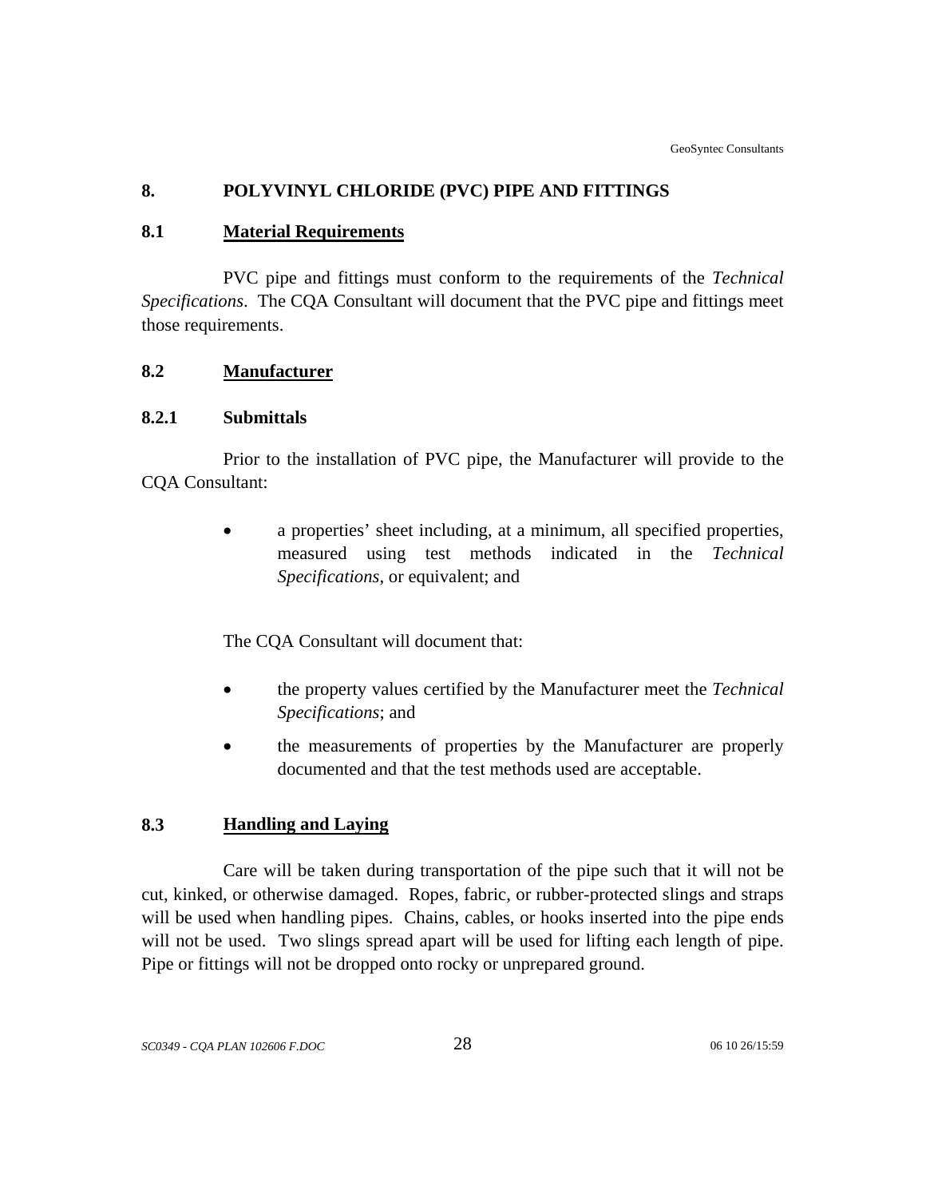# 8. POLYVINYL CHLORIDE (PVC) PIPE AND FITTINGS

## 8.1 Material Requirements

PVC pipe and fittings must conform to the requirements of the *Technical Specifications*. The CQA Consultant will document that the PVC pipe and fittings meet those requirements.

## 8.2 Manufacturer

### 8.2.1 Submittals

Prior to the installation of PVC pipe, the Manufacturer will provide to the CQA Consultant:

- a properties' sheet including, at a minimum, all specified properties, measured using test methods indicated in the *Technical Specifications*, or equivalent; and

The CQA Consultant will document that:

- the property values certified by the Manufacturer meet the *Technical Specifications*; and
- the measurements of properties by the Manufacturer are properly documented and that the test methods used are acceptable.

## 8.3 Handling and Laying

Care will be taken during transportation of the pipe such that it will not be cut, kinked, or otherwise damaged. Ropes, fabric, or rubber-protected slings and straps will be used when handling pipes. Chains, cables, or hooks inserted into the pipe ends will not be used. Two slings spread apart will be used for lifting each length of pipe. Pipe or fittings will not be dropped onto rocky or unprepared ground.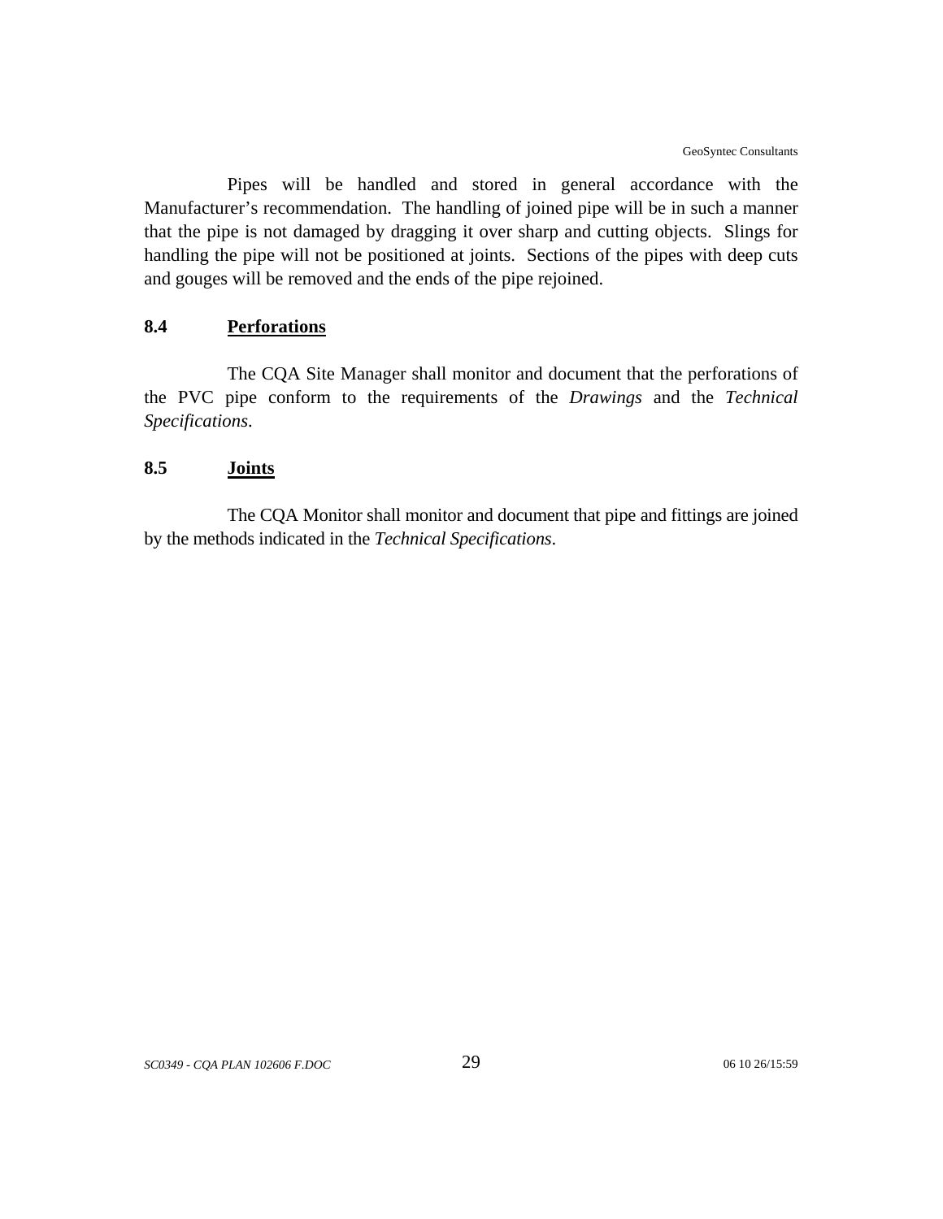Pipes will be handled and stored in general accordance with the Manufacturer's recommendation. The handling of joined pipe will be in such a manner that the pipe is not damaged by dragging it over sharp and cutting objects. Slings for handling the pipe will not be positioned at joints. Sections of the pipes with deep cuts and gouges will be removed and the ends of the pipe rejoined.

### 8.4 Perforations

The CQA Site Manager shall monitor and document that the perforations of the PVC pipe conform to the requirements of the *Drawings* and the *Technical Specifications*.

### 8.5 Joints

The CQA Monitor shall monitor and document that pipe and fittings are joined by the methods indicated in the *Technical Specifications*.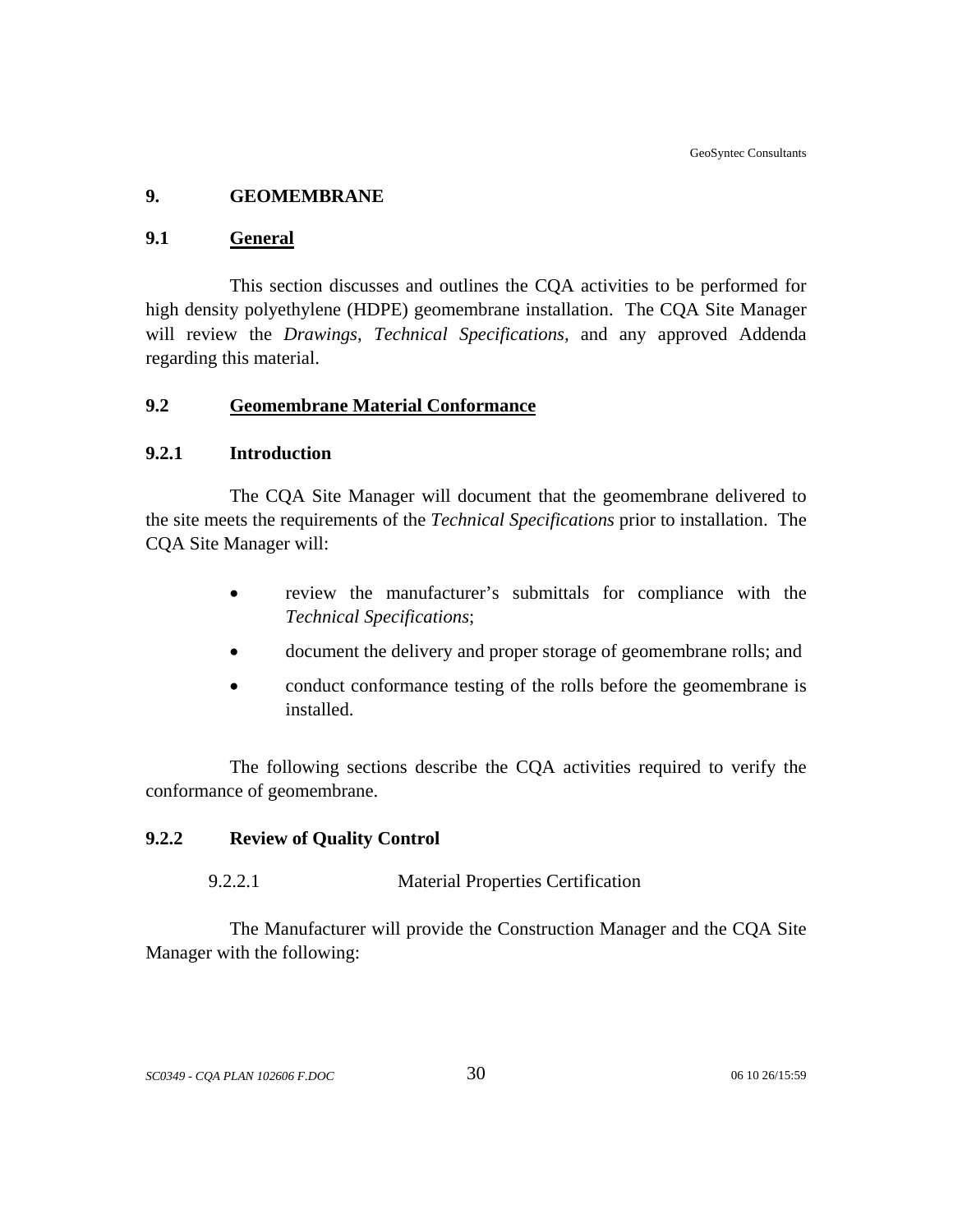# 9. GEOMEMBRANE

## 9.1 General

This section discusses and outlines the CQA activities to be performed for high density polyethylene (HDPE) geomembrane installation. The CQA Site Manager will review the *Drawings*, *Technical Specifications*, and any approved Addenda regarding this material.

## 9.2 Geomembrane Material Conformance

### 9.2.1 Introduction

The CQA Site Manager will document that the geomembrane delivered to the site meets the requirements of the *Technical Specifications* prior to installation. The CQA Site Manager will:

- review the manufacturer's submittals for compliance with the *Technical Specifications*;
- document the delivery and proper storage of geomembrane rolls; and
- conduct conformance testing of the rolls before the geomembrane is installed.

The following sections describe the CQA activities required to verify the conformance of geomembrane.

### 9.2.2 Review of Quality Control

#### 9.2.2.1 Material Properties Certification

The Manufacturer will provide the Construction Manager and the CQA Site Manager with the following: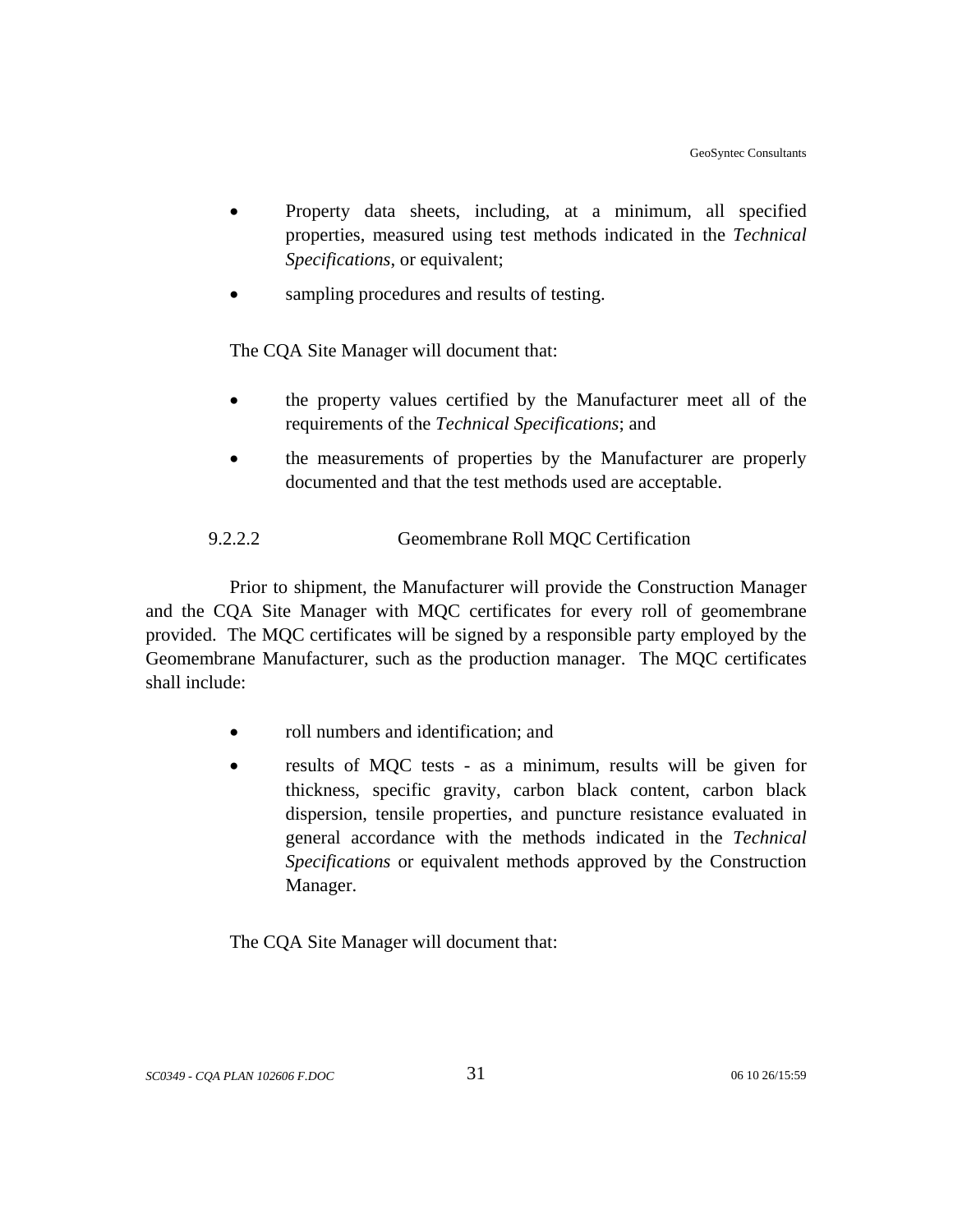- Property data sheets, including, at a minimum, all specified properties, measured using test methods indicated in the *Technical Specifications*, or equivalent;
- sampling procedures and results of testing.

The CQA Site Manager will document that:

- the property values certified by the Manufacturer meet all of the requirements of the *Technical Specifications*; and
- the measurements of properties by the Manufacturer are properly documented and that the test methods used are acceptable.

#### 9.2.2.2 Geomembrane Roll MQC Certification

Prior to shipment, the Manufacturer will provide the Construction Manager and the CQA Site Manager with MQC certificates for every roll of geomembrane provided. The MQC certificates will be signed by a responsible party employed by the Geomembrane Manufacturer, such as the production manager. The MQC certificates shall include:

- roll numbers and identification; and
- results of MQC tests - as a minimum, results will be given for thickness, specific gravity, carbon black content, carbon black dispersion, tensile properties, and puncture resistance evaluated in general accordance with the methods indicated in the *Technical Specifications* or equivalent methods approved by the Construction Manager.

The CQA Site Manager will document that: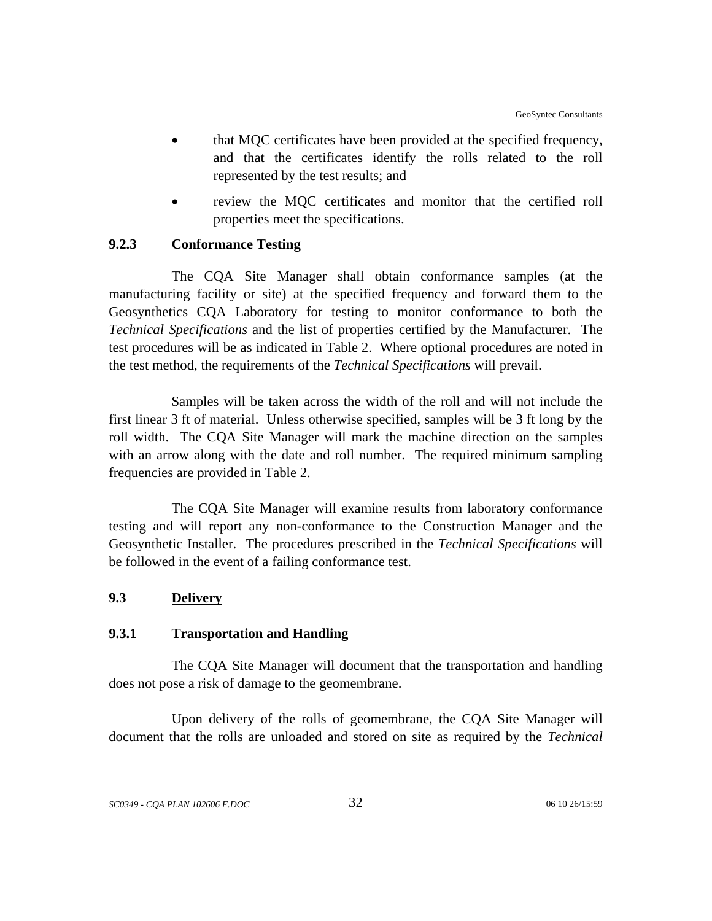- that MQC certificates have been provided at the specified frequency, and that the certificates identify the rolls related to the roll represented by the test results; and
- review the MQC certificates and monitor that the certified roll properties meet the specifications.

#### 9.2.3 Conformance Testing

The CQA Site Manager shall obtain conformance samples (at the manufacturing facility or site) at the specified frequency and forward them to the Geosynthetics CQA Laboratory for testing to monitor conformance to both the *Technical Specifications* and the list of properties certified by the Manufacturer. The test procedures will be as indicated in Table 2. Where optional procedures are noted in the test method, the requirements of the *Technical Specifications* will prevail.

Samples will be taken across the width of the roll and will not include the first linear 3 ft of material. Unless otherwise specified, samples will be 3 ft long by the roll width. The CQA Site Manager will mark the machine direction on the samples with an arrow along with the date and roll number. The required minimum sampling frequencies are provided in Table 2.

The CQA Site Manager will examine results from laboratory conformance testing and will report any non-conformance to the Construction Manager and the Geosynthetic Installer. The procedures prescribed in the *Technical Specifications* will be followed in the event of a failing conformance test.

### 9.3 Delivery

#### 9.3.1 Transportation and Handling

The CQA Site Manager will document that the transportation and handling does not pose a risk of damage to the geomembrane.

Upon delivery of the rolls of geomembrane, the CQA Site Manager will document that the rolls are unloaded and stored on site as required by the *Technical*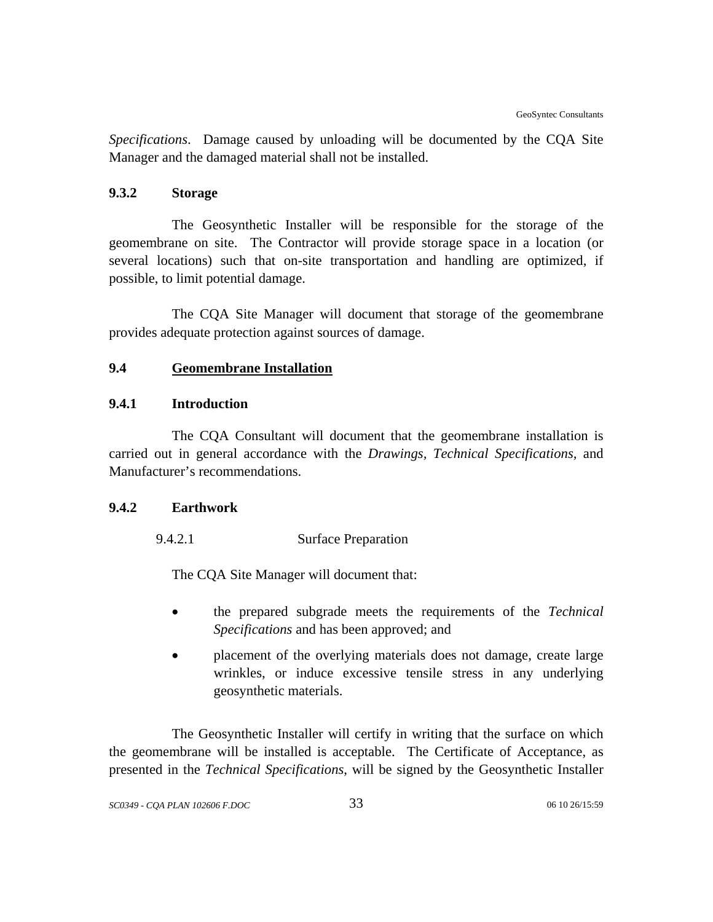*Specifications*. Damage caused by unloading will be documented by the CQA Site Manager and the damaged material shall not be installed.

### 9.3.2 Storage

The Geosynthetic Installer will be responsible for the storage of the geomembrane on site. The Contractor will provide storage space in a location (or several locations) such that on-site transportation and handling are optimized, if possible, to limit potential damage.

The CQA Site Manager will document that storage of the geomembrane provides adequate protection against sources of damage.

## 9.4 Geomembrane Installation

### 9.4.1 Introduction

The CQA Consultant will document that the geomembrane installation is carried out in general accordance with the *Drawings, Technical Specifications,* and Manufacturer's recommendations.

### 9.4.2 Earthwork

#### 9.4.2.1 Surface Preparation

The CQA Site Manager will document that:

- the prepared subgrade meets the requirements of the *Technical Specifications* and has been approved; and
- placement of the overlying materials does not damage, create large wrinkles, or induce excessive tensile stress in any underlying geosynthetic materials.

The Geosynthetic Installer will certify in writing that the surface on which the geomembrane will be installed is acceptable. The Certificate of Acceptance, as presented in the *Technical Specifications*, will be signed by the Geosynthetic Installer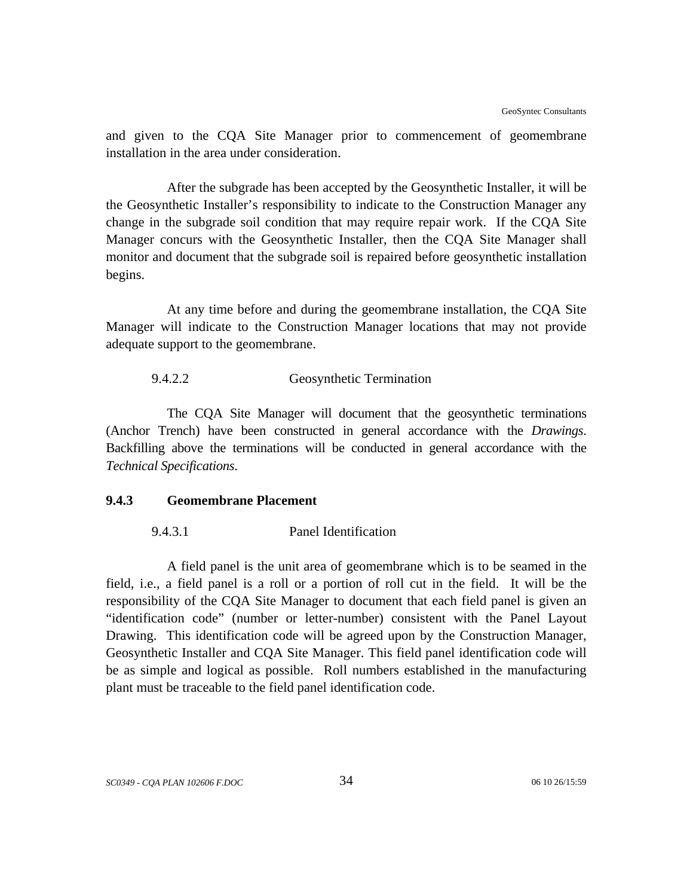and given to the CQA Site Manager prior to commencement of geomembrane installation in the area under consideration.

After the subgrade has been accepted by the Geosynthetic Installer, it will be the Geosynthetic Installer's responsibility to indicate to the Construction Manager any change in the subgrade soil condition that may require repair work. If the CQA Site Manager concurs with the Geosynthetic Installer, then the CQA Site Manager shall monitor and document that the subgrade soil is repaired before geosynthetic installation begins.

At any time before and during the geomembrane installation, the CQA Site Manager will indicate to the Construction Manager locations that may not provide adequate support to the geomembrane.

#### 9.4.2.2 Geosynthetic Termination

The CQA Site Manager will document that the geosynthetic terminations (Anchor Trench) have been constructed in general accordance with the *Drawings*. Backfilling above the terminations will be conducted in general accordance with the *Technical Specifications*.

### 9.4.3 Geomembrane Placement

#### 9.4.3.1 Panel Identification

A field panel is the unit area of geomembrane which is to be seamed in the field, i.e., a field panel is a roll or a portion of roll cut in the field. It will be the responsibility of the CQA Site Manager to document that each field panel is given an "identification code" (number or letter-number) consistent with the Panel Layout Drawing. This identification code will be agreed upon by the Construction Manager, Geosynthetic Installer and CQA Site Manager. This field panel identification code will be as simple and logical as possible. Roll numbers established in the manufacturing plant must be traceable to the field panel identification code.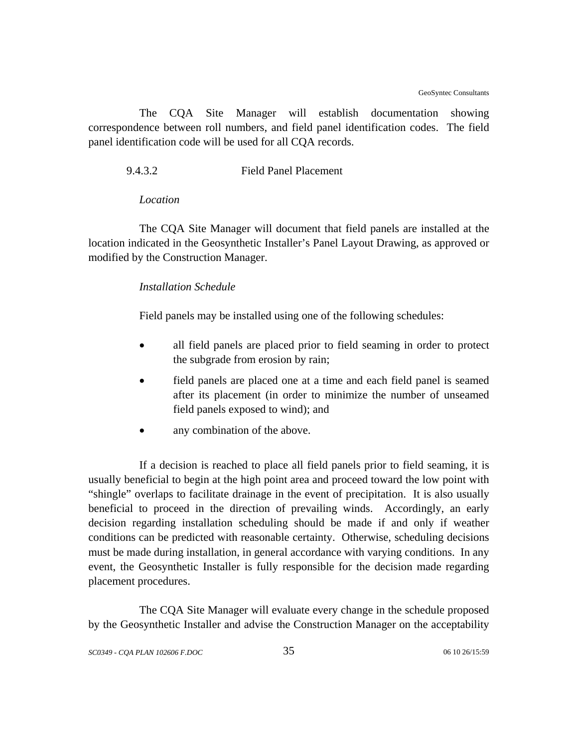The CQA Site Manager will establish documentation showing correspondence between roll numbers, and field panel identification codes. The field panel identification code will be used for all CQA records.

#### 9.4.3.2 Field Panel Placement

*Location*

The CQA Site Manager will document that field panels are installed at the location indicated in the Geosynthetic Installer's Panel Layout Drawing, as approved or modified by the Construction Manager.

*Installation Schedule*

Field panels may be installed using one of the following schedules:

- all field panels are placed prior to field seaming in order to protect the subgrade from erosion by rain;
- field panels are placed one at a time and each field panel is seamed after its placement (in order to minimize the number of unseamed field panels exposed to wind); and
- any combination of the above.

If a decision is reached to place all field panels prior to field seaming, it is usually beneficial to begin at the high point area and proceed toward the low point with "shingle" overlaps to facilitate drainage in the event of precipitation. It is also usually beneficial to proceed in the direction of prevailing winds. Accordingly, an early decision regarding installation scheduling should be made if and only if weather conditions can be predicted with reasonable certainty. Otherwise, scheduling decisions must be made during installation, in general accordance with varying conditions. In any event, the Geosynthetic Installer is fully responsible for the decision made regarding placement procedures.

The CQA Site Manager will evaluate every change in the schedule proposed by the Geosynthetic Installer and advise the Construction Manager on the acceptability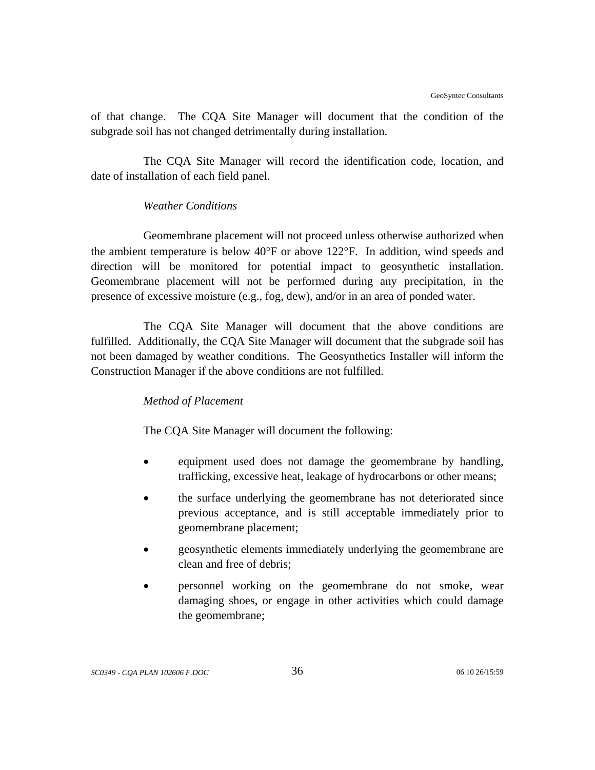of that change. The CQA Site Manager will document that the condition of the subgrade soil has not changed detrimentally during installation.

The CQA Site Manager will record the identification code, location, and date of installation of each field panel.

*Weather Conditions*

Geomembrane placement will not proceed unless otherwise authorized when the ambient temperature is below 40°F or above 122°F. In addition, wind speeds and direction will be monitored for potential impact to geosynthetic installation. Geomembrane placement will not be performed during any precipitation, in the presence of excessive moisture (e.g., fog, dew), and/or in an area of ponded water.

The CQA Site Manager will document that the above conditions are fulfilled. Additionally, the CQA Site Manager will document that the subgrade soil has not been damaged by weather conditions. The Geosynthetics Installer will inform the Construction Manager if the above conditions are not fulfilled.

*Method of Placement*

The CQA Site Manager will document the following:

- equipment used does not damage the geomembrane by handling, trafficking, excessive heat, leakage of hydrocarbons or other means;
- the surface underlying the geomembrane has not deteriorated since previous acceptance, and is still acceptable immediately prior to geomembrane placement;
- geosynthetic elements immediately underlying the geomembrane are clean and free of debris;
- personnel working on the geomembrane do not smoke, wear damaging shoes, or engage in other activities which could damage the geomembrane;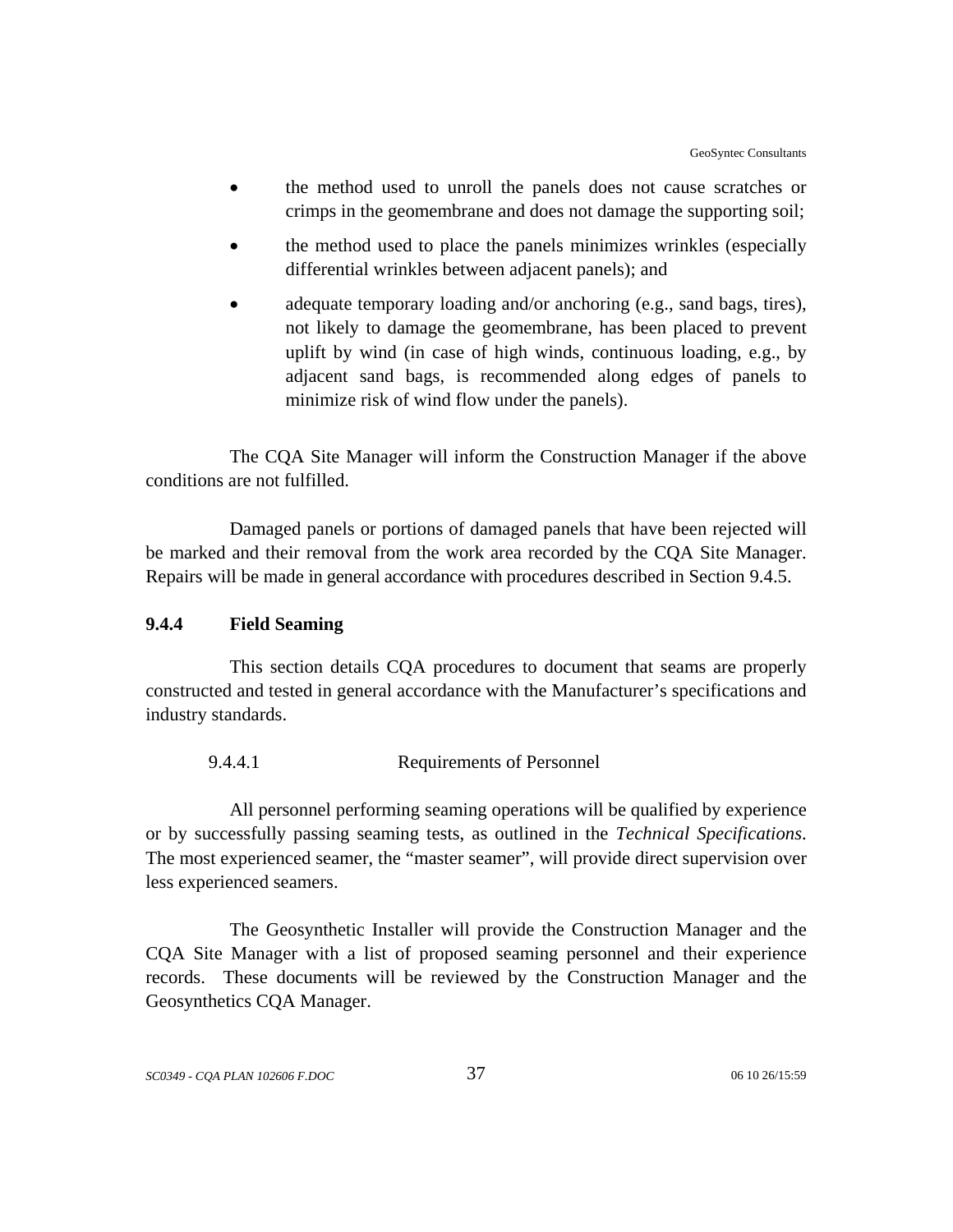- the method used to unroll the panels does not cause scratches or crimps in the geomembrane and does not damage the supporting soil;
- the method used to place the panels minimizes wrinkles (especially differential wrinkles between adjacent panels); and
- adequate temporary loading and/or anchoring (e.g., sand bags, tires), not likely to damage the geomembrane, has been placed to prevent uplift by wind (in case of high winds, continuous loading, e.g., by adjacent sand bags, is recommended along edges of panels to minimize risk of wind flow under the panels).

The CQA Site Manager will inform the Construction Manager if the above conditions are not fulfilled.

Damaged panels or portions of damaged panels that have been rejected will be marked and their removal from the work area recorded by the CQA Site Manager. Repairs will be made in general accordance with procedures described in Section 9.4.5.

### 9.4.4 Field Seaming

This section details CQA procedures to document that seams are properly constructed and tested in general accordance with the Manufacturer's specifications and industry standards.

#### 9.4.4.1 Requirements of Personnel

All personnel performing seaming operations will be qualified by experience or by successfully passing seaming tests, as outlined in the *Technical Specifications*. The most experienced seamer, the "master seamer", will provide direct supervision over less experienced seamers.

The Geosynthetic Installer will provide the Construction Manager and the CQA Site Manager with a list of proposed seaming personnel and their experience records. These documents will be reviewed by the Construction Manager and the Geosynthetics CQA Manager.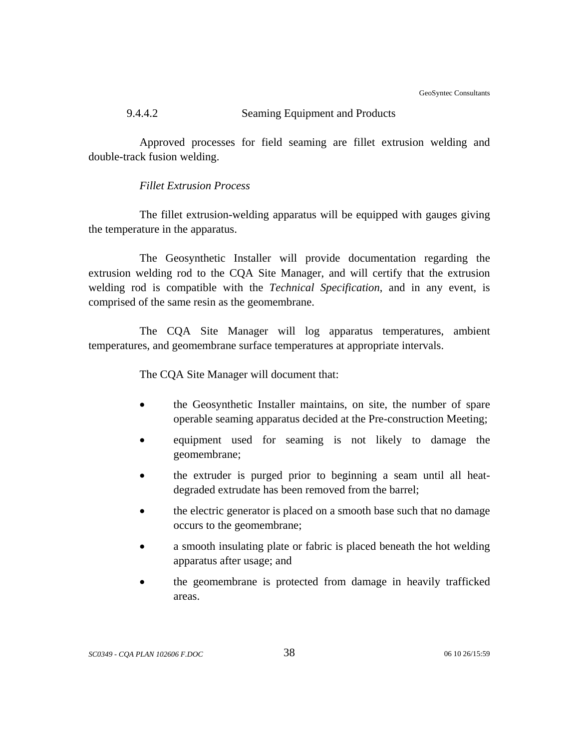#### 9.4.4.2 Seaming Equipment and Products

Approved processes for field seaming are fillet extrusion welding and double-track fusion welding.

*Fillet Extrusion Process*

The fillet extrusion-welding apparatus will be equipped with gauges giving the temperature in the apparatus.

The Geosynthetic Installer will provide documentation regarding the extrusion welding rod to the CQA Site Manager, and will certify that the extrusion welding rod is compatible with the *Technical Specification*, and in any event, is comprised of the same resin as the geomembrane.

The CQA Site Manager will log apparatus temperatures, ambient temperatures, and geomembrane surface temperatures at appropriate intervals.

The CQA Site Manager will document that:

- the Geosynthetic Installer maintains, on site, the number of spare operable seaming apparatus decided at the Pre-construction Meeting;
- equipment used for seaming is not likely to damage the geomembrane;
- the extruder is purged prior to beginning a seam until all heat-degraded extrudate has been removed from the barrel;
- the electric generator is placed on a smooth base such that no damage occurs to the geomembrane;
- a smooth insulating plate or fabric is placed beneath the hot welding apparatus after usage; and
- the geomembrane is protected from damage in heavily trafficked areas.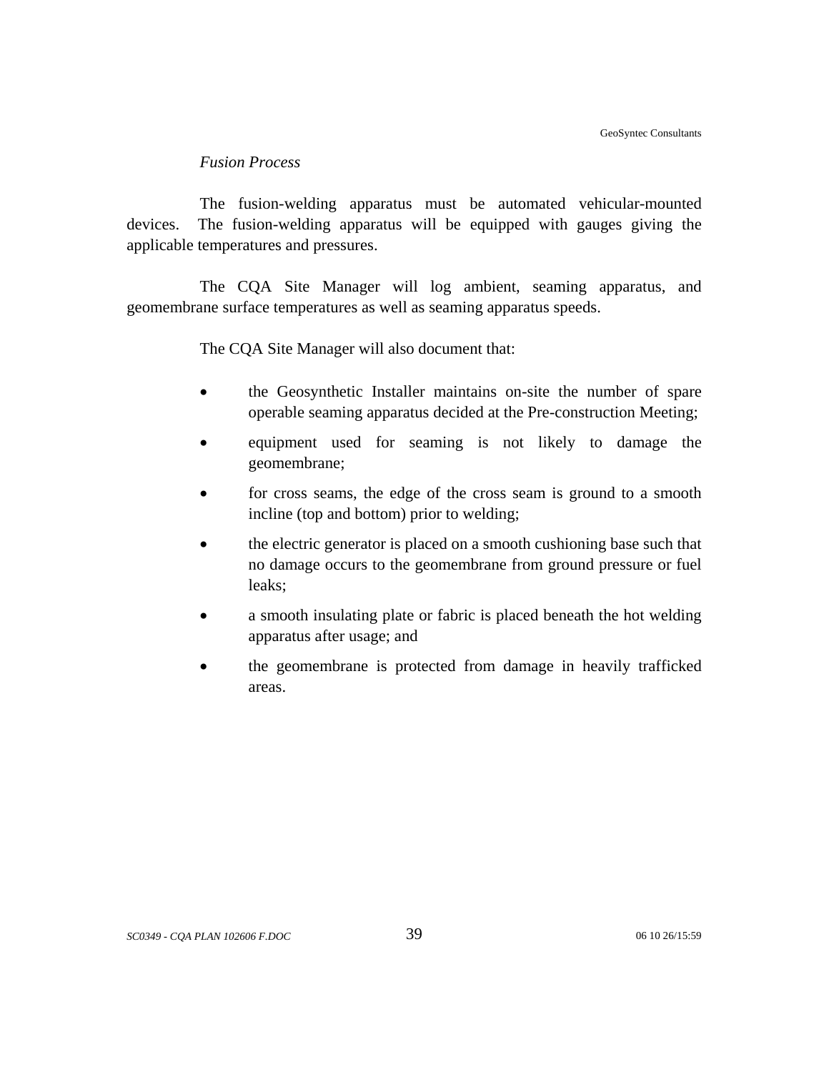*Fusion Process*

The fusion-welding apparatus must be automated vehicular-mounted devices. The fusion-welding apparatus will be equipped with gauges giving the applicable temperatures and pressures.

The CQA Site Manager will log ambient, seaming apparatus, and geomembrane surface temperatures as well as seaming apparatus speeds.

The CQA Site Manager will also document that:

- the Geosynthetic Installer maintains on-site the number of spare operable seaming apparatus decided at the Pre-construction Meeting;
- equipment used for seaming is not likely to damage the geomembrane;
- for cross seams, the edge of the cross seam is ground to a smooth incline (top and bottom) prior to welding;
- the electric generator is placed on a smooth cushioning base such that no damage occurs to the geomembrane from ground pressure or fuel leaks;
- a smooth insulating plate or fabric is placed beneath the hot welding apparatus after usage; and
- the geomembrane is protected from damage in heavily trafficked areas.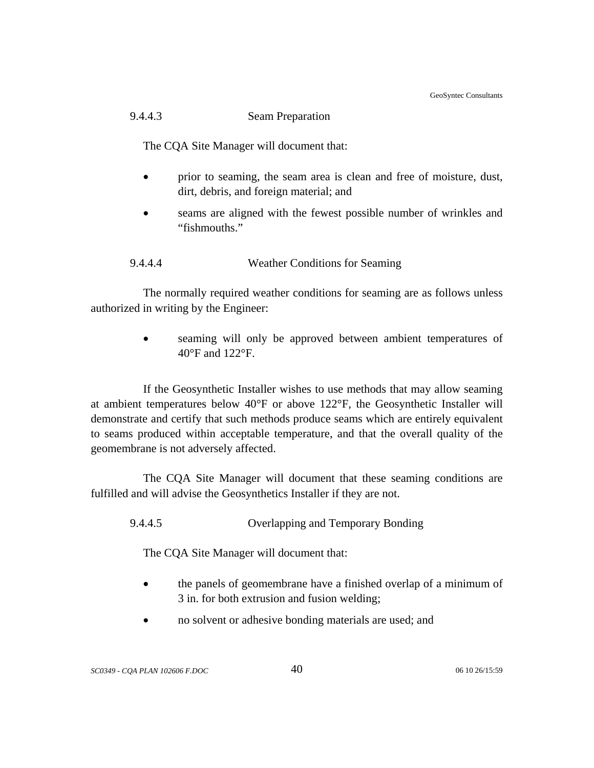#### 9.4.4.3 Seam Preparation

The CQA Site Manager will document that:

- prior to seaming, the seam area is clean and free of moisture, dust, dirt, debris, and foreign material; and
- seams are aligned with the fewest possible number of wrinkles and “fishmouths.”

#### 9.4.4.4 Weather Conditions for Seaming

The normally required weather conditions for seaming are as follows unless authorized in writing by the Engineer:

- seaming will only be approved between ambient temperatures of 40°F and 122°F.

If the Geosynthetic Installer wishes to use methods that may allow seaming at ambient temperatures below 40°F or above 122°F, the Geosynthetic Installer will demonstrate and certify that such methods produce seams which are entirely equivalent to seams produced within acceptable temperature, and that the overall quality of the geomembrane is not adversely affected.

The CQA Site Manager will document that these seaming conditions are fulfilled and will advise the Geosynthetics Installer if they are not.

#### 9.4.4.5 Overlapping and Temporary Bonding

The CQA Site Manager will document that:

- the panels of geomembrane have a finished overlap of a minimum of 3 in. for both extrusion and fusion welding;
- no solvent or adhesive bonding materials are used; and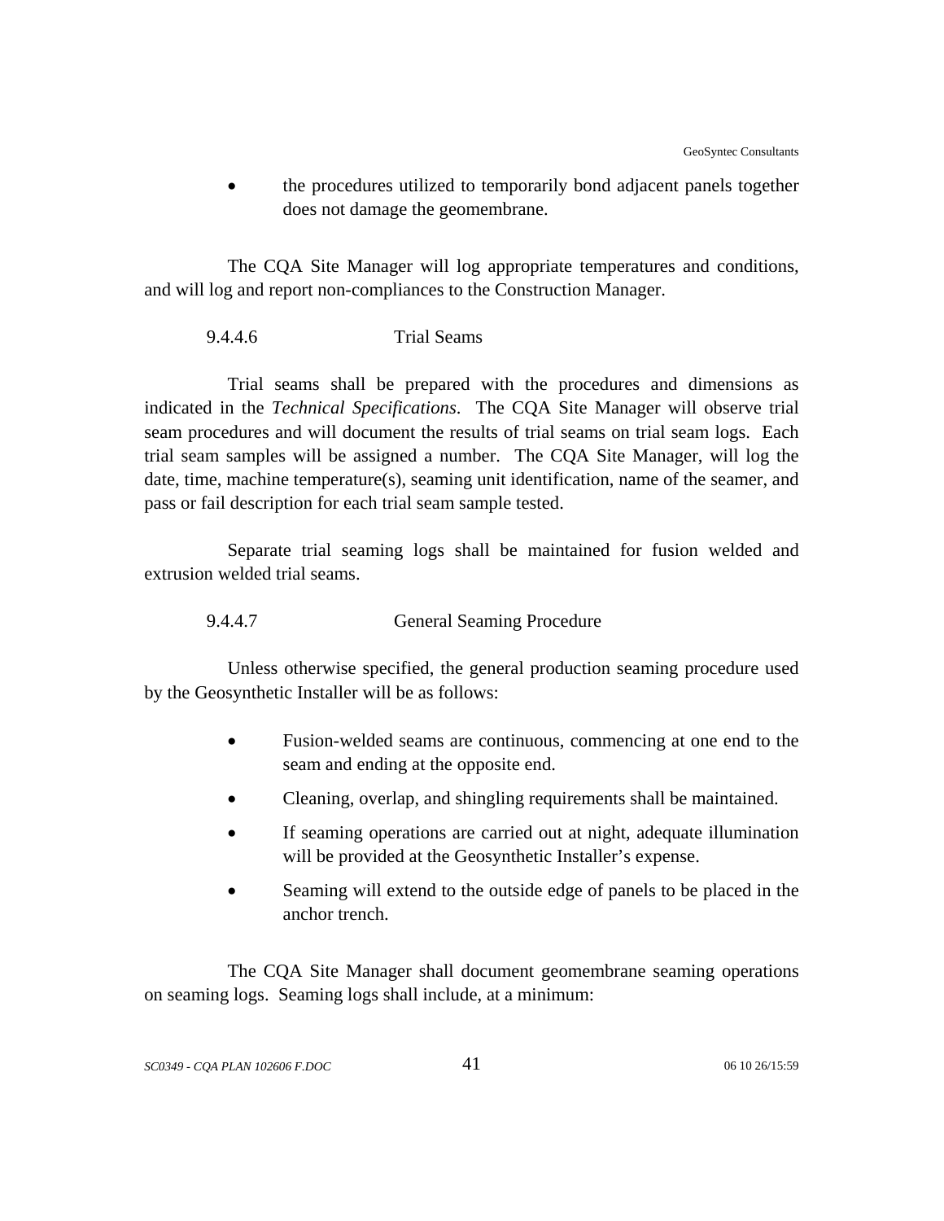- the procedures utilized to temporarily bond adjacent panels together does not damage the geomembrane.

The CQA Site Manager will log appropriate temperatures and conditions, and will log and report non-compliances to the Construction Manager.

#### 9.4.4.6 Trial Seams

Trial seams shall be prepared with the procedures and dimensions as indicated in the *Technical Specifications*. The CQA Site Manager will observe trial seam procedures and will document the results of trial seams on trial seam logs. Each trial seam samples will be assigned a number. The CQA Site Manager, will log the date, time, machine temperature(s), seaming unit identification, name of the seamer, and pass or fail description for each trial seam sample tested.

Separate trial seaming logs shall be maintained for fusion welded and extrusion welded trial seams.

#### 9.4.4.7 General Seaming Procedure

Unless otherwise specified, the general production seaming procedure used by the Geosynthetic Installer will be as follows:

- Fusion-welded seams are continuous, commencing at one end to the seam and ending at the opposite end.
- Cleaning, overlap, and shingling requirements shall be maintained.
- If seaming operations are carried out at night, adequate illumination will be provided at the Geosynthetic Installer's expense.
- Seaming will extend to the outside edge of panels to be placed in the anchor trench.

The CQA Site Manager shall document geomembrane seaming operations on seaming logs. Seaming logs shall include, at a minimum: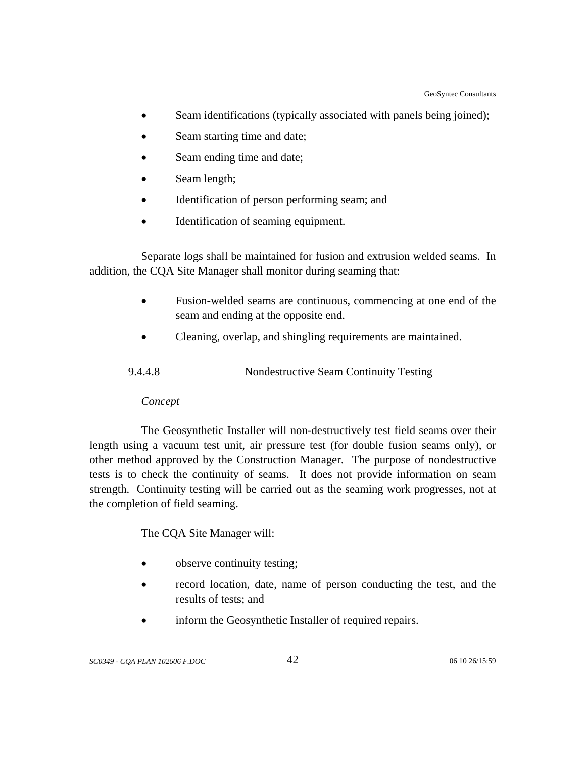- Seam identifications (typically associated with panels being joined);
- Seam starting time and date;
- Seam ending time and date;
- Seam length;
- Identification of person performing seam; and
- Identification of seaming equipment.

Separate logs shall be maintained for fusion and extrusion welded seams. In addition, the CQA Site Manager shall monitor during seaming that:

- Fusion-welded seams are continuous, commencing at one end of the seam and ending at the opposite end.
- Cleaning, overlap, and shingling requirements are maintained.

#### 9.4.4.8 Nondestructive Seam Continuity Testing

*Concept*

The Geosynthetic Installer will non-destructively test field seams over their length using a vacuum test unit, air pressure test (for double fusion seams only), or other method approved by the Construction Manager. The purpose of nondestructive tests is to check the continuity of seams. It does not provide information on seam strength. Continuity testing will be carried out as the seaming work progresses, not at the completion of field seaming.

The CQA Site Manager will:

- observe continuity testing;
- record location, date, name of person conducting the test, and the results of tests; and
- inform the Geosynthetic Installer of required repairs.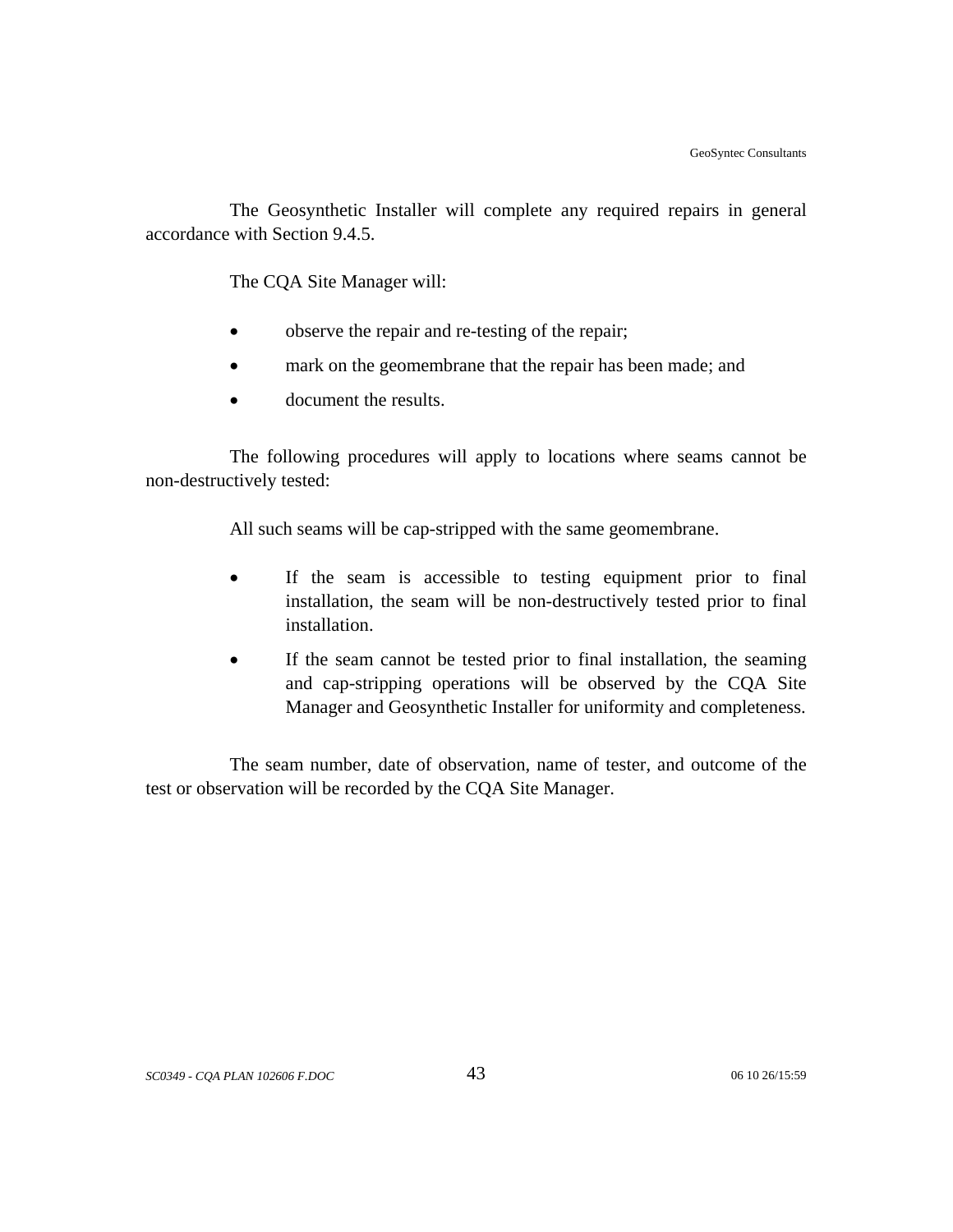The Geosynthetic Installer will complete any required repairs in general accordance with Section 9.4.5.

The CQA Site Manager will:

- observe the repair and re-testing of the repair;
- mark on the geomembrane that the repair has been made; and
- document the results.

The following procedures will apply to locations where seams cannot be non-destructively tested:

All such seams will be cap-stripped with the same geomembrane.

- If the seam is accessible to testing equipment prior to final installation, the seam will be non-destructively tested prior to final installation.
- If the seam cannot be tested prior to final installation, the seaming and cap-stripping operations will be observed by the CQA Site Manager and Geosynthetic Installer for uniformity and completeness.

The seam number, date of observation, name of tester, and outcome of the test or observation will be recorded by the CQA Site Manager.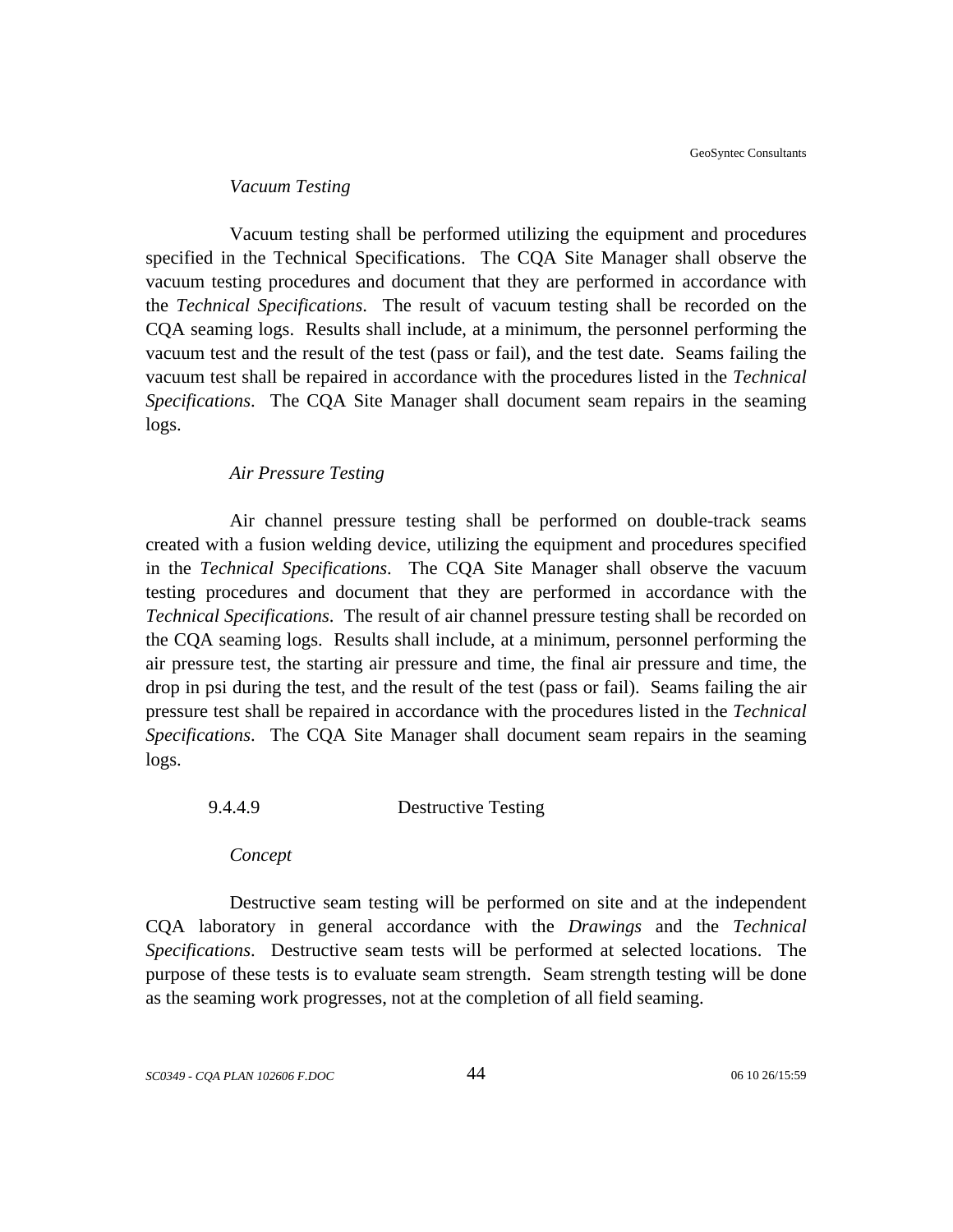*Vacuum Testing*

Vacuum testing shall be performed utilizing the equipment and procedures specified in the Technical Specifications. The CQA Site Manager shall observe the vacuum testing procedures and document that they are performed in accordance with the *Technical Specifications*. The result of vacuum testing shall be recorded on the CQA seaming logs. Results shall include, at a minimum, the personnel performing the vacuum test and the result of the test (pass or fail), and the test date. Seams failing the vacuum test shall be repaired in accordance with the procedures listed in the *Technical Specifications*. The CQA Site Manager shall document seam repairs in the seaming logs.

*Air Pressure Testing*

Air channel pressure testing shall be performed on double-track seams created with a fusion welding device, utilizing the equipment and procedures specified in the *Technical Specifications*. The CQA Site Manager shall observe the vacuum testing procedures and document that they are performed in accordance with the *Technical Specifications*. The result of air channel pressure testing shall be recorded on the CQA seaming logs. Results shall include, at a minimum, personnel performing the air pressure test, the starting air pressure and time, the final air pressure and time, the drop in psi during the test, and the result of the test (pass or fail). Seams failing the air pressure test shall be repaired in accordance with the procedures listed in the *Technical Specifications*. The CQA Site Manager shall document seam repairs in the seaming logs.

#### 9.4.4.9 Destructive Testing

*Concept*

Destructive seam testing will be performed on site and at the independent CQA laboratory in general accordance with the *Drawings* and the *Technical Specifications*. Destructive seam tests will be performed at selected locations. The purpose of these tests is to evaluate seam strength. Seam strength testing will be done as the seaming work progresses, not at the completion of all field seaming.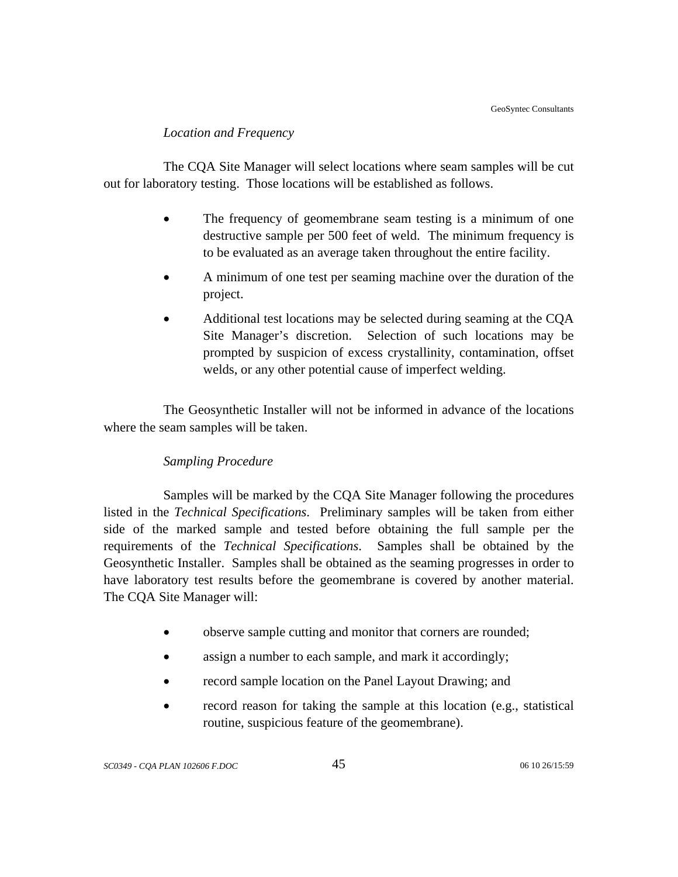*Location and Frequency*

The CQA Site Manager will select locations where seam samples will be cut out for laboratory testing. Those locations will be established as follows.

- The frequency of geomembrane seam testing is a minimum of one destructive sample per 500 feet of weld. The minimum frequency is to be evaluated as an average taken throughout the entire facility.
- A minimum of one test per seaming machine over the duration of the project.
- Additional test locations may be selected during seaming at the CQA Site Manager's discretion. Selection of such locations may be prompted by suspicion of excess crystallinity, contamination, offset welds, or any other potential cause of imperfect welding.

The Geosynthetic Installer will not be informed in advance of the locations where the seam samples will be taken.

*Sampling Procedure*

Samples will be marked by the CQA Site Manager following the procedures listed in the *Technical Specifications*. Preliminary samples will be taken from either side of the marked sample and tested before obtaining the full sample per the requirements of the *Technical Specifications*. Samples shall be obtained by the Geosynthetic Installer. Samples shall be obtained as the seaming progresses in order to have laboratory test results before the geomembrane is covered by another material. The CQA Site Manager will:

- observe sample cutting and monitor that corners are rounded;
- assign a number to each sample, and mark it accordingly;
- record sample location on the Panel Layout Drawing; and
- record reason for taking the sample at this location (e.g., statistical routine, suspicious feature of the geomembrane).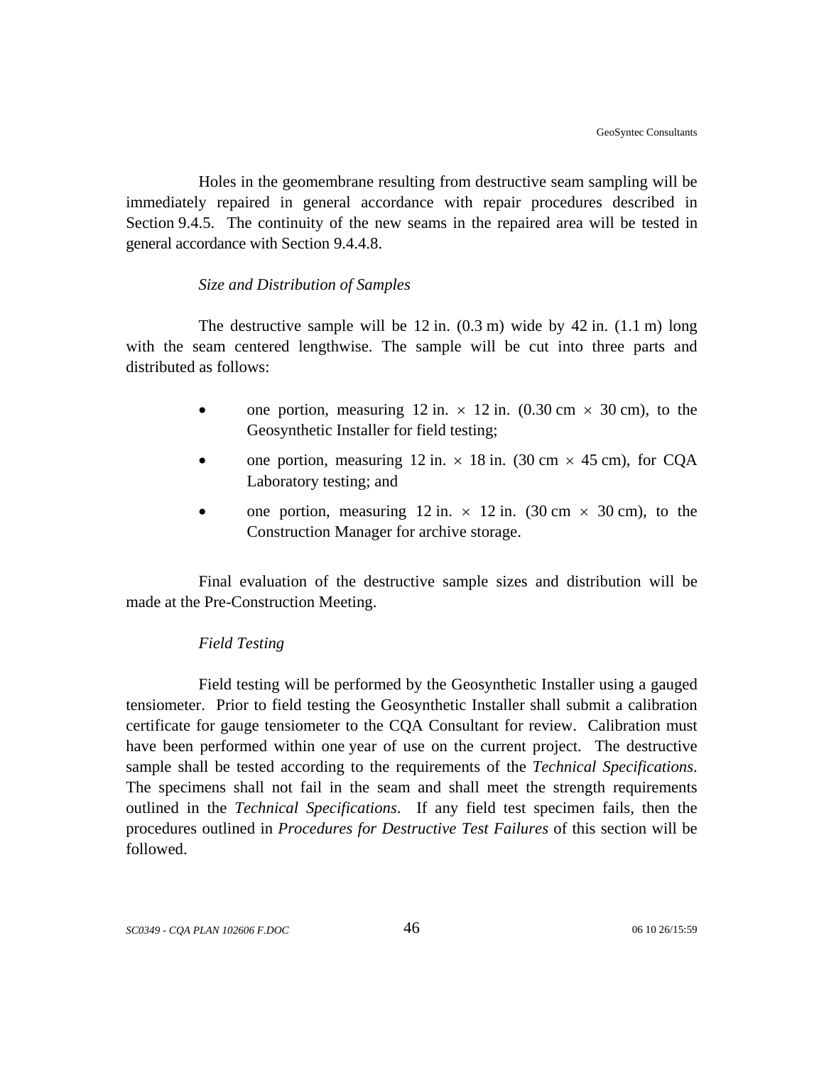Holes in the geomembrane resulting from destructive seam sampling will be immediately repaired in general accordance with repair procedures described in Section 9.4.5. The continuity of the new seams in the repaired area will be tested in general accordance with Section 9.4.4.8.

*Size and Distribution of Samples*

The destructive sample will be 12 in. (0.3 m) wide by 42 in. (1.1 m) long with the seam centered lengthwise. The sample will be cut into three parts and distributed as follows:

- one portion, measuring 12 in. × 12 in. (0.30 cm × 30 cm), to the Geosynthetic Installer for field testing;
- one portion, measuring 12 in. × 18 in. (30 cm × 45 cm), for CQA Laboratory testing; and
- one portion, measuring 12 in. × 12 in. (30 cm × 30 cm), to the Construction Manager for archive storage.

Final evaluation of the destructive sample sizes and distribution will be made at the Pre-Construction Meeting.

*Field Testing*

Field testing will be performed by the Geosynthetic Installer using a gauged tensiometer. Prior to field testing the Geosynthetic Installer shall submit a calibration certificate for gauge tensiometer to the CQA Consultant for review. Calibration must have been performed within one year of use on the current project. The destructive sample shall be tested according to the requirements of the *Technical Specifications*. The specimens shall not fail in the seam and shall meet the strength requirements outlined in the *Technical Specifications*. If any field test specimen fails, then the procedures outlined in *Procedures for Destructive Test Failures* of this section will be followed.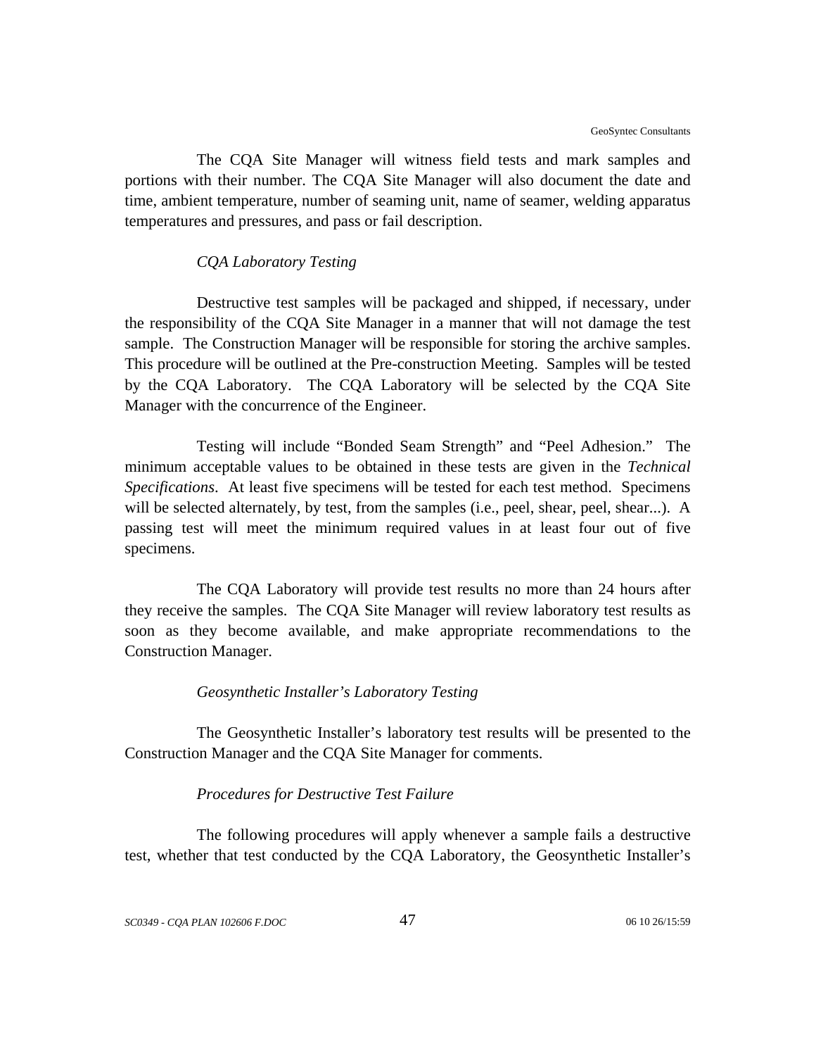The CQA Site Manager will witness field tests and mark samples and portions with their number. The CQA Site Manager will also document the date and time, ambient temperature, number of seaming unit, name of seamer, welding apparatus temperatures and pressures, and pass or fail description.

*CQA Laboratory Testing*

Destructive test samples will be packaged and shipped, if necessary, under the responsibility of the CQA Site Manager in a manner that will not damage the test sample. The Construction Manager will be responsible for storing the archive samples. This procedure will be outlined at the Pre-construction Meeting. Samples will be tested by the CQA Laboratory. The CQA Laboratory will be selected by the CQA Site Manager with the concurrence of the Engineer.

Testing will include "Bonded Seam Strength" and "Peel Adhesion." The minimum acceptable values to be obtained in these tests are given in the *Technical Specifications*. At least five specimens will be tested for each test method. Specimens will be selected alternately, by test, from the samples (i.e., peel, shear, peel, shear...). A passing test will meet the minimum required values in at least four out of five specimens.

The CQA Laboratory will provide test results no more than 24 hours after they receive the samples. The CQA Site Manager will review laboratory test results as soon as they become available, and make appropriate recommendations to the Construction Manager.

*Geosynthetic Installer's Laboratory Testing*

The Geosynthetic Installer's laboratory test results will be presented to the Construction Manager and the CQA Site Manager for comments.

*Procedures for Destructive Test Failure*

The following procedures will apply whenever a sample fails a destructive test, whether that test conducted by the CQA Laboratory, the Geosynthetic Installer's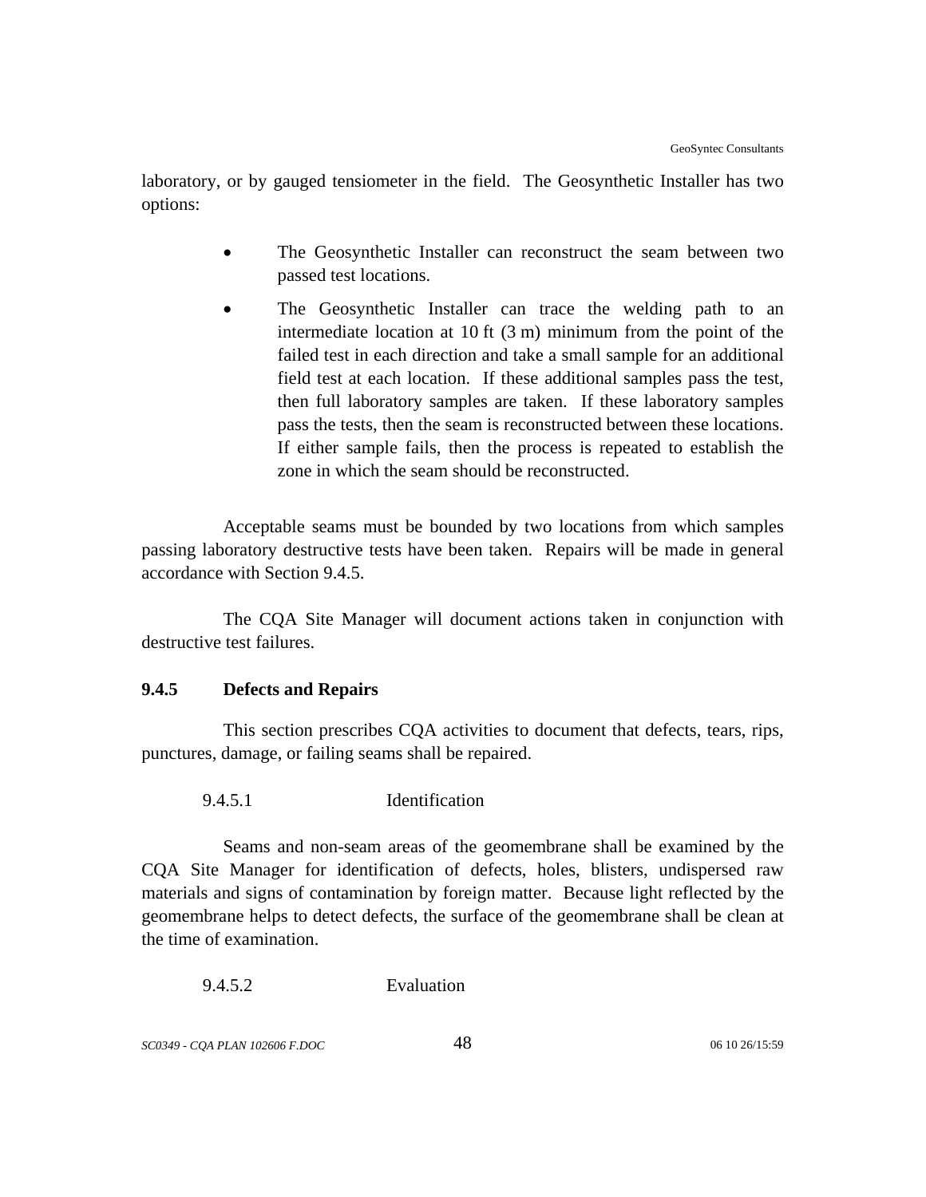laboratory, or by gauged tensiometer in the field. The Geosynthetic Installer has two options:

- The Geosynthetic Installer can reconstruct the seam between two passed test locations.
- The Geosynthetic Installer can trace the welding path to an intermediate location at 10 ft (3 m) minimum from the point of the failed test in each direction and take a small sample for an additional field test at each location. If these additional samples pass the test, then full laboratory samples are taken. If these laboratory samples pass the tests, then the seam is reconstructed between these locations. If either sample fails, then the process is repeated to establish the zone in which the seam should be reconstructed.

Acceptable seams must be bounded by two locations from which samples passing laboratory destructive tests have been taken. Repairs will be made in general accordance with Section 9.4.5.

The CQA Site Manager will document actions taken in conjunction with destructive test failures.

### 9.4.5 Defects and Repairs

This section prescribes CQA activities to document that defects, tears, rips, punctures, damage, or failing seams shall be repaired.

#### 9.4.5.1 Identification

Seams and non-seam areas of the geomembrane shall be examined by the CQA Site Manager for identification of defects, holes, blisters, undispersed raw materials and signs of contamination by foreign matter. Because light reflected by the geomembrane helps to detect defects, the surface of the geomembrane shall be clean at the time of examination.

#### 9.4.5.2 Evaluation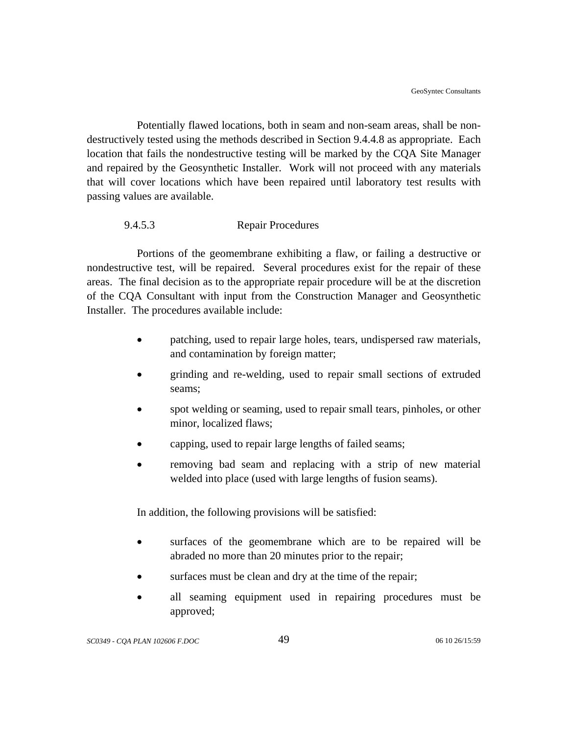Potentially flawed locations, both in seam and non-seam areas, shall be non-destructively tested using the methods described in Section 9.4.4.8 as appropriate. Each location that fails the nondestructive testing will be marked by the CQA Site Manager and repaired by the Geosynthetic Installer. Work will not proceed with any materials that will cover locations which have been repaired until laboratory test results with passing values are available.

#### 9.4.5.3 Repair Procedures

Portions of the geomembrane exhibiting a flaw, or failing a destructive or nondestructive test, will be repaired. Several procedures exist for the repair of these areas. The final decision as to the appropriate repair procedure will be at the discretion of the CQA Consultant with input from the Construction Manager and Geosynthetic Installer. The procedures available include:

- patching, used to repair large holes, tears, undispersed raw materials, and contamination by foreign matter;
- grinding and re-welding, used to repair small sections of extruded seams;
- spot welding or seaming, used to repair small tears, pinholes, or other minor, localized flaws;
- capping, used to repair large lengths of failed seams;
- removing bad seam and replacing with a strip of new material welded into place (used with large lengths of fusion seams).

In addition, the following provisions will be satisfied:

- surfaces of the geomembrane which are to be repaired will be abraded no more than 20 minutes prior to the repair;
- surfaces must be clean and dry at the time of the repair;
- all seaming equipment used in repairing procedures must be approved;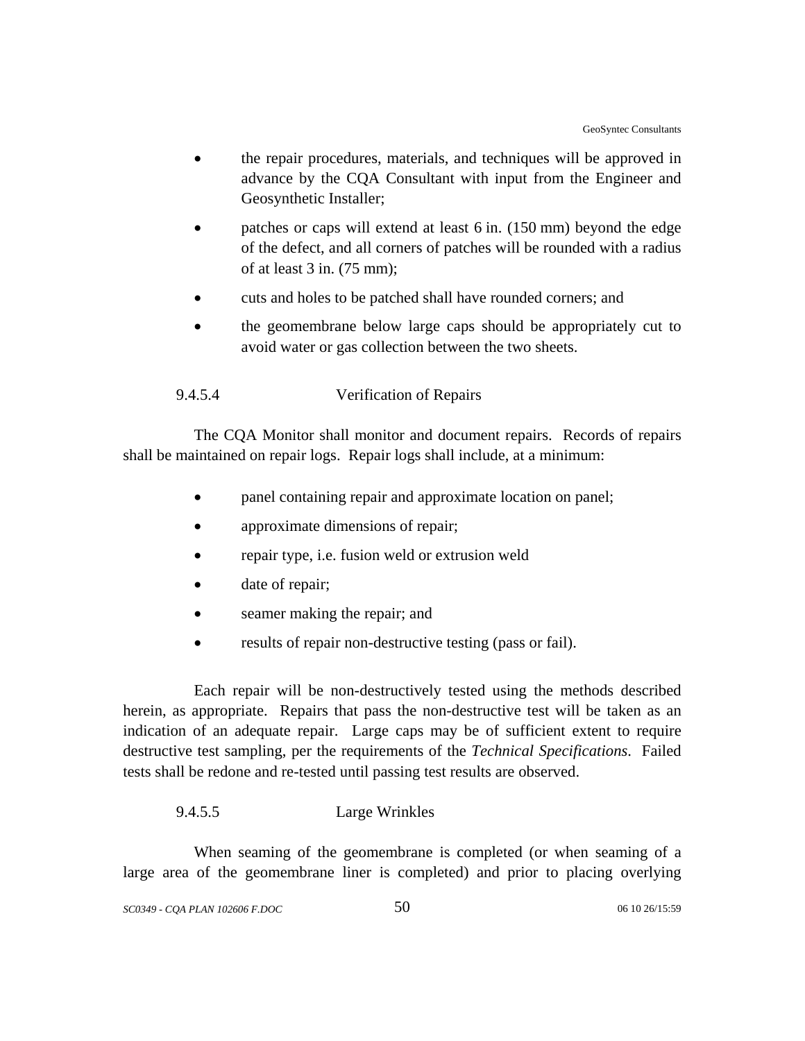- the repair procedures, materials, and techniques will be approved in advance by the CQA Consultant with input from the Engineer and Geosynthetic Installer;
- patches or caps will extend at least 6 in. (150 mm) beyond the edge of the defect, and all corners of patches will be rounded with a radius of at least 3 in. (75 mm);
- cuts and holes to be patched shall have rounded corners; and
- the geomembrane below large caps should be appropriately cut to avoid water or gas collection between the two sheets.

#### 9.4.5.4 Verification of Repairs

The CQA Monitor shall monitor and document repairs. Records of repairs shall be maintained on repair logs. Repair logs shall include, at a minimum:

- panel containing repair and approximate location on panel;
- approximate dimensions of repair;
- repair type, i.e. fusion weld or extrusion weld
- date of repair;
- seamer making the repair; and
- results of repair non-destructive testing (pass or fail).

Each repair will be non-destructively tested using the methods described herein, as appropriate. Repairs that pass the non-destructive test will be taken as an indication of an adequate repair. Large caps may be of sufficient extent to require destructive test sampling, per the requirements of the *Technical Specifications*. Failed tests shall be redone and re-tested until passing test results are observed.

#### 9.4.5.5 Large Wrinkles

When seaming of the geomembrane is completed (or when seaming of a large area of the geomembrane liner is completed) and prior to placing overlying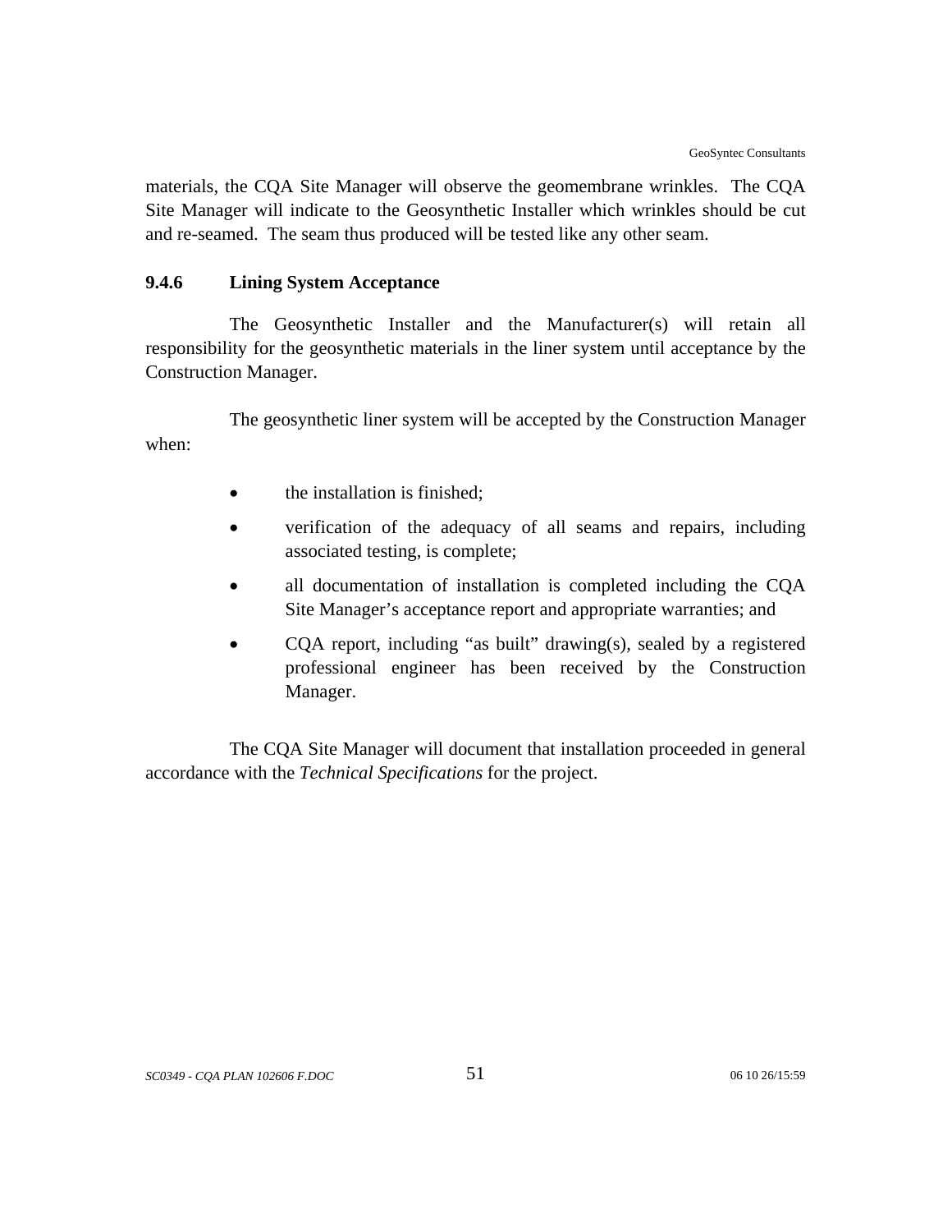materials, the CQA Site Manager will observe the geomembrane wrinkles. The CQA Site Manager will indicate to the Geosynthetic Installer which wrinkles should be cut and re-seamed. The seam thus produced will be tested like any other seam.

#### 9.4.6 Lining System Acceptance

The Geosynthetic Installer and the Manufacturer(s) will retain all responsibility for the geosynthetic materials in the liner system until acceptance by the Construction Manager.

The geosynthetic liner system will be accepted by the Construction Manager when:

- the installation is finished;
- verification of the adequacy of all seams and repairs, including associated testing, is complete;
- all documentation of installation is completed including the CQA Site Manager's acceptance report and appropriate warranties; and
- CQA report, including "as built" drawing(s), sealed by a registered professional engineer has been received by the Construction Manager.

The CQA Site Manager will document that installation proceeded in general accordance with the *Technical Specifications* for the project.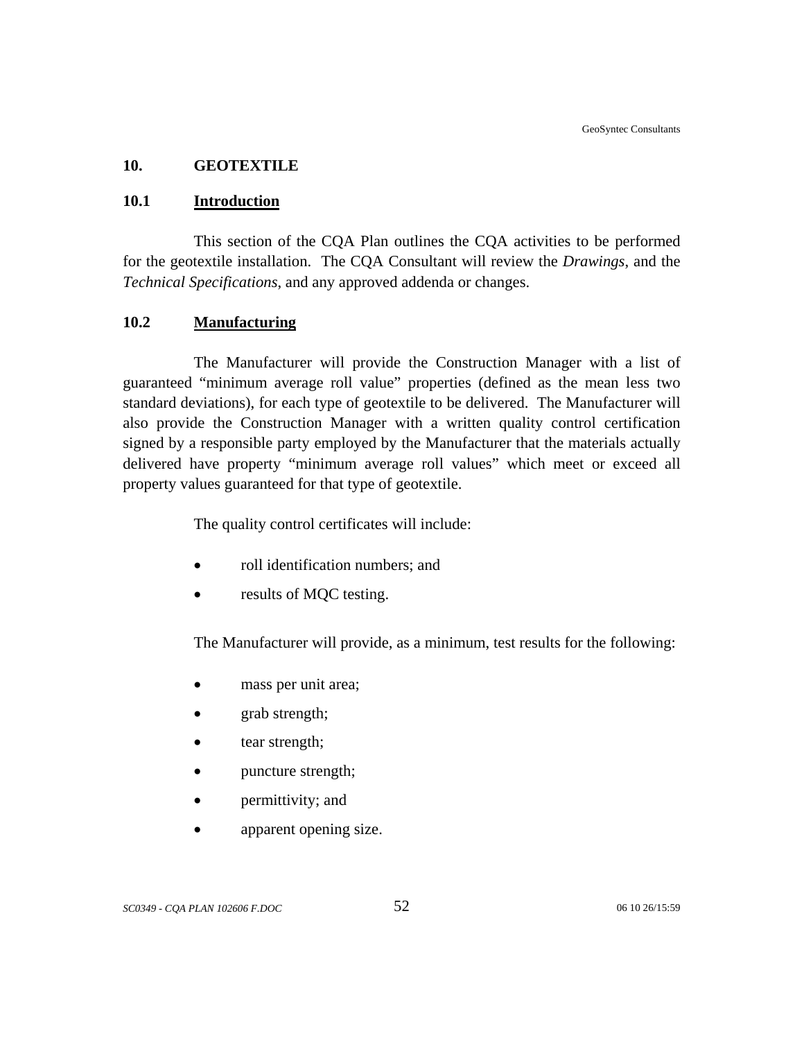## 10. GEOTEXTILE

### 10.1 Introduction

This section of the CQA Plan outlines the CQA activities to be performed for the geotextile installation. The CQA Consultant will review the *Drawings*, and the *Technical Specifications*, and any approved addenda or changes.

### 10.2 Manufacturing

The Manufacturer will provide the Construction Manager with a list of guaranteed "minimum average roll value" properties (defined as the mean less two standard deviations), for each type of geotextile to be delivered. The Manufacturer will also provide the Construction Manager with a written quality control certification signed by a responsible party employed by the Manufacturer that the materials actually delivered have property "minimum average roll values" which meet or exceed all property values guaranteed for that type of geotextile.

The quality control certificates will include:

- roll identification numbers; and
- results of MQC testing.

The Manufacturer will provide, as a minimum, test results for the following:

- mass per unit area;
- grab strength;
- tear strength;
- puncture strength;
- permittivity; and
- apparent opening size.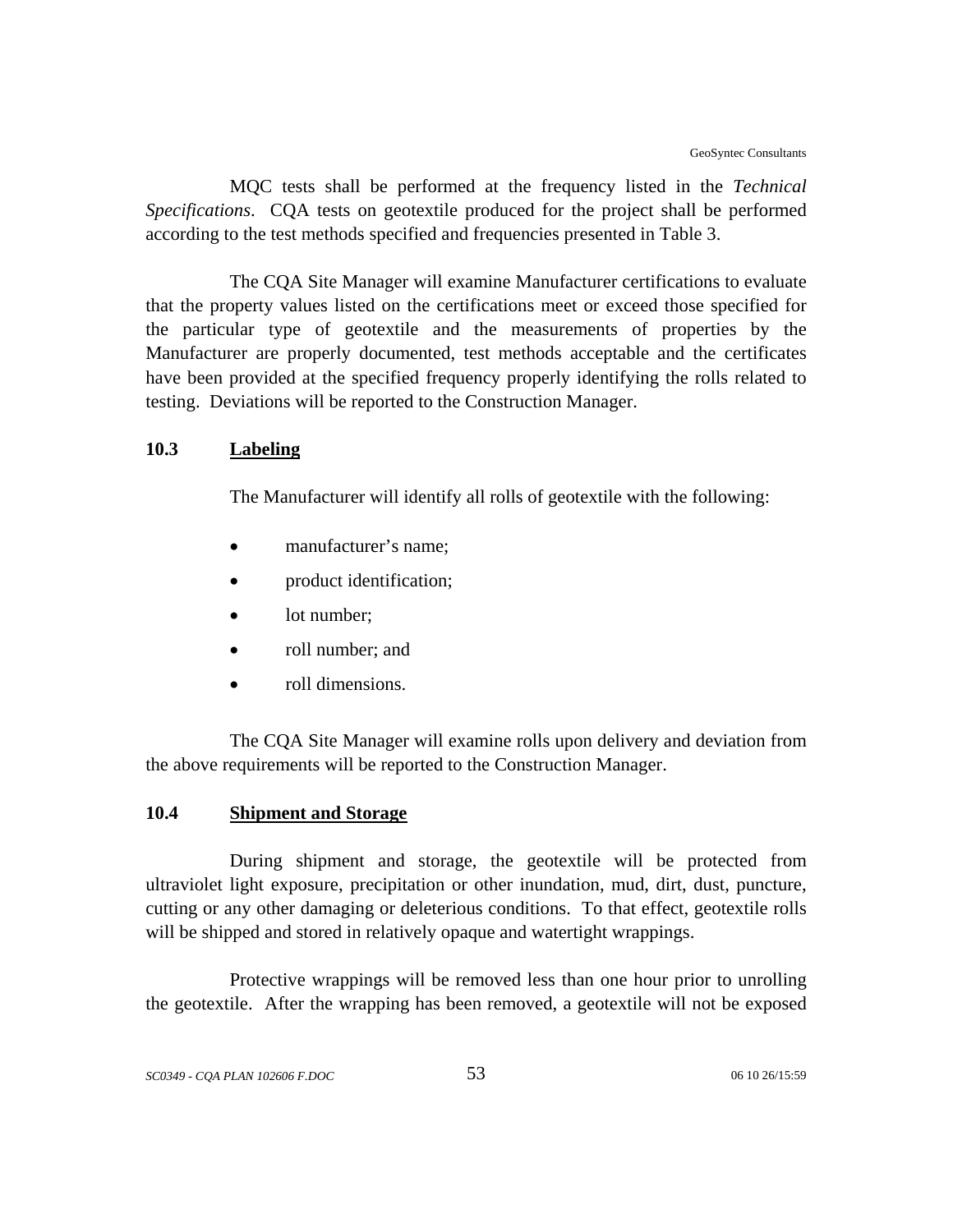MQC tests shall be performed at the frequency listed in the *Technical Specifications*. CQA tests on geotextile produced for the project shall be performed according to the test methods specified and frequencies presented in Table 3.

The CQA Site Manager will examine Manufacturer certifications to evaluate that the property values listed on the certifications meet or exceed those specified for the particular type of geotextile and the measurements of properties by the Manufacturer are properly documented, test methods acceptable and the certificates have been provided at the specified frequency properly identifying the rolls related to testing. Deviations will be reported to the Construction Manager.

## 10.3 Labeling

The Manufacturer will identify all rolls of geotextile with the following:

- manufacturer's name;
- product identification;
- lot number;
- roll number; and
- roll dimensions.

The CQA Site Manager will examine rolls upon delivery and deviation from the above requirements will be reported to the Construction Manager.

## 10.4 Shipment and Storage

During shipment and storage, the geotextile will be protected from ultraviolet light exposure, precipitation or other inundation, mud, dirt, dust, puncture, cutting or any other damaging or deleterious conditions. To that effect, geotextile rolls will be shipped and stored in relatively opaque and watertight wrappings.

Protective wrappings will be removed less than one hour prior to unrolling the geotextile. After the wrapping has been removed, a geotextile will not be exposed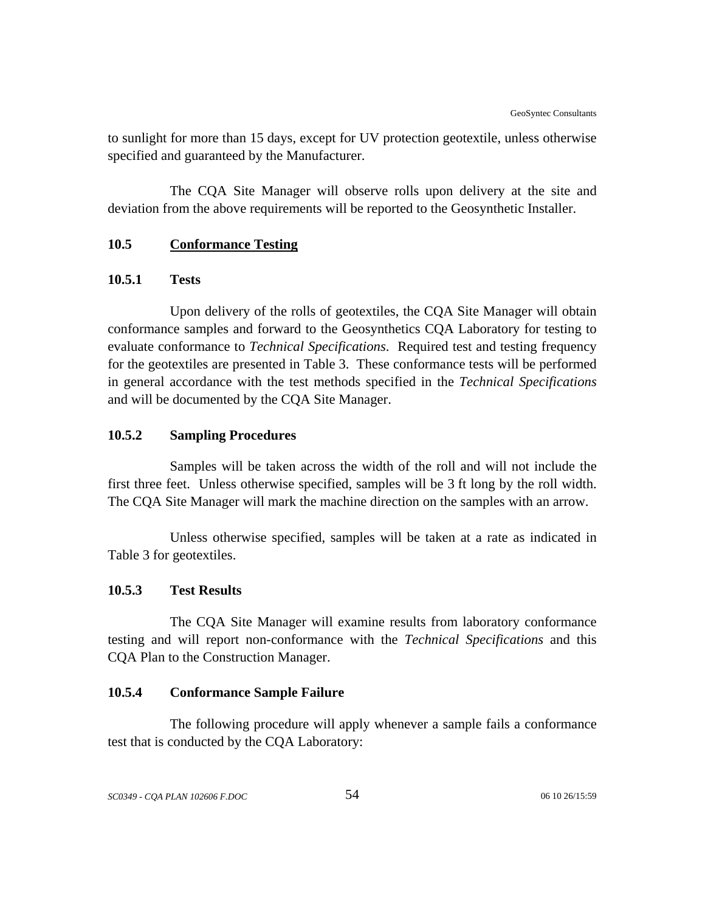to sunlight for more than 15 days, except for UV protection geotextile, unless otherwise specified and guaranteed by the Manufacturer.

The CQA Site Manager will observe rolls upon delivery at the site and deviation from the above requirements will be reported to the Geosynthetic Installer.

## 10.5 Conformance Testing

### 10.5.1 Tests

Upon delivery of the rolls of geotextiles, the CQA Site Manager will obtain conformance samples and forward to the Geosynthetics CQA Laboratory for testing to evaluate conformance to *Technical Specifications*. Required test and testing frequency for the geotextiles are presented in Table 3. These conformance tests will be performed in general accordance with the test methods specified in the *Technical Specifications* and will be documented by the CQA Site Manager.

### 10.5.2 Sampling Procedures

Samples will be taken across the width of the roll and will not include the first three feet. Unless otherwise specified, samples will be 3 ft long by the roll width. The CQA Site Manager will mark the machine direction on the samples with an arrow.

Unless otherwise specified, samples will be taken at a rate as indicated in Table 3 for geotextiles.

### 10.5.3 Test Results

The CQA Site Manager will examine results from laboratory conformance testing and will report non-conformance with the *Technical Specifications* and this CQA Plan to the Construction Manager.

### 10.5.4 Conformance Sample Failure

The following procedure will apply whenever a sample fails a conformance test that is conducted by the CQA Laboratory: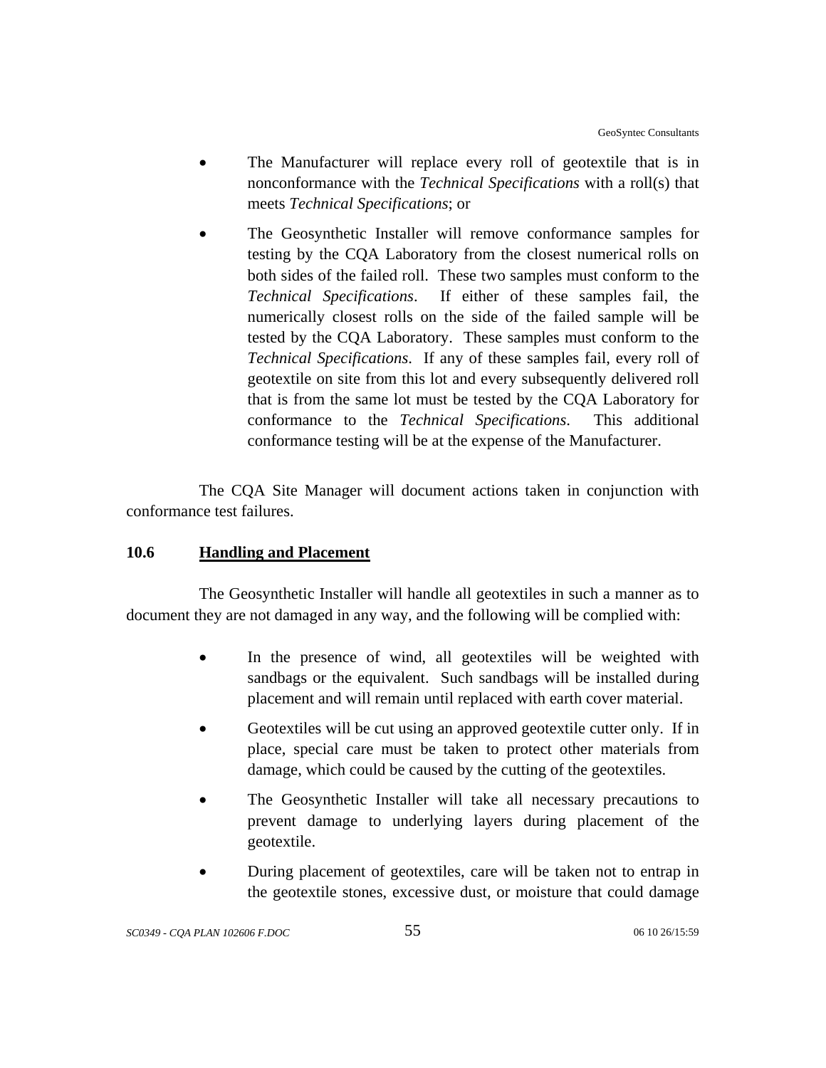- The Manufacturer will replace every roll of geotextile that is in nonconformance with the *Technical Specifications* with a roll(s) that meets *Technical Specifications*; or
- The Geosynthetic Installer will remove conformance samples for testing by the CQA Laboratory from the closest numerical rolls on both sides of the failed roll. These two samples must conform to the *Technical Specifications*. If either of these samples fail, the numerically closest rolls on the side of the failed sample will be tested by the CQA Laboratory. These samples must conform to the *Technical Specifications*. If any of these samples fail, every roll of geotextile on site from this lot and every subsequently delivered roll that is from the same lot must be tested by the CQA Laboratory for conformance to the *Technical Specifications*. This additional conformance testing will be at the expense of the Manufacturer.

The CQA Site Manager will document actions taken in conjunction with conformance test failures.

## 10.6 Handling and Placement

The Geosynthetic Installer will handle all geotextiles in such a manner as to document they are not damaged in any way, and the following will be complied with:

- In the presence of wind, all geotextiles will be weighted with sandbags or the equivalent. Such sandbags will be installed during placement and will remain until replaced with earth cover material.
- Geotextiles will be cut using an approved geotextile cutter only. If in place, special care must be taken to protect other materials from damage, which could be caused by the cutting of the geotextiles.
- The Geosynthetic Installer will take all necessary precautions to prevent damage to underlying layers during placement of the geotextile.
- During placement of geotextiles, care will be taken not to entrap in the geotextile stones, excessive dust, or moisture that could damage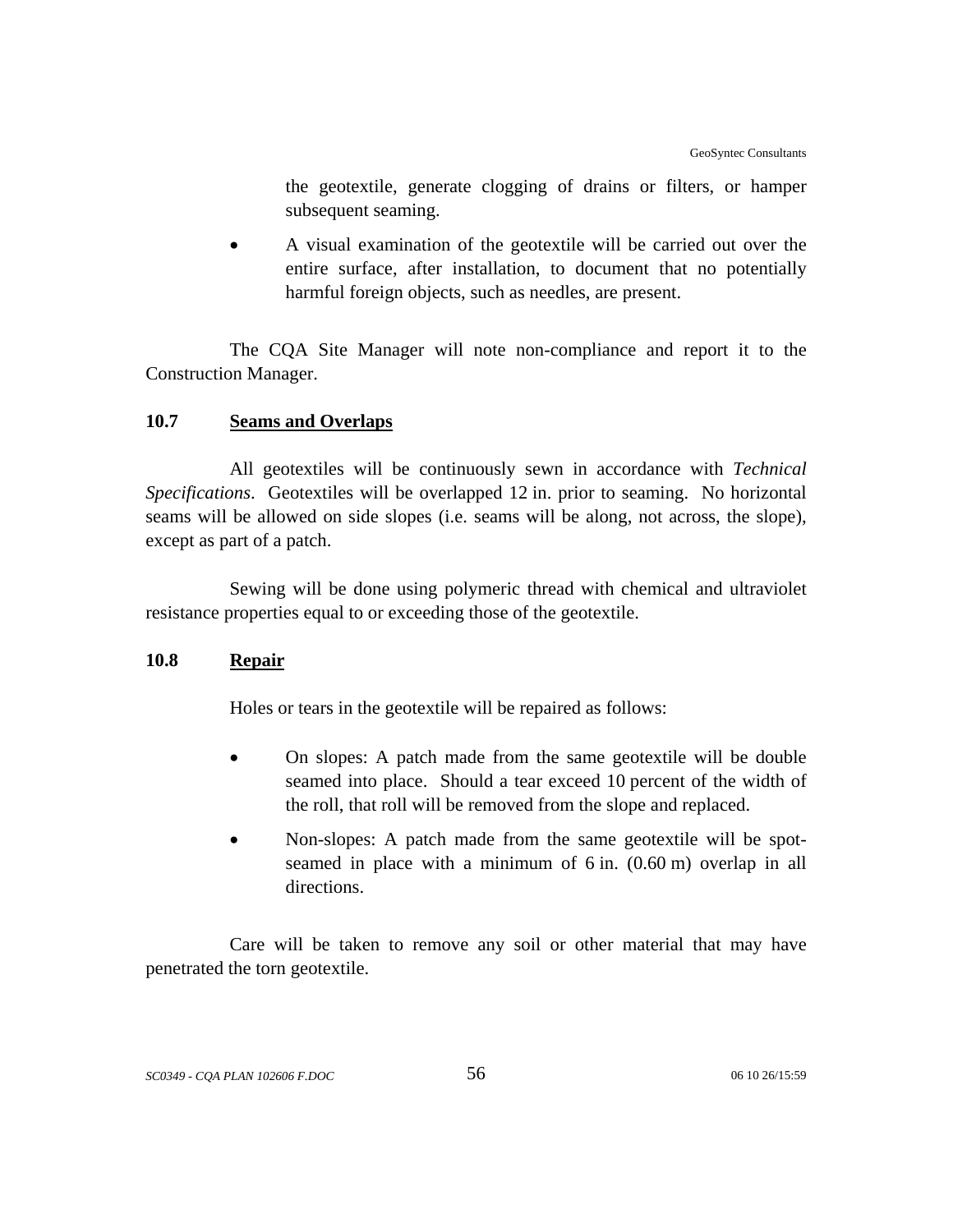the geotextile, generate clogging of drains or filters, or hamper subsequent seaming.

- A visual examination of the geotextile will be carried out over the entire surface, after installation, to document that no potentially harmful foreign objects, such as needles, are present.

The CQA Site Manager will note non-compliance and report it to the Construction Manager.

### 10.7 Seams and Overlaps

All geotextiles will be continuously sewn in accordance with *Technical Specifications*. Geotextiles will be overlapped 12 in. prior to seaming. No horizontal seams will be allowed on side slopes (i.e. seams will be along, not across, the slope), except as part of a patch.

Sewing will be done using polymeric thread with chemical and ultraviolet resistance properties equal to or exceeding those of the geotextile.

### 10.8 Repair

Holes or tears in the geotextile will be repaired as follows:

- On slopes: A patch made from the same geotextile will be double seamed into place. Should a tear exceed 10 percent of the width of the roll, that roll will be removed from the slope and replaced.
- Non-slopes: A patch made from the same geotextile will be spot-seamed in place with a minimum of 6 in. (0.60 m) overlap in all directions.

Care will be taken to remove any soil or other material that may have penetrated the torn geotextile.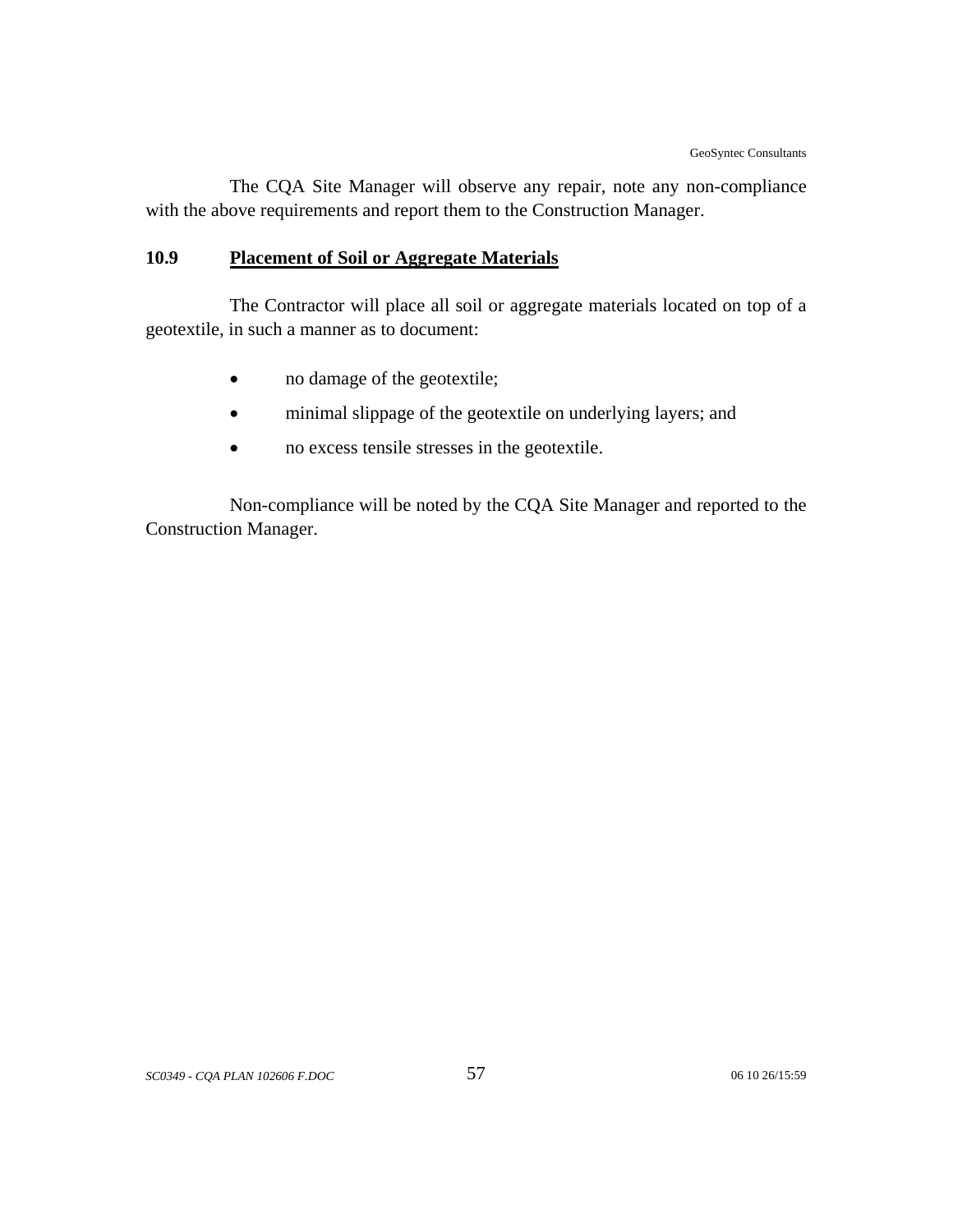The CQA Site Manager will observe any repair, note any non-compliance with the above requirements and report them to the Construction Manager.

### 10.9 Placement of Soil or Aggregate Materials

The Contractor will place all soil or aggregate materials located on top of a geotextile, in such a manner as to document:

- no damage of the geotextile;
- minimal slippage of the geotextile on underlying layers; and
- no excess tensile stresses in the geotextile.

Non-compliance will be noted by the CQA Site Manager and reported to the Construction Manager.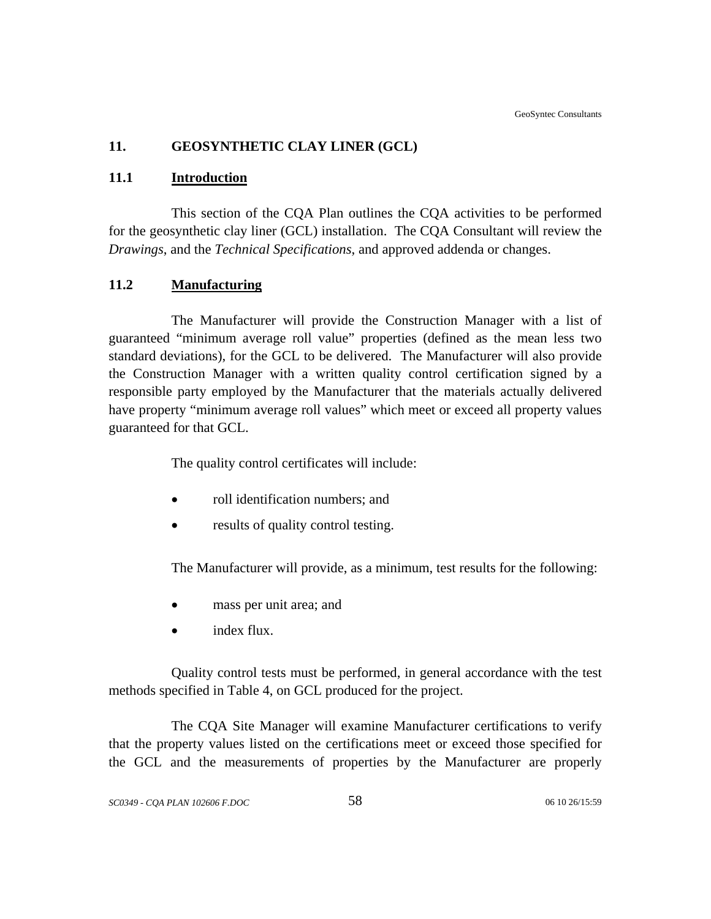## 11. GEOSYNTHETIC CLAY LINER (GCL)

### 11.1 Introduction

This section of the CQA Plan outlines the CQA activities to be performed for the geosynthetic clay liner (GCL) installation. The CQA Consultant will review the *Drawings*, and the *Technical Specifications*, and approved addenda or changes.

### 11.2 Manufacturing

The Manufacturer will provide the Construction Manager with a list of guaranteed "minimum average roll value" properties (defined as the mean less two standard deviations), for the GCL to be delivered. The Manufacturer will also provide the Construction Manager with a written quality control certification signed by a responsible party employed by the Manufacturer that the materials actually delivered have property "minimum average roll values" which meet or exceed all property values guaranteed for that GCL.

The quality control certificates will include:

- roll identification numbers; and
- results of quality control testing.

The Manufacturer will provide, as a minimum, test results for the following:

- mass per unit area; and
- index flux.

Quality control tests must be performed, in general accordance with the test methods specified in Table 4, on GCL produced for the project.

The CQA Site Manager will examine Manufacturer certifications to verify that the property values listed on the certifications meet or exceed those specified for the GCL and the measurements of properties by the Manufacturer are properly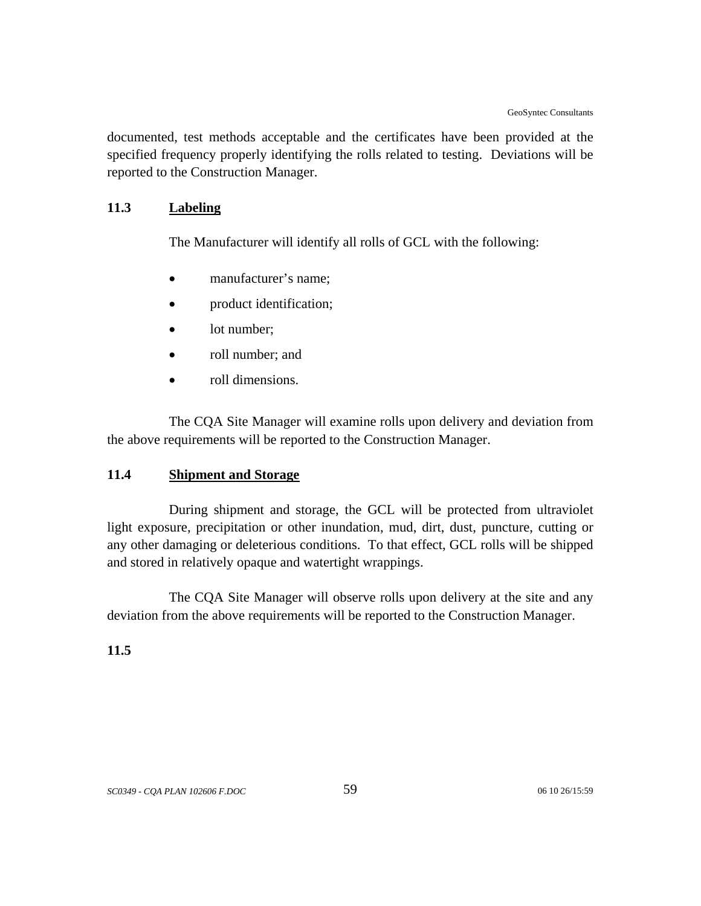documented, test methods acceptable and the certificates have been provided at the specified frequency properly identifying the rolls related to testing. Deviations will be reported to the Construction Manager.

### 11.3 Labeling

The Manufacturer will identify all rolls of GCL with the following:

- manufacturer's name;
- product identification;
- lot number;
- roll number; and
- roll dimensions.

The CQA Site Manager will examine rolls upon delivery and deviation from the above requirements will be reported to the Construction Manager.

### 11.4 Shipment and Storage

During shipment and storage, the GCL will be protected from ultraviolet light exposure, precipitation or other inundation, mud, dirt, dust, puncture, cutting or any other damaging or deleterious conditions. To that effect, GCL rolls will be shipped and stored in relatively opaque and watertight wrappings.

The CQA Site Manager will observe rolls upon delivery at the site and any deviation from the above requirements will be reported to the Construction Manager.

### 11.5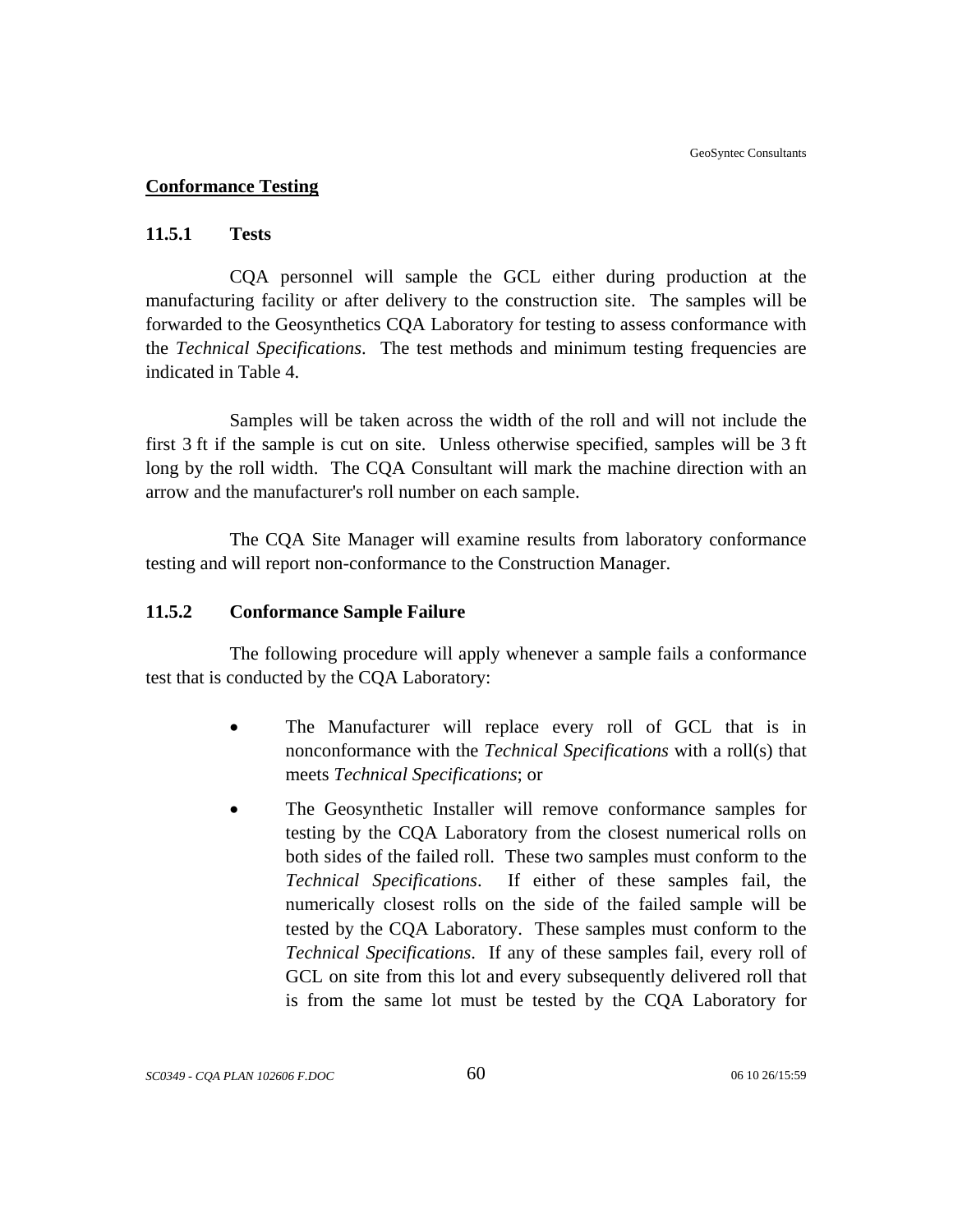## Conformance Testing

### 11.5.1 Tests

CQA personnel will sample the GCL either during production at the manufacturing facility or after delivery to the construction site. The samples will be forwarded to the Geosynthetics CQA Laboratory for testing to assess conformance with the *Technical Specifications*. The test methods and minimum testing frequencies are indicated in Table 4.

Samples will be taken across the width of the roll and will not include the first 3 ft if the sample is cut on site. Unless otherwise specified, samples will be 3 ft long by the roll width. The CQA Consultant will mark the machine direction with an arrow and the manufacturer's roll number on each sample.

The CQA Site Manager will examine results from laboratory conformance testing and will report non-conformance to the Construction Manager.

### 11.5.2 Conformance Sample Failure

The following procedure will apply whenever a sample fails a conformance test that is conducted by the CQA Laboratory:

- The Manufacturer will replace every roll of GCL that is in nonconformance with the *Technical Specifications* with a roll(s) that meets *Technical Specifications*; or
- The Geosynthetic Installer will remove conformance samples for testing by the CQA Laboratory from the closest numerical rolls on both sides of the failed roll. These two samples must conform to the *Technical Specifications*. If either of these samples fail, the numerically closest rolls on the side of the failed sample will be tested by the CQA Laboratory. These samples must conform to the *Technical Specifications*. If any of these samples fail, every roll of GCL on site from this lot and every subsequently delivered roll that is from the same lot must be tested by the CQA Laboratory for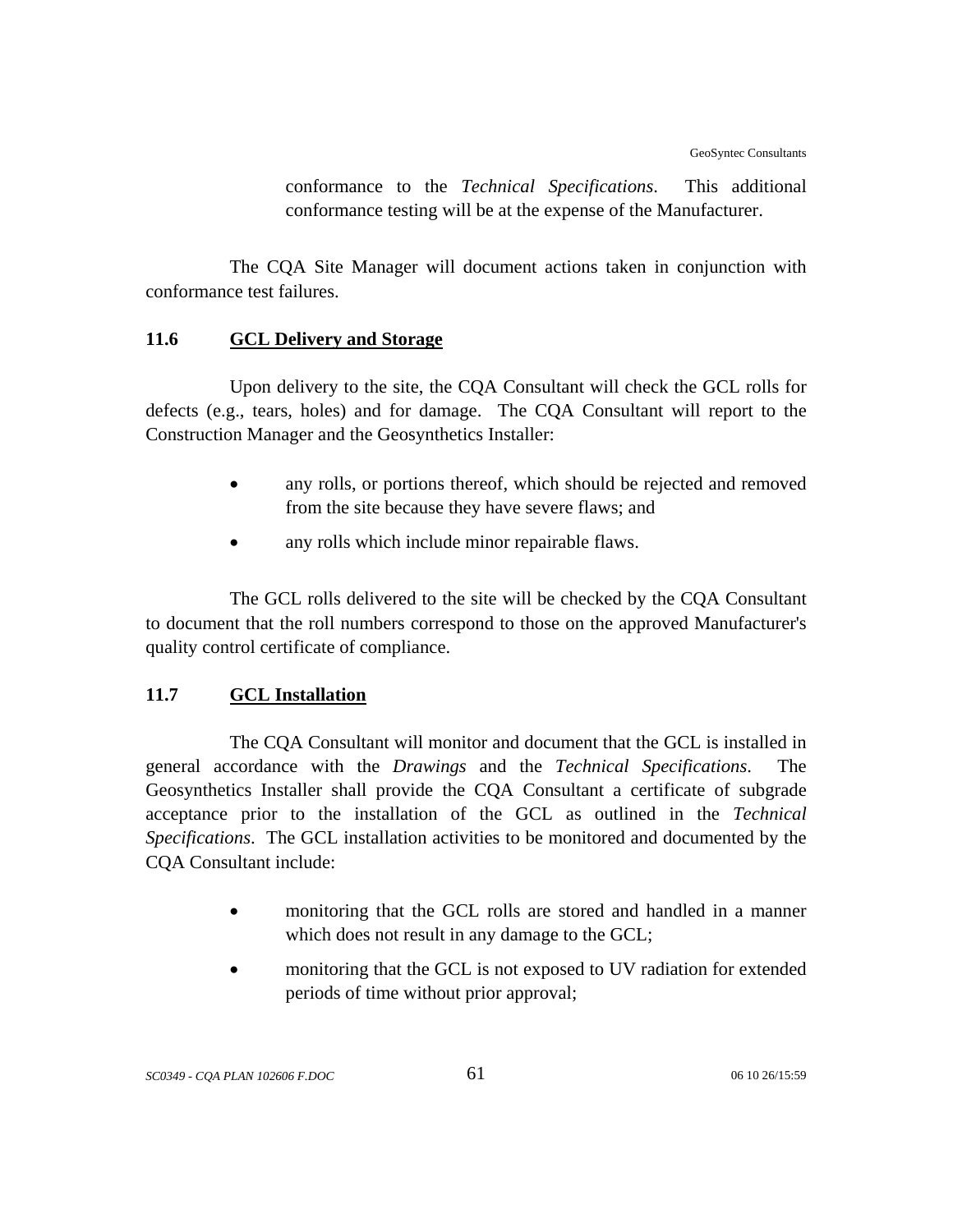conformance to the *Technical Specifications*. This additional conformance testing will be at the expense of the Manufacturer.

The CQA Site Manager will document actions taken in conjunction with conformance test failures.

## 11.6 GCL Delivery and Storage

Upon delivery to the site, the CQA Consultant will check the GCL rolls for defects (e.g., tears, holes) and for damage. The CQA Consultant will report to the Construction Manager and the Geosynthetics Installer:

- any rolls, or portions thereof, which should be rejected and removed from the site because they have severe flaws; and
- any rolls which include minor repairable flaws.

The GCL rolls delivered to the site will be checked by the CQA Consultant to document that the roll numbers correspond to those on the approved Manufacturer's quality control certificate of compliance.

## 11.7 GCL Installation

The CQA Consultant will monitor and document that the GCL is installed in general accordance with the *Drawings* and the *Technical Specifications*. The Geosynthetics Installer shall provide the CQA Consultant a certificate of subgrade acceptance prior to the installation of the GCL as outlined in the *Technical Specifications*. The GCL installation activities to be monitored and documented by the CQA Consultant include:

- monitoring that the GCL rolls are stored and handled in a manner which does not result in any damage to the GCL;
- monitoring that the GCL is not exposed to UV radiation for extended periods of time without prior approval;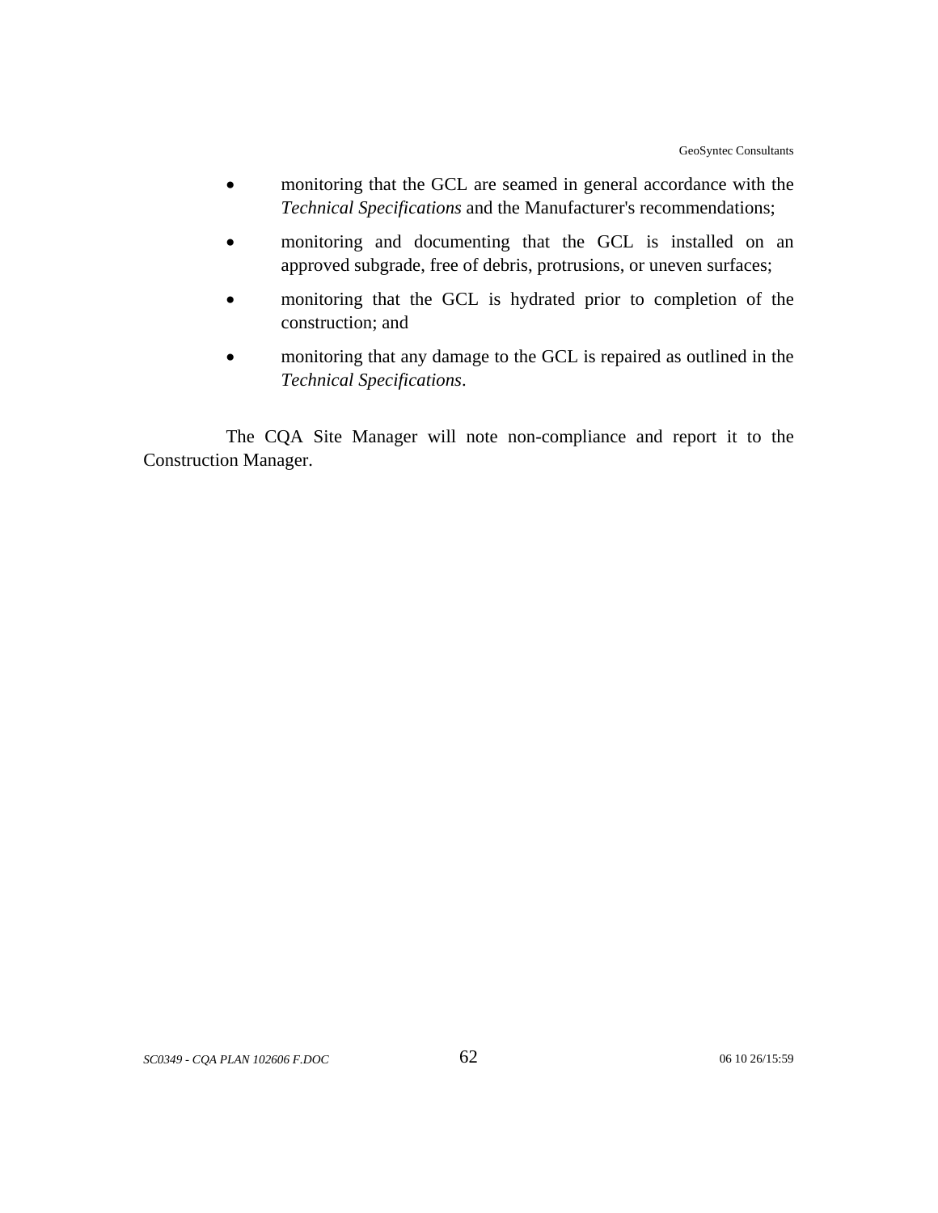- monitoring that the GCL are seamed in general accordance with the *Technical Specifications* and the Manufacturer's recommendations;
- monitoring and documenting that the GCL is installed on an approved subgrade, free of debris, protrusions, or uneven surfaces;
- monitoring that the GCL is hydrated prior to completion of the construction; and
- monitoring that any damage to the GCL is repaired as outlined in the *Technical Specifications*.

The CQA Site Manager will note non-compliance and report it to the Construction Manager.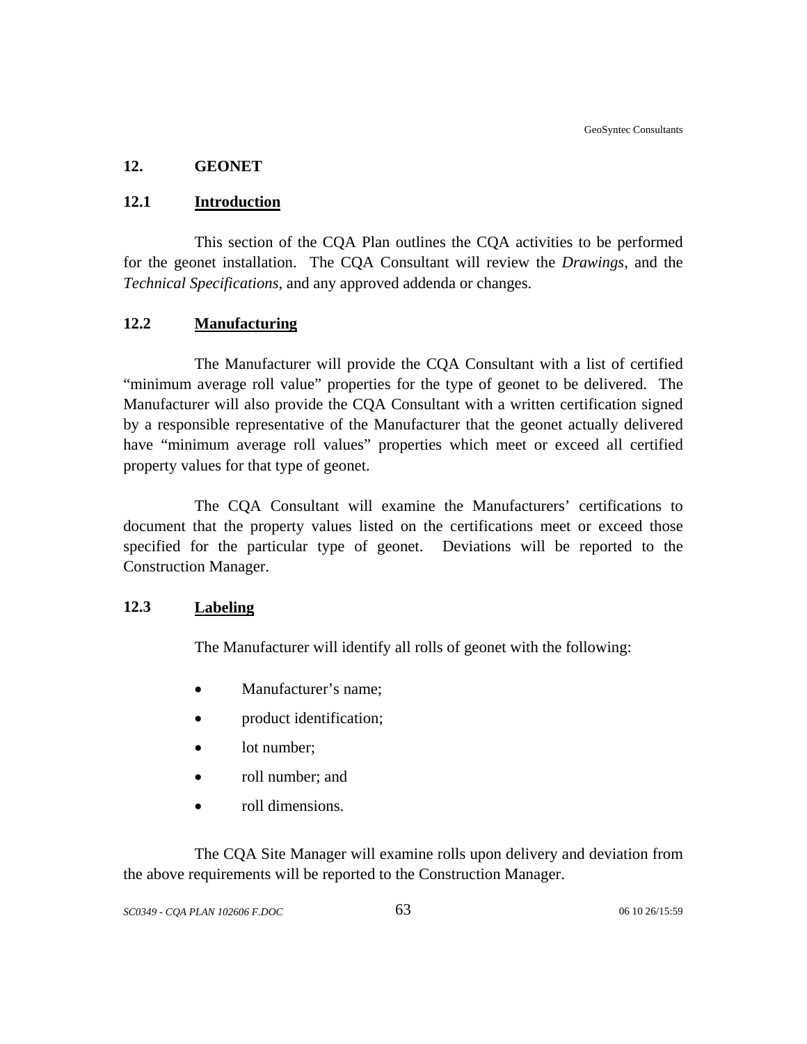## 12. GEONET

### 12.1 Introduction

This section of the CQA Plan outlines the CQA activities to be performed for the geonet installation. The CQA Consultant will review the *Drawings*, and the *Technical Specifications*, and any approved addenda or changes.

### 12.2 Manufacturing

The Manufacturer will provide the CQA Consultant with a list of certified “minimum average roll value” properties for the type of geonet to be delivered. The Manufacturer will also provide the CQA Consultant with a written certification signed by a responsible representative of the Manufacturer that the geonet actually delivered have “minimum average roll values” properties which meet or exceed all certified property values for that type of geonet.

The CQA Consultant will examine the Manufacturers’ certifications to document that the property values listed on the certifications meet or exceed those specified for the particular type of geonet. Deviations will be reported to the Construction Manager.

### 12.3 Labeling

The Manufacturer will identify all rolls of geonet with the following:

- Manufacturer’s name;
- product identification;
- lot number;
- roll number; and
- roll dimensions.

The CQA Site Manager will examine rolls upon delivery and deviation from the above requirements will be reported to the Construction Manager.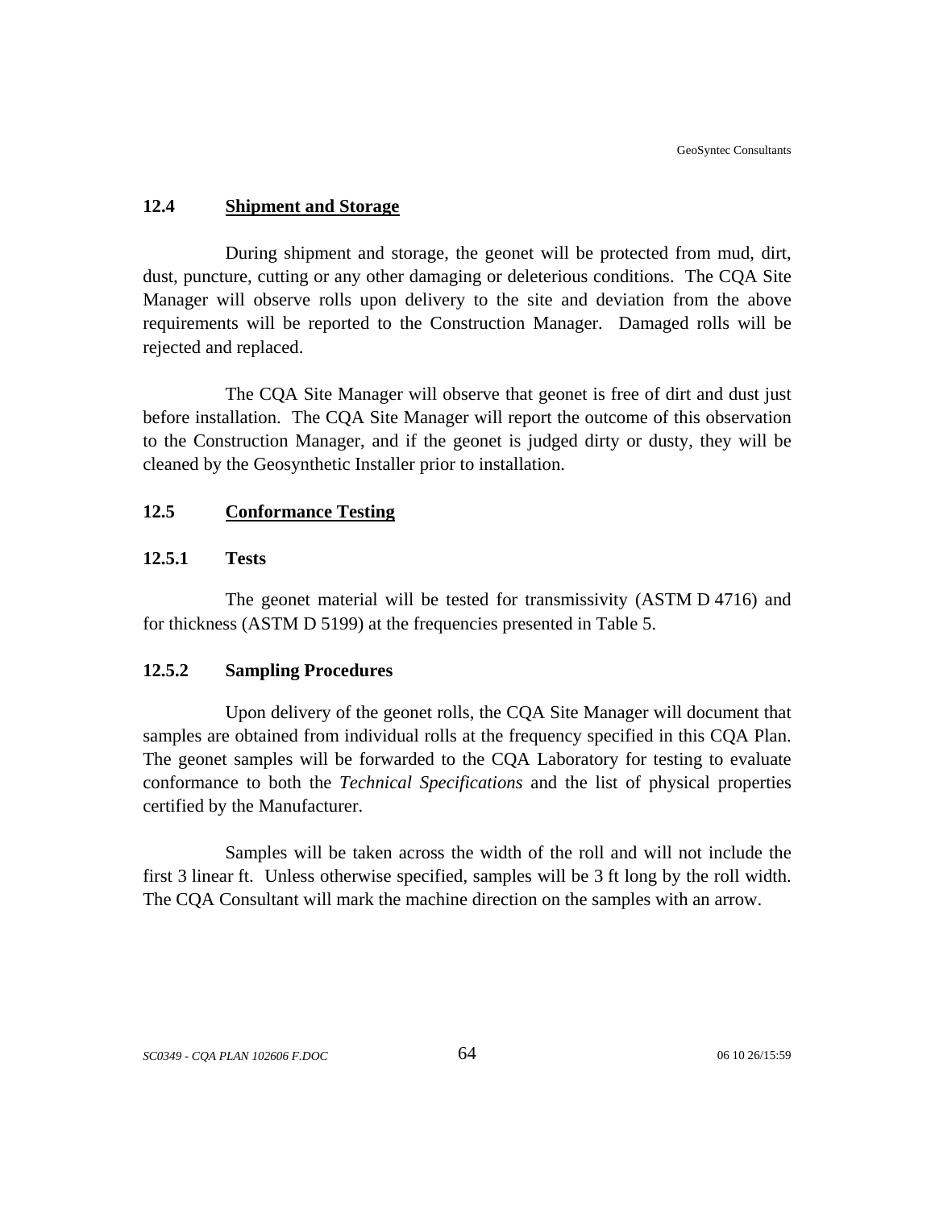## 12.4 Shipment and Storage

During shipment and storage, the geonet will be protected from mud, dirt, dust, puncture, cutting or any other damaging or deleterious conditions. The CQA Site Manager will observe rolls upon delivery to the site and deviation from the above requirements will be reported to the Construction Manager. Damaged rolls will be rejected and replaced.

The CQA Site Manager will observe that geonet is free of dirt and dust just before installation. The CQA Site Manager will report the outcome of this observation to the Construction Manager, and if the geonet is judged dirty or dusty, they will be cleaned by the Geosynthetic Installer prior to installation.

## 12.5 Conformance Testing

### 12.5.1 Tests

The geonet material will be tested for transmissivity (ASTM D 4716) and for thickness (ASTM D 5199) at the frequencies presented in Table 5.

### 12.5.2 Sampling Procedures

Upon delivery of the geonet rolls, the CQA Site Manager will document that samples are obtained from individual rolls at the frequency specified in this CQA Plan. The geonet samples will be forwarded to the CQA Laboratory for testing to evaluate conformance to both the *Technical Specifications* and the list of physical properties certified by the Manufacturer.

Samples will be taken across the width of the roll and will not include the first 3 linear ft. Unless otherwise specified, samples will be 3 ft long by the roll width. The CQA Consultant will mark the machine direction on the samples with an arrow.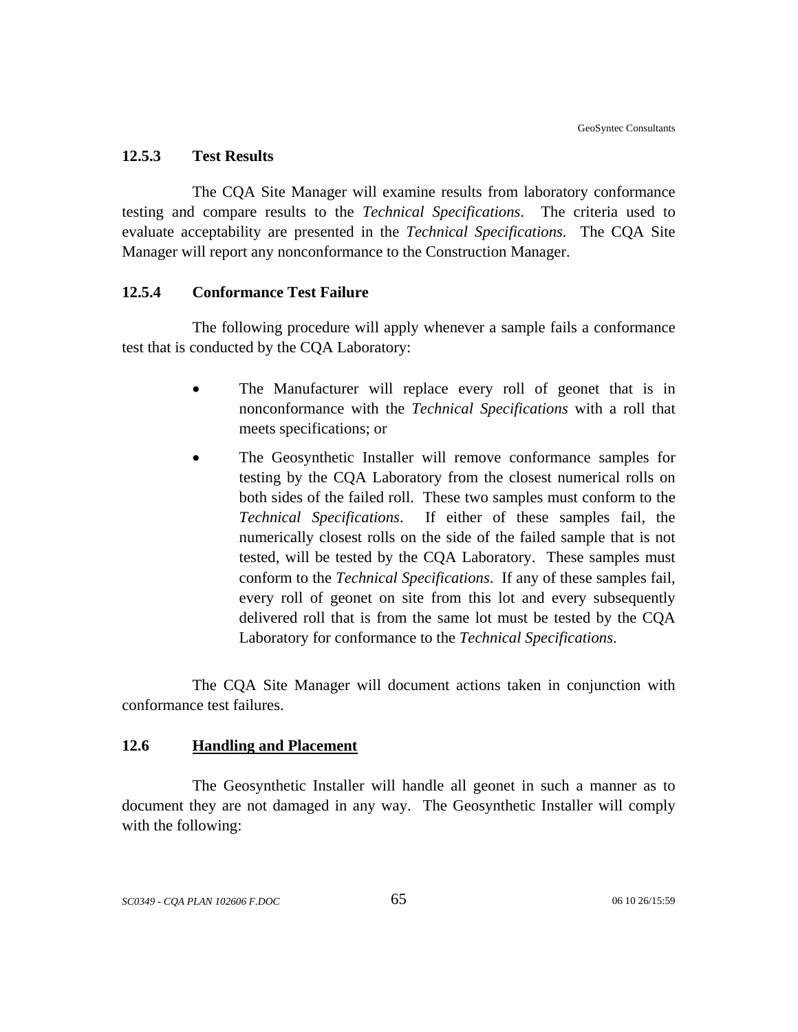#### 12.5.3 Test Results

The CQA Site Manager will examine results from laboratory conformance testing and compare results to the *Technical Specifications*. The criteria used to evaluate acceptability are presented in the *Technical Specifications*. The CQA Site Manager will report any nonconformance to the Construction Manager.

#### 12.5.4 Conformance Test Failure

The following procedure will apply whenever a sample fails a conformance test that is conducted by the CQA Laboratory:

- The Manufacturer will replace every roll of geonet that is in nonconformance with the *Technical Specifications* with a roll that meets specifications; or
- The Geosynthetic Installer will remove conformance samples for testing by the CQA Laboratory from the closest numerical rolls on both sides of the failed roll. These two samples must conform to the *Technical Specifications*. If either of these samples fail, the numerically closest rolls on the side of the failed sample that is not tested, will be tested by the CQA Laboratory. These samples must conform to the *Technical Specifications*. If any of these samples fail, every roll of geonet on site from this lot and every subsequently delivered roll that is from the same lot must be tested by the CQA Laboratory for conformance to the *Technical Specifications*.

The CQA Site Manager will document actions taken in conjunction with conformance test failures.

### 12.6 <u>Handling and Placement</u>

The Geosynthetic Installer will handle all geonet in such a manner as to document they are not damaged in any way. The Geosynthetic Installer will comply with the following: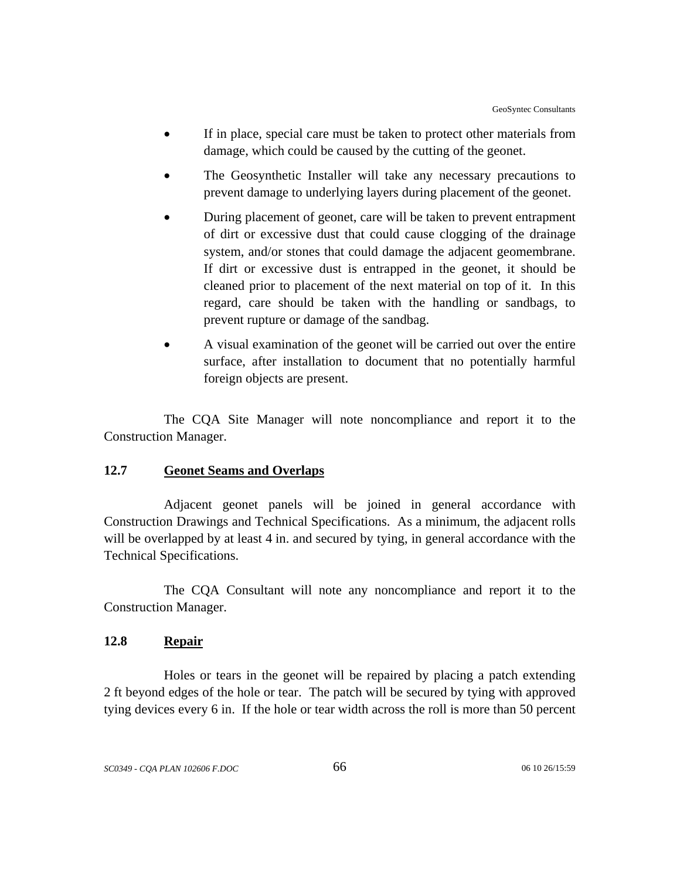- If in place, special care must be taken to protect other materials from damage, which could be caused by the cutting of the geonet.
- The Geosynthetic Installer will take any necessary precautions to prevent damage to underlying layers during placement of the geonet.
- During placement of geonet, care will be taken to prevent entrapment of dirt or excessive dust that could cause clogging of the drainage system, and/or stones that could damage the adjacent geomembrane. If dirt or excessive dust is entrapped in the geonet, it should be cleaned prior to placement of the next material on top of it. In this regard, care should be taken with the handling or sandbags, to prevent rupture or damage of the sandbag.
- A visual examination of the geonet will be carried out over the entire surface, after installation to document that no potentially harmful foreign objects are present.

The CQA Site Manager will note noncompliance and report it to the Construction Manager.

### 12.7 Geonet Seams and Overlaps

Adjacent geonet panels will be joined in general accordance with Construction Drawings and Technical Specifications. As a minimum, the adjacent rolls will be overlapped by at least 4 in. and secured by tying, in general accordance with the Technical Specifications.

The CQA Consultant will note any noncompliance and report it to the Construction Manager.

### 12.8 Repair

Holes or tears in the geonet will be repaired by placing a patch extending 2 ft beyond edges of the hole or tear. The patch will be secured by tying with approved tying devices every 6 in. If the hole or tear width across the roll is more than 50 percent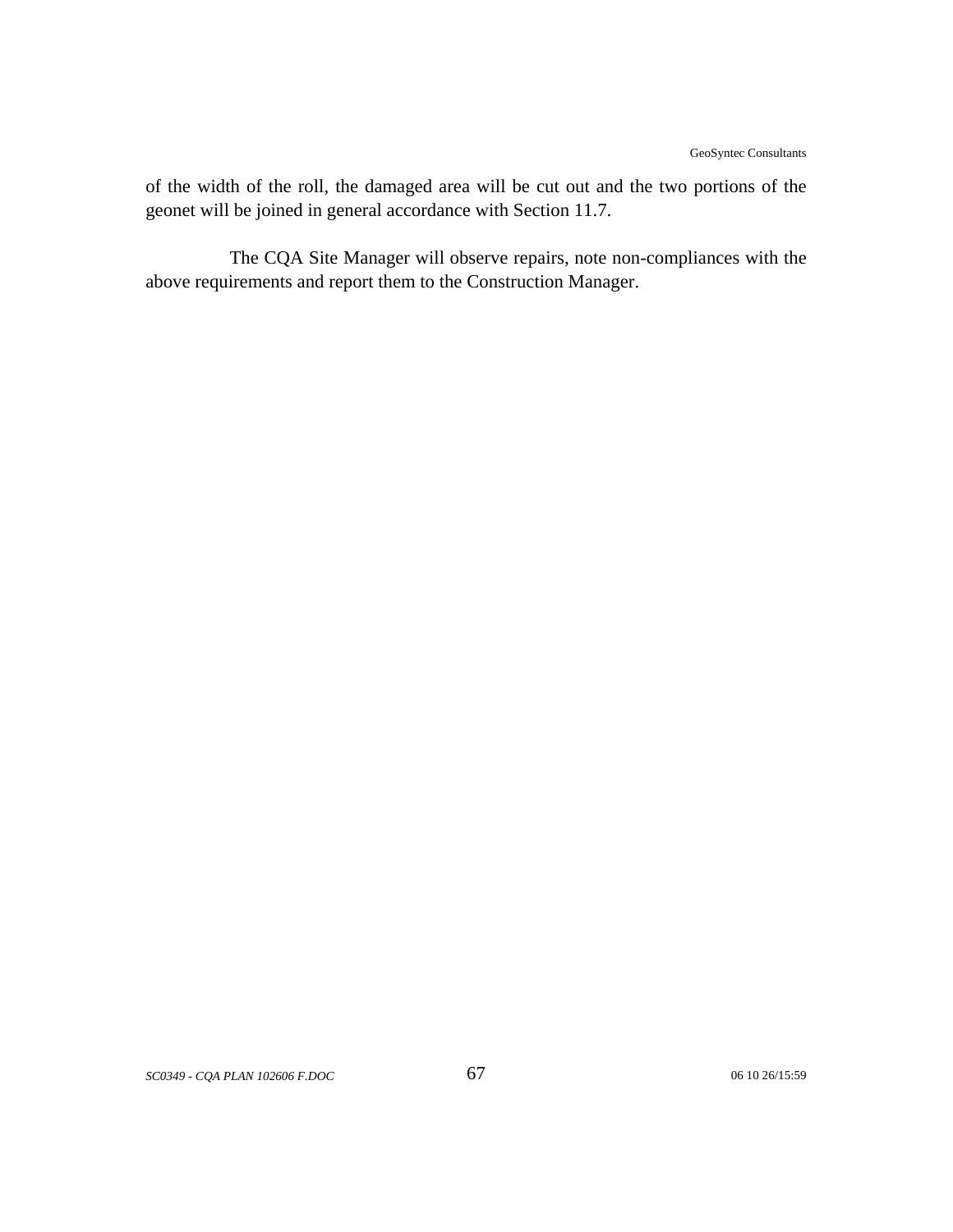of the width of the roll, the damaged area will be cut out and the two portions of the geonet will be joined in general accordance with Section 11.7.

The CQA Site Manager will observe repairs, note non-compliances with the above requirements and report them to the Construction Manager.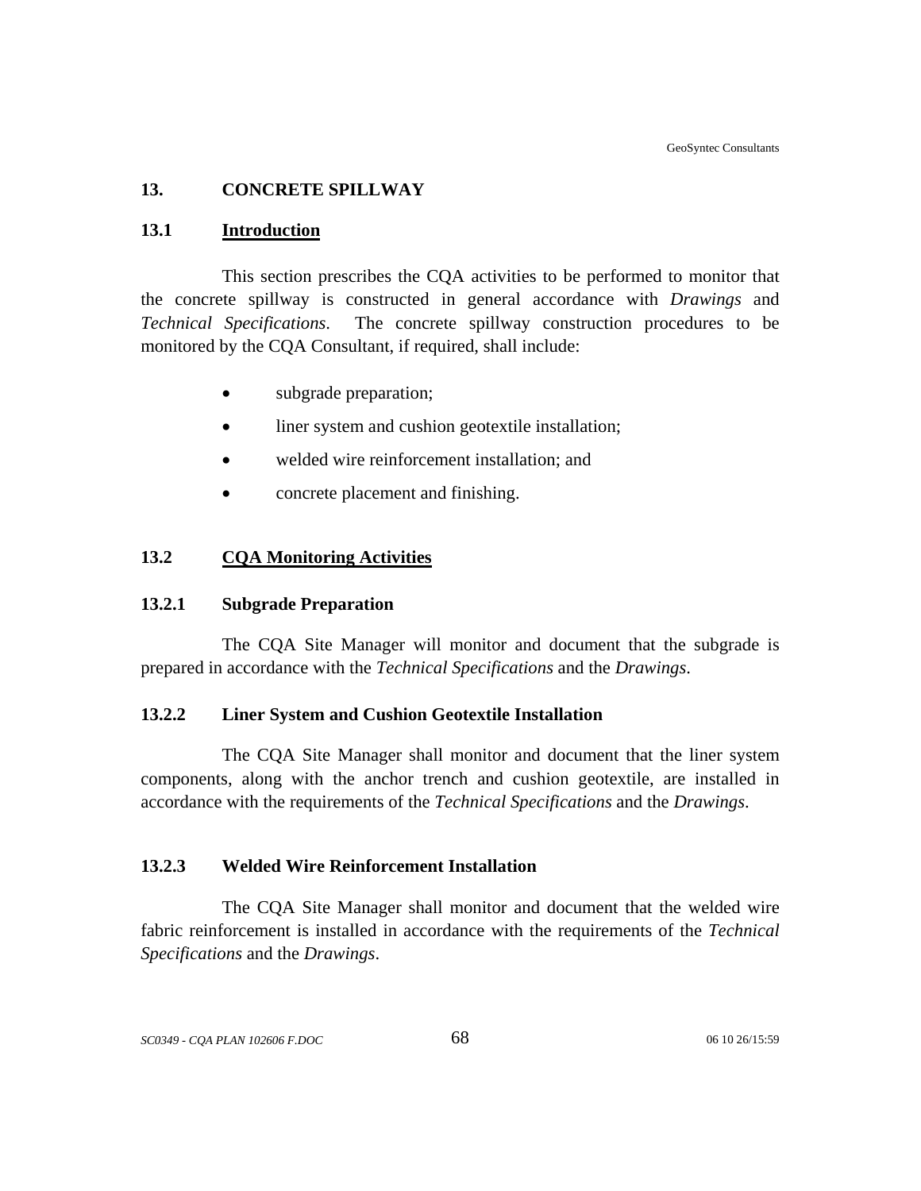# 13. CONCRETE SPILLWAY

## 13.1 Introduction

This section prescribes the CQA activities to be performed to monitor that the concrete spillway is constructed in general accordance with *Drawings* and *Technical Specifications*. The concrete spillway construction procedures to be monitored by the CQA Consultant, if required, shall include:

- subgrade preparation;
- liner system and cushion geotextile installation;
- welded wire reinforcement installation; and
- concrete placement and finishing.

## 13.2 CQA Monitoring Activities

### 13.2.1 Subgrade Preparation

The CQA Site Manager will monitor and document that the subgrade is prepared in accordance with the *Technical Specifications* and the *Drawings*.

### 13.2.2 Liner System and Cushion Geotextile Installation

The CQA Site Manager shall monitor and document that the liner system components, along with the anchor trench and cushion geotextile, are installed in accordance with the requirements of the *Technical Specifications* and the *Drawings*.

### 13.2.3 Welded Wire Reinforcement Installation

The CQA Site Manager shall monitor and document that the welded wire fabric reinforcement is installed in accordance with the requirements of the *Technical Specifications* and the *Drawings*.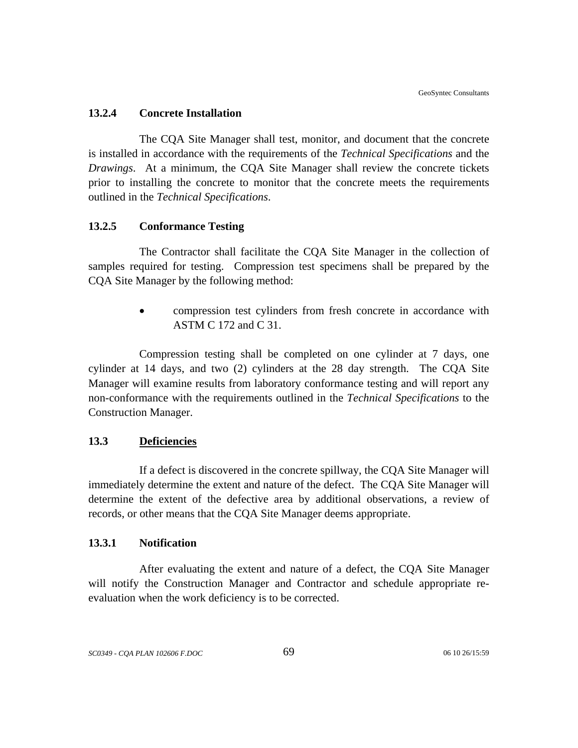### 13.2.4 Concrete Installation

The CQA Site Manager shall test, monitor, and document that the concrete is installed in accordance with the requirements of the *Technical Specifications* and the *Drawings*. At a minimum, the CQA Site Manager shall review the concrete tickets prior to installing the concrete to monitor that the concrete meets the requirements outlined in the *Technical Specifications*.

### 13.2.5 Conformance Testing

The Contractor shall facilitate the CQA Site Manager in the collection of samples required for testing. Compression test specimens shall be prepared by the CQA Site Manager by the following method:

- compression test cylinders from fresh concrete in accordance with ASTM C 172 and C 31.

Compression testing shall be completed on one cylinder at 7 days, one cylinder at 14 days, and two (2) cylinders at the 28 day strength. The CQA Site Manager will examine results from laboratory conformance testing and will report any non-conformance with the requirements outlined in the *Technical Specifications* to the Construction Manager.

## 13.3 <u>Deficiencies</u>

If a defect is discovered in the concrete spillway, the CQA Site Manager will immediately determine the extent and nature of the defect. The CQA Site Manager will determine the extent of the defective area by additional observations, a review of records, or other means that the CQA Site Manager deems appropriate.

### 13.3.1 Notification

After evaluating the extent and nature of a defect, the CQA Site Manager will notify the Construction Manager and Contractor and schedule appropriate re-evaluation when the work deficiency is to be corrected.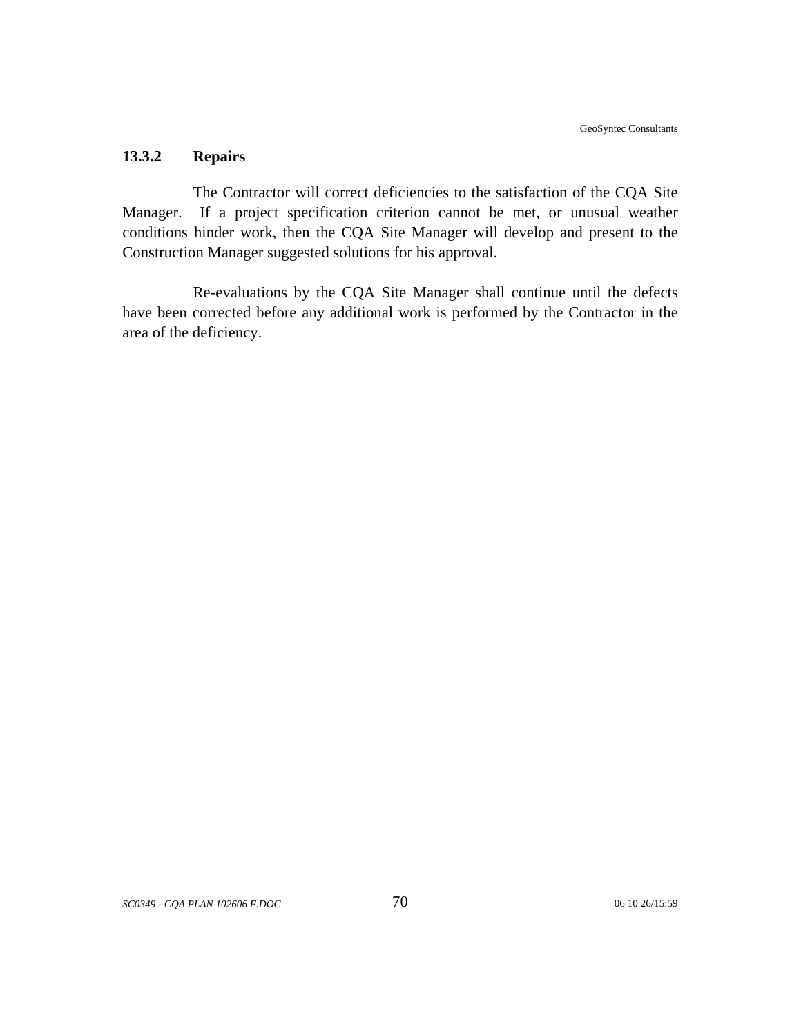### 13.3.2 Repairs

The Contractor will correct deficiencies to the satisfaction of the CQA Site Manager. If a project specification criterion cannot be met, or unusual weather conditions hinder work, then the CQA Site Manager will develop and present to the Construction Manager suggested solutions for his approval.

Re-evaluations by the CQA Site Manager shall continue until the defects have been corrected before any additional work is performed by the Contractor in the area of the deficiency.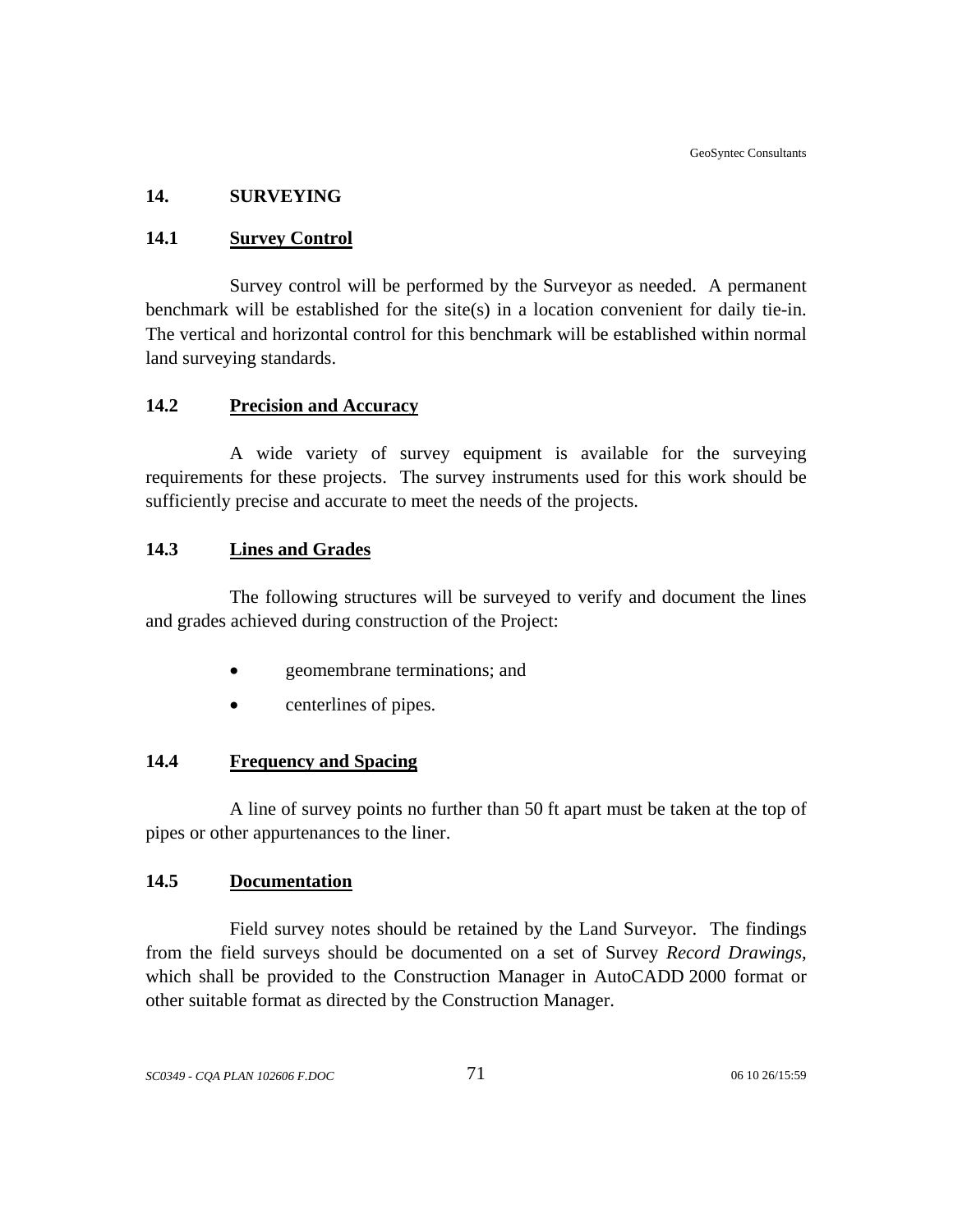# 14. SURVEYING

## 14.1 Survey Control

Survey control will be performed by the Surveyor as needed. A permanent benchmark will be established for the site(s) in a location convenient for daily tie-in. The vertical and horizontal control for this benchmark will be established within normal land surveying standards.

## 14.2 Precision and Accuracy

A wide variety of survey equipment is available for the surveying requirements for these projects. The survey instruments used for this work should be sufficiently precise and accurate to meet the needs of the projects.

## 14.3 Lines and Grades

The following structures will be surveyed to verify and document the lines and grades achieved during construction of the Project:

- geomembrane terminations; and
- centerlines of pipes.

## 14.4 Frequency and Spacing

A line of survey points no further than 50 ft apart must be taken at the top of pipes or other appurtenances to the liner.

## 14.5 Documentation

Field survey notes should be retained by the Land Surveyor. The findings from the field surveys should be documented on a set of Survey *Record Drawings*, which shall be provided to the Construction Manager in AutoCADD 2000 format or other suitable format as directed by the Construction Manager.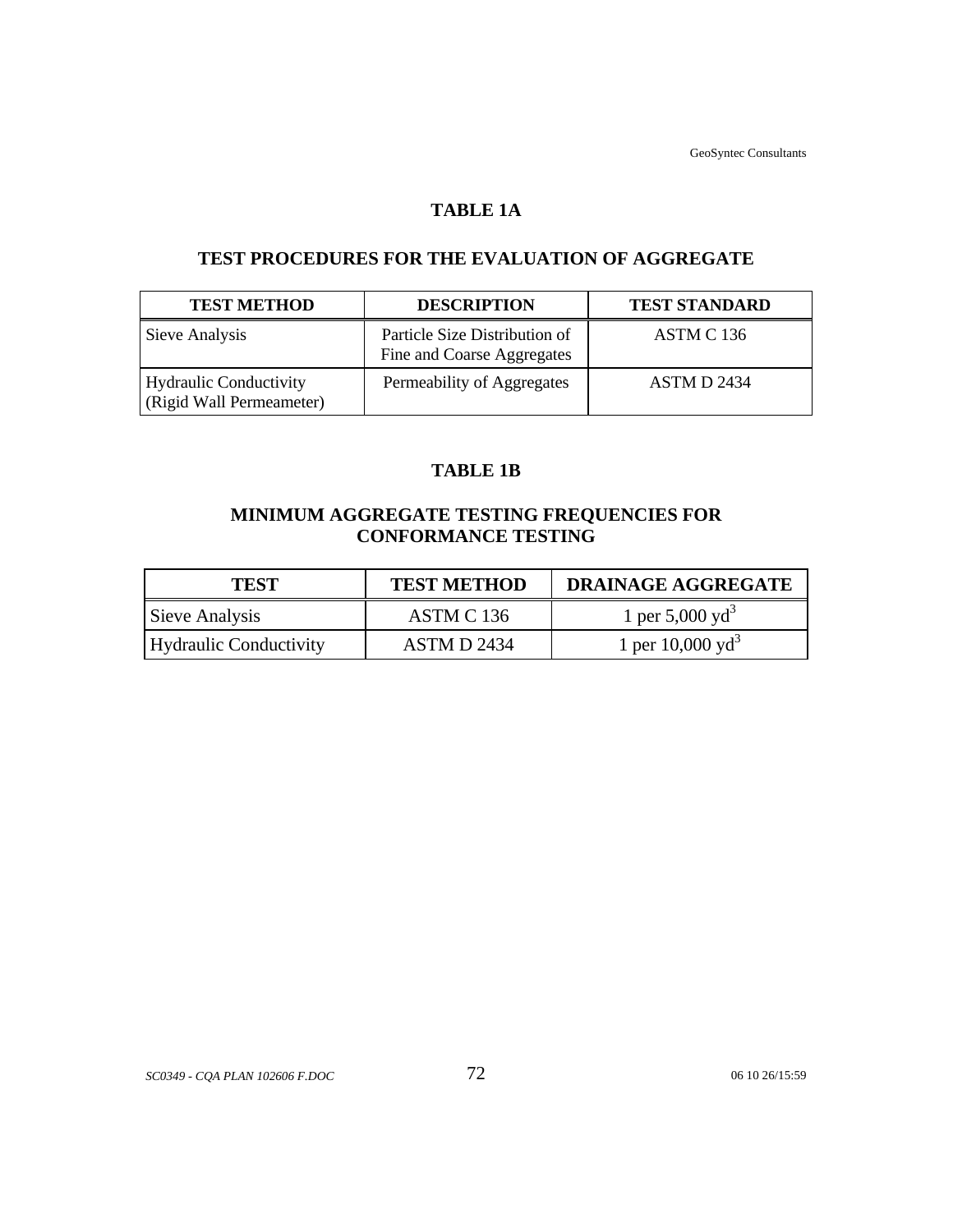## TABLE 1A

## TEST PROCEDURES FOR THE EVALUATION OF AGGREGATE

| TEST METHOD | DESCRIPTION | TEST STANDARD |
|---|---|---|
| Sieve Analysis | Particle Size Distribution of Fine and Coarse Aggregates | ASTM C 136 |
| Hydraulic Conductivity (Rigid Wall Permeameter) | Permeability of Aggregates | ASTM D 2434 |

## TABLE 1B

## MINIMUM AGGREGATE TESTING FREQUENCIES FOR CONFORMANCE TESTING

| TEST | TEST METHOD | DRAINAGE AGGREGATE |
|---|---|---|
| Sieve Analysis | ASTM C 136 | 1 per 5,000 $yd^3$ |
| Hydraulic Conductivity | ASTM D 2434 | 1 per 10,000 $yd^3$ |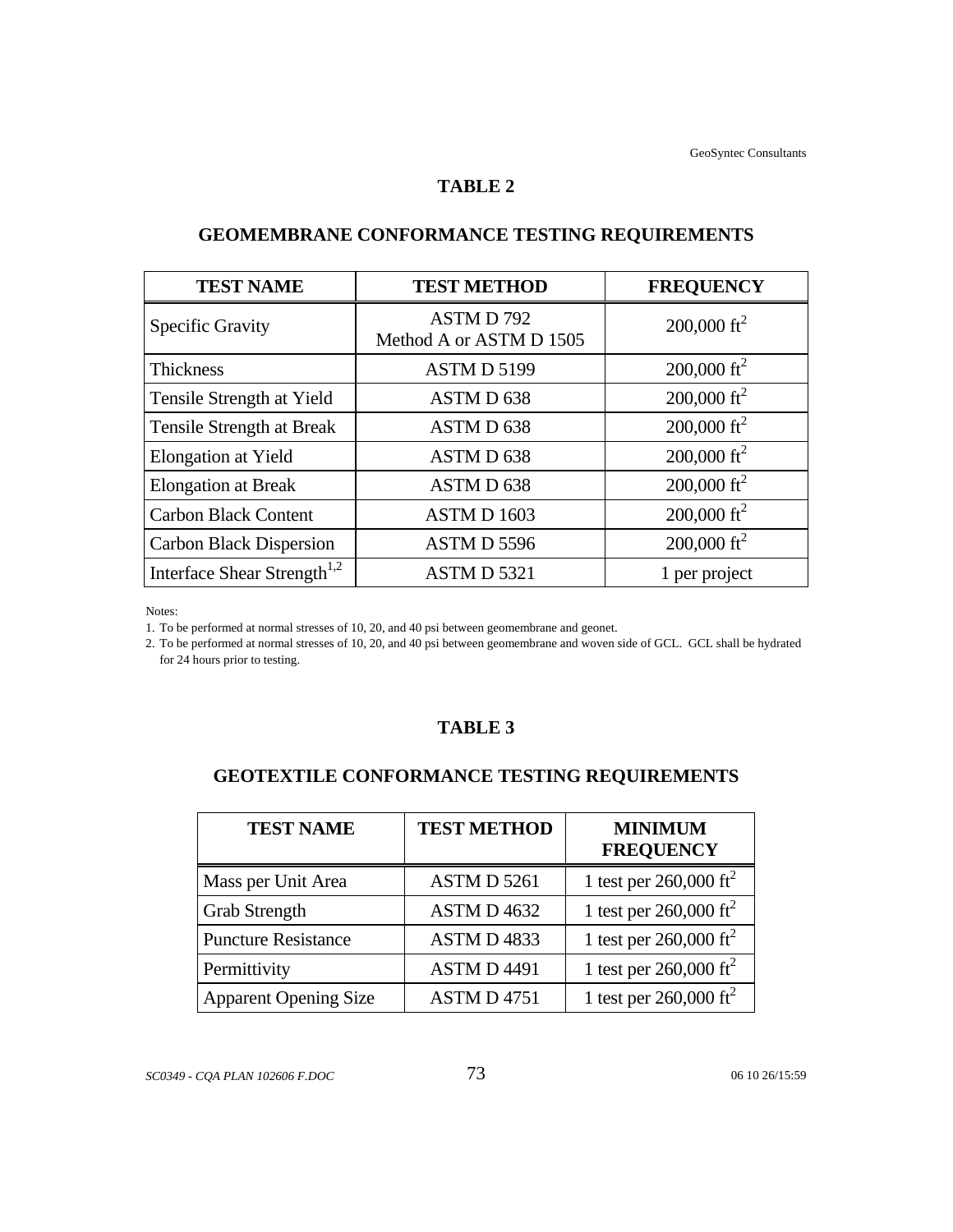## TABLE 2

## GEOMEMBRANE CONFORMANCE TESTING REQUIREMENTS

| TEST NAME | TEST METHOD | FREQUENCY |
|---|---|---|
| Specific Gravity | ASTM D 792 Method A or ASTM D 1505 | 200,000 $ft^2$ |
| Thickness | ASTM D 5199 | 200,000 $ft^2$ |
| Tensile Strength at Yield | ASTM D 638 | 200,000 $ft^2$ |
| Tensile Strength at Break | ASTM D 638 | 200,000 $ft^2$ |
| Elongation at Yield | ASTM D 638 | 200,000 $ft^2$ |
| Elongation at Break | ASTM D 638 | 200,000 $ft^2$ |
| Carbon Black Content | ASTM D 1603 | 200,000 $ft^2$ |
| Carbon Black Dispersion | ASTM D 5596 | 200,000 $ft^2$ |
| Interface Shear Strength[1,2] | ASTM D 5321 | 1 per project |

Notes:

1. To be performed at normal stresses of 10, 20, and 40 psi between geomembrane and geonet.
2. To be performed at normal stresses of 10, 20, and 40 psi between geomembrane and woven side of GCL. GCL shall be hydrated for 24 hours prior to testing.

## TABLE 3

## GEOTEXTILE CONFORMANCE TESTING REQUIREMENTS

| TEST NAME | TEST METHOD | MINIMUM FREQUENCY |
|---|---|---|
| Mass per Unit Area | ASTM D 5261 | 1 test per 260,000 $ft^2$ |
| Grab Strength | ASTM D 4632 | 1 test per 260,000 $ft^2$ |
| Puncture Resistance | ASTM D 4833 | 1 test per 260,000 $ft^2$ |
| Permittivity | ASTM D 4491 | 1 test per 260,000 $ft^2$ |
| Apparent Opening Size | ASTM D 4751 | 1 test per 260,000 $ft^2$ |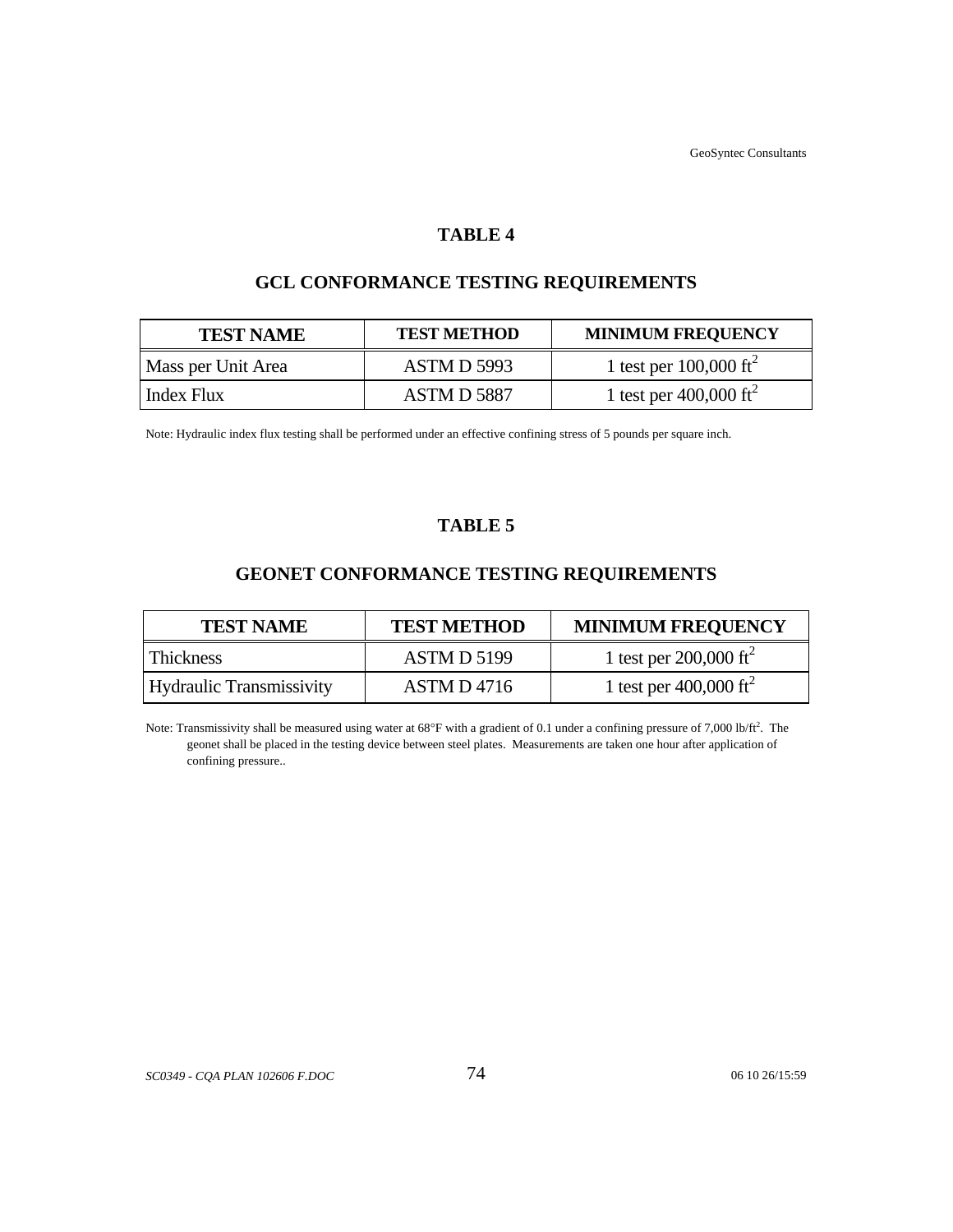## TABLE 4

## GCL CONFORMANCE TESTING REQUIREMENTS

| TEST NAME | TEST METHOD | MINIMUM FREQUENCY |
|---|---|---|
| Mass per Unit Area | ASTM D 5993 | 1 test per 100,000 $ft^2$ |
| Index Flux | ASTM D 5887 | 1 test per 400,000 $ft^2$ |

Note: Hydraulic index flux testing shall be performed under an effective confining stress of 5 pounds per square inch.

## TABLE 5

## GEONET CONFORMANCE TESTING REQUIREMENTS

| TEST NAME | TEST METHOD | MINIMUM FREQUENCY |
|---|---|---|
| Thickness | ASTM D 5199 | 1 test per 200,000 $ft^2$ |
| Hydraulic Transmissivity | ASTM D 4716 | 1 test per 400,000 $ft^2$ |

Note: Transmissivity shall be measured using water at 68°F with a gradient of 0.1 under a confining pressure of 7,000 lb/$ft^2$. The geonet shall be placed in the testing device between steel plates. Measurements are taken one hour after application of confining pressure..